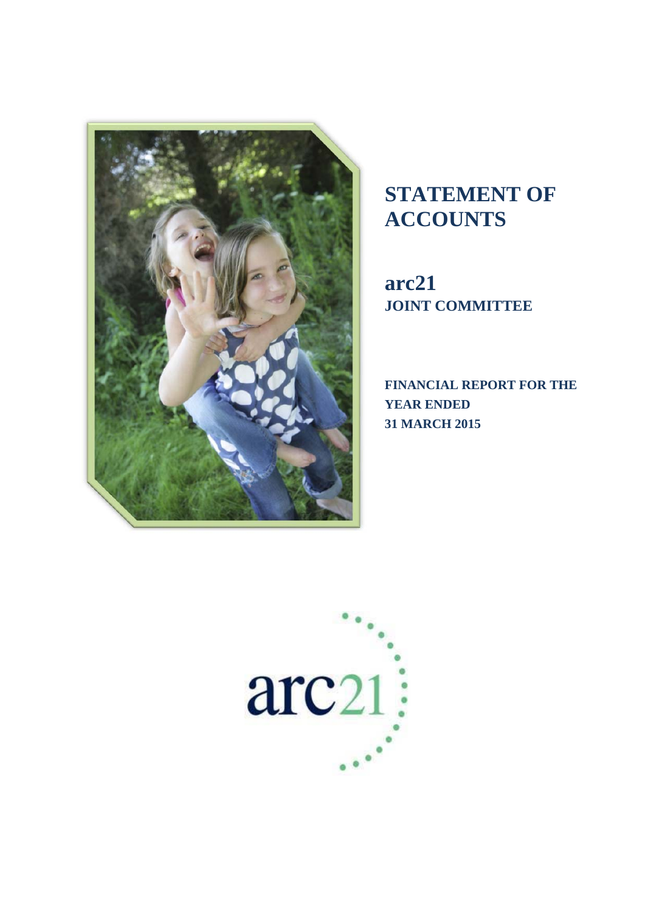# STATEMENT OF ACCOUNTS

## arc21
## JOINT COMMITTEE

**FINANCIAL REPORT FOR THE YEAR ENDED 31 MARCH 2015**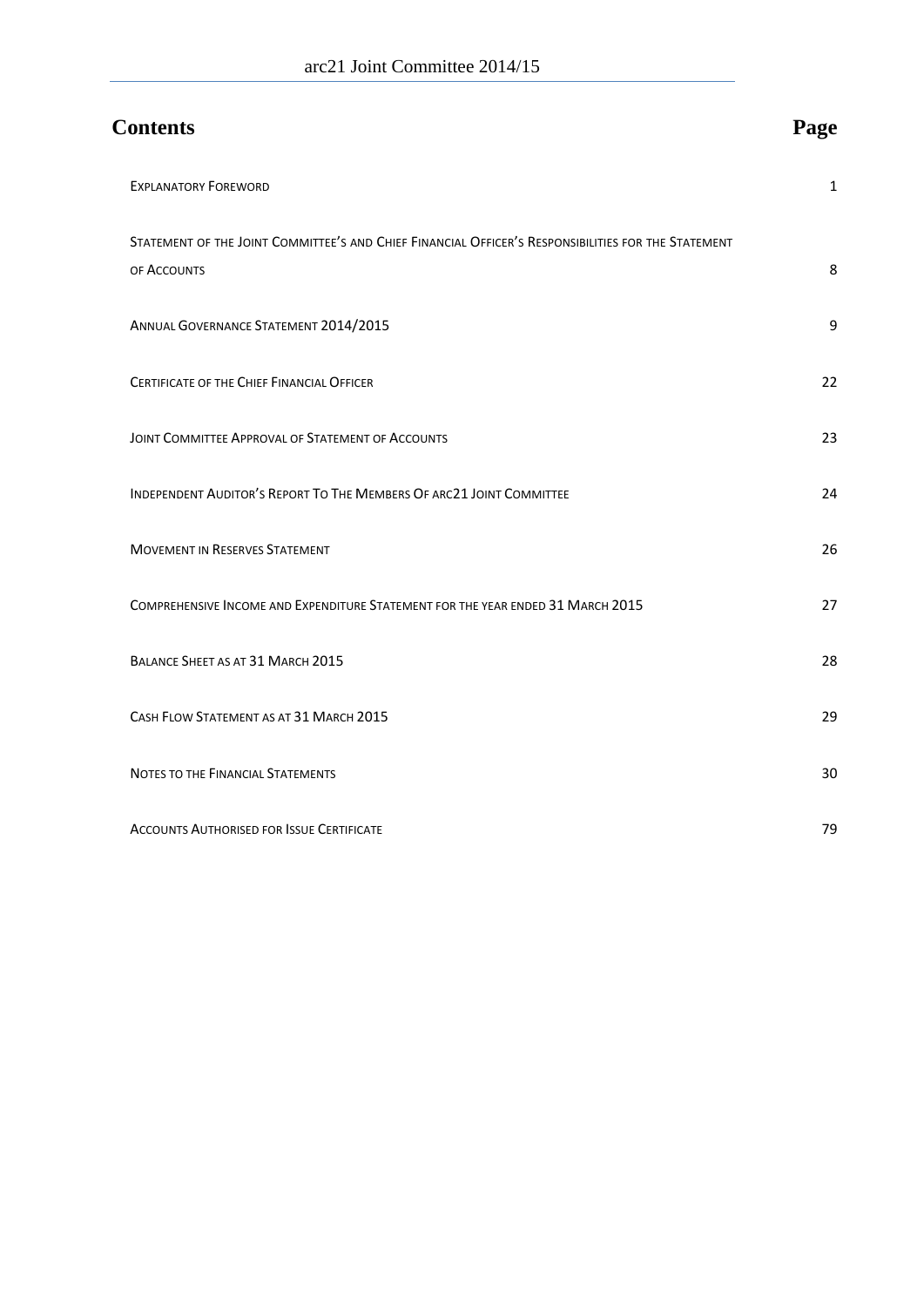# Contents

| Contents | Page |
| --- | --- |
| Explanatory Foreword | 1 |
| Statement of the Joint Committee's and Chief Financial Officer's Responsibilities for the Statement of Accounts | 8 |
| Annual Governance Statement 2014/2015 | 9 |
| Certificate of the Chief Financial Officer | 22 |
| Joint Committee Approval of Statement of Accounts | 23 |
| Independent Auditor's Report To The Members Of arc21 Joint Committee | 24 |
| Movement in Reserves Statement | 26 |
| Comprehensive Income and Expenditure Statement for the year ended 31 March 2015 | 27 |
| Balance Sheet as at 31 March 2015 | 28 |
| Cash Flow Statement as at 31 March 2015 | 29 |
| Notes to the Financial Statements | 30 |
| Accounts Authorised for Issue Certificate | 79 |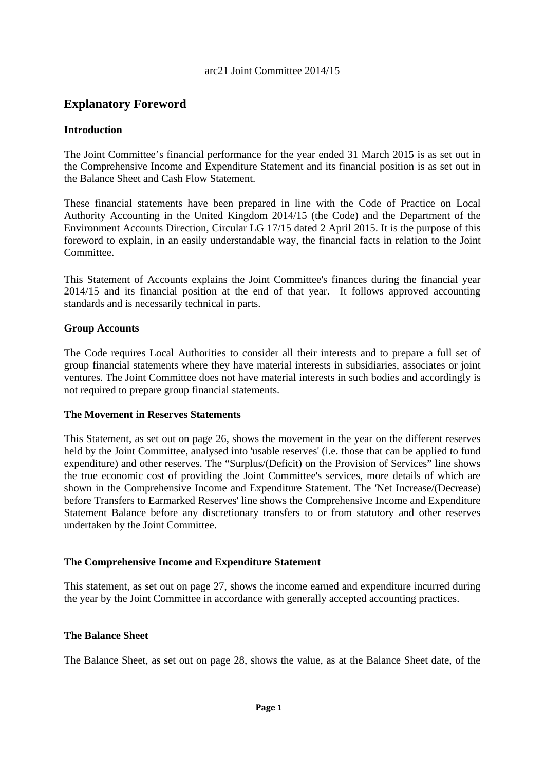arc21 Joint Committee 2014/15

## Explanatory Foreword

### Introduction

The Joint Committee's financial performance for the year ended 31 March 2015 is as set out in the Comprehensive Income and Expenditure Statement and its financial position is as set out in the Balance Sheet and Cash Flow Statement.

These financial statements have been prepared in line with the Code of Practice on Local Authority Accounting in the United Kingdom 2014/15 (the Code) and the Department of the Environment Accounts Direction, Circular LG 17/15 dated 2 April 2015. It is the purpose of this foreword to explain, in an easily understandable way, the financial facts in relation to the Joint Committee.

This Statement of Accounts explains the Joint Committee's finances during the financial year 2014/15 and its financial position at the end of that year. It follows approved accounting standards and is necessarily technical in parts.

### Group Accounts

The Code requires Local Authorities to consider all their interests and to prepare a full set of group financial statements where they have material interests in subsidiaries, associates or joint ventures. The Joint Committee does not have material interests in such bodies and accordingly is not required to prepare group financial statements.

### The Movement in Reserves Statements

This Statement, as set out on page 26, shows the movement in the year on the different reserves held by the Joint Committee, analysed into 'usable reserves' (i.e. those that can be applied to fund expenditure) and other reserves. The "Surplus/(Deficit) on the Provision of Services" line shows the true economic cost of providing the Joint Committee's services, more details of which are shown in the Comprehensive Income and Expenditure Statement. The 'Net Increase/(Decrease) before Transfers to Earmarked Reserves' line shows the Comprehensive Income and Expenditure Statement Balance before any discretionary transfers to or from statutory and other reserves undertaken by the Joint Committee.

### The Comprehensive Income and Expenditure Statement

This statement, as set out on page 27, shows the income earned and expenditure incurred during the year by the Joint Committee in accordance with generally accepted accounting practices.

### The Balance Sheet

The Balance Sheet, as set out on page 28, shows the value, as at the Balance Sheet date, of the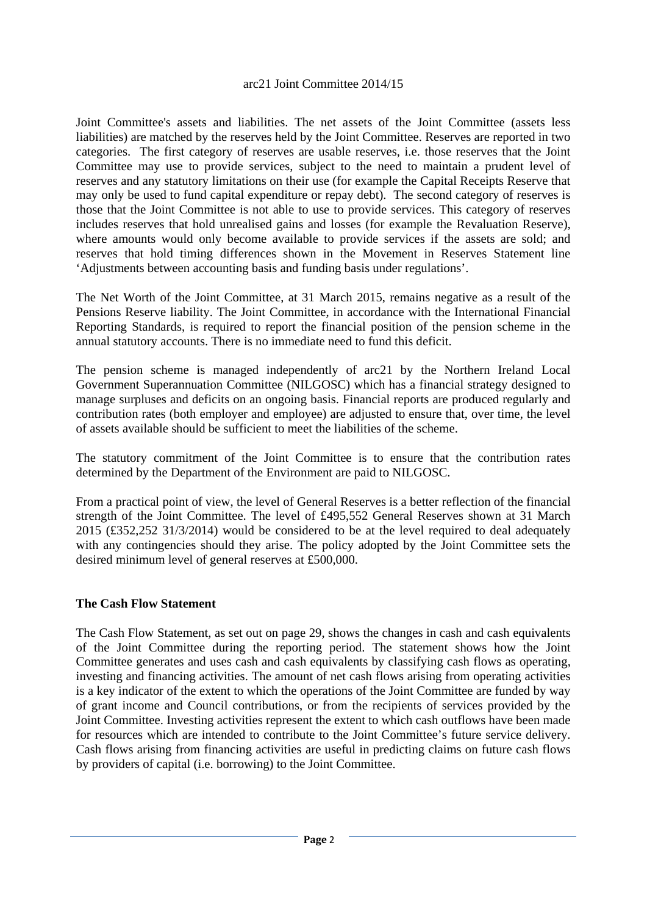Joint Committee's assets and liabilities. The net assets of the Joint Committee (assets less liabilities) are matched by the reserves held by the Joint Committee. Reserves are reported in two categories. The first category of reserves are usable reserves, i.e. those reserves that the Joint Committee may use to provide services, subject to the need to maintain a prudent level of reserves and any statutory limitations on their use (for example the Capital Receipts Reserve that may only be used to fund capital expenditure or repay debt). The second category of reserves is those that the Joint Committee is not able to use to provide services. This category of reserves includes reserves that hold unrealised gains and losses (for example the Revaluation Reserve), where amounts would only become available to provide services if the assets are sold; and reserves that hold timing differences shown in the Movement in Reserves Statement line 'Adjustments between accounting basis and funding basis under regulations'.

The Net Worth of the Joint Committee, at 31 March 2015, remains negative as a result of the Pensions Reserve liability. The Joint Committee, in accordance with the International Financial Reporting Standards, is required to report the financial position of the pension scheme in the annual statutory accounts. There is no immediate need to fund this deficit.

The pension scheme is managed independently of arc21 by the Northern Ireland Local Government Superannuation Committee (NILGOSC) which has a financial strategy designed to manage surpluses and deficits on an ongoing basis. Financial reports are produced regularly and contribution rates (both employer and employee) are adjusted to ensure that, over time, the level of assets available should be sufficient to meet the liabilities of the scheme.

The statutory commitment of the Joint Committee is to ensure that the contribution rates determined by the Department of the Environment are paid to NILGOSC.

From a practical point of view, the level of General Reserves is a better reflection of the financial strength of the Joint Committee. The level of £495,552 General Reserves shown at 31 March 2015 (£352,252 31/3/2014) would be considered to be at the level required to deal adequately with any contingencies should they arise. The policy adopted by the Joint Committee sets the desired minimum level of general reserves at £500,000.

**The Cash Flow Statement**

The Cash Flow Statement, as set out on page 29, shows the changes in cash and cash equivalents of the Joint Committee during the reporting period. The statement shows how the Joint Committee generates and uses cash and cash equivalents by classifying cash flows as operating, investing and financing activities. The amount of net cash flows arising from operating activities is a key indicator of the extent to which the operations of the Joint Committee are funded by way of grant income and Council contributions, or from the recipients of services provided by the Joint Committee. Investing activities represent the extent to which cash outflows have been made for resources which are intended to contribute to the Joint Committee's future service delivery. Cash flows arising from financing activities are useful in predicting claims on future cash flows by providers of capital (i.e. borrowing) to the Joint Committee.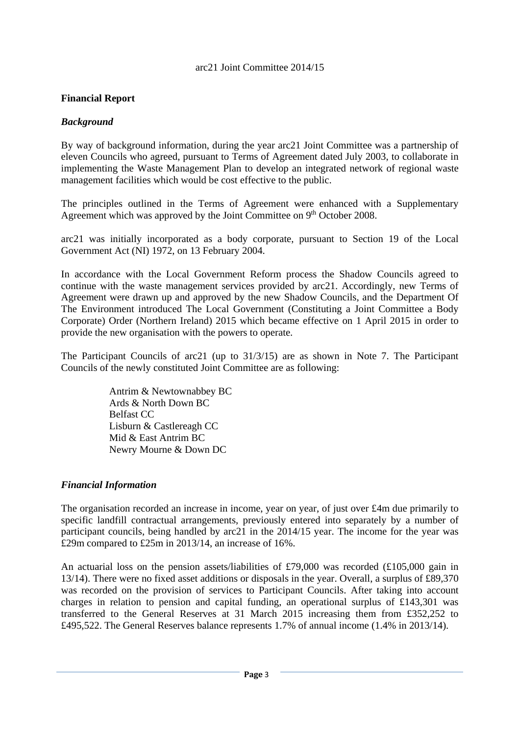arc21 Joint Committee 2014/15

**Financial Report**

***Background***

By way of background information, during the year arc21 Joint Committee was a partnership of eleven Councils who agreed, pursuant to Terms of Agreement dated July 2003, to collaborate in implementing the Waste Management Plan to develop an integrated network of regional waste management facilities which would be cost effective to the public.

The principles outlined in the Terms of Agreement were enhanced with a Supplementary Agreement which was approved by the Joint Committee on 9th October 2008.

arc21 was initially incorporated as a body corporate, pursuant to Section 19 of the Local Government Act (NI) 1972, on 13 February 2004.

In accordance with the Local Government Reform process the Shadow Councils agreed to continue with the waste management services provided by arc21. Accordingly, new Terms of Agreement were drawn up and approved by the new Shadow Councils, and the Department Of The Environment introduced The Local Government (Constituting a Joint Committee a Body Corporate) Order (Northern Ireland) 2015 which became effective on 1 April 2015 in order to provide the new organisation with the powers to operate.

The Participant Councils of arc21 (up to 31/3/15) are as shown in Note 7. The Participant Councils of the newly constituted Joint Committee are as following:

Antrim & Newtownabbey BC
Ards & North Down BC
Belfast CC
Lisburn & Castlereagh CC
Mid & East Antrim BC
Newry Mourne & Down DC

***Financial Information***

The organisation recorded an increase in income, year on year, of just over £4m due primarily to specific landfill contractual arrangements, previously entered into separately by a number of participant councils, being handled by arc21 in the 2014/15 year. The income for the year was £29m compared to £25m in 2013/14, an increase of 16%.

An actuarial loss on the pension assets/liabilities of £79,000 was recorded (£105,000 gain in 13/14). There were no fixed asset additions or disposals in the year. Overall, a surplus of £89,370 was recorded on the provision of services to Participant Councils. After taking into account charges in relation to pension and capital funding, an operational surplus of £143,301 was transferred to the General Reserves at 31 March 2015 increasing them from £352,252 to £495,522. The General Reserves balance represents 1.7% of annual income (1.4% in 2013/14).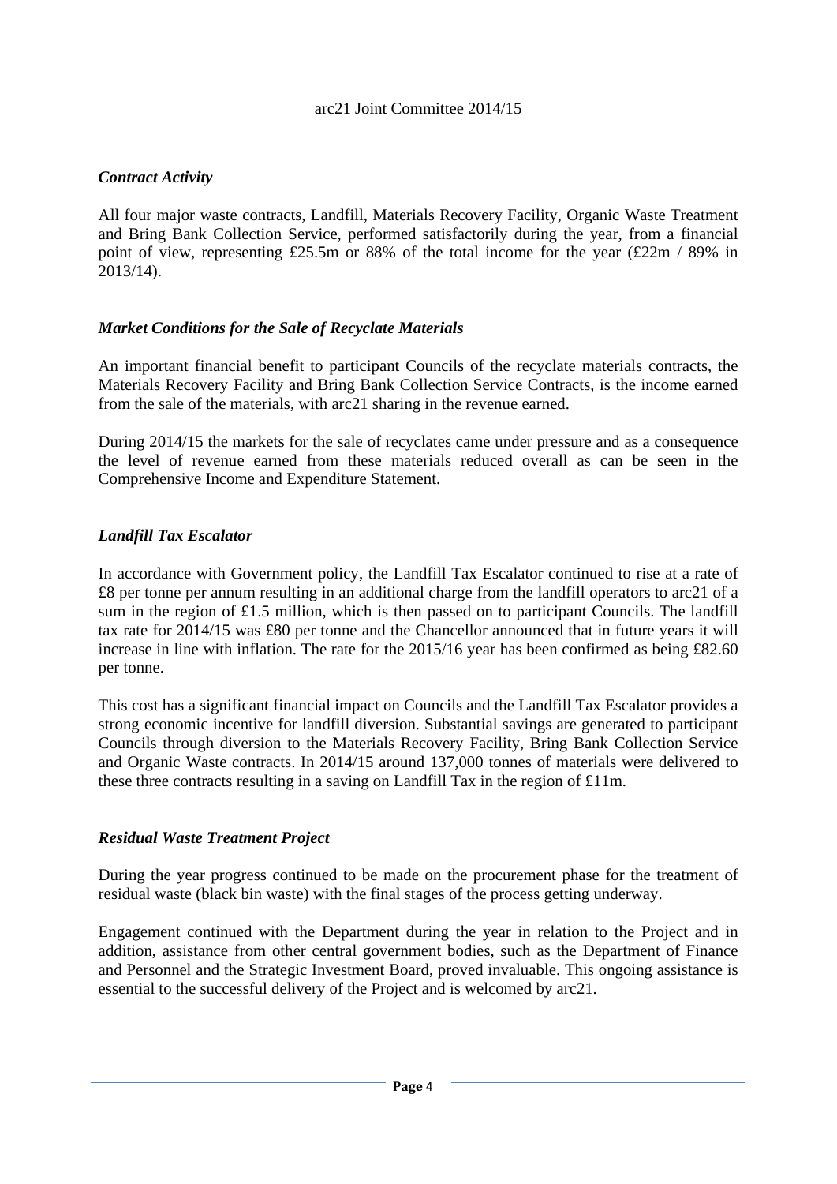### *Contract Activity*

All four major waste contracts, Landfill, Materials Recovery Facility, Organic Waste Treatment and Bring Bank Collection Service, performed satisfactorily during the year, from a financial point of view, representing £25.5m or 88% of the total income for the year (£22m / 89% in 2013/14).

### *Market Conditions for the Sale of Recyclate Materials*

An important financial benefit to participant Councils of the recyclate materials contracts, the Materials Recovery Facility and Bring Bank Collection Service Contracts, is the income earned from the sale of the materials, with arc21 sharing in the revenue earned.

During 2014/15 the markets for the sale of recyclates came under pressure and as a consequence the level of revenue earned from these materials reduced overall as can be seen in the Comprehensive Income and Expenditure Statement.

### *Landfill Tax Escalator*

In accordance with Government policy, the Landfill Tax Escalator continued to rise at a rate of £8 per tonne per annum resulting in an additional charge from the landfill operators to arc21 of a sum in the region of £1.5 million, which is then passed on to participant Councils. The landfill tax rate for 2014/15 was £80 per tonne and the Chancellor announced that in future years it will increase in line with inflation. The rate for the 2015/16 year has been confirmed as being £82.60 per tonne.

This cost has a significant financial impact on Councils and the Landfill Tax Escalator provides a strong economic incentive for landfill diversion. Substantial savings are generated to participant Councils through diversion to the Materials Recovery Facility, Bring Bank Collection Service and Organic Waste contracts. In 2014/15 around 137,000 tonnes of materials were delivered to these three contracts resulting in a saving on Landfill Tax in the region of £11m.

### *Residual Waste Treatment Project*

During the year progress continued to be made on the procurement phase for the treatment of residual waste (black bin waste) with the final stages of the process getting underway.

Engagement continued with the Department during the year in relation to the Project and in addition, assistance from other central government bodies, such as the Department of Finance and Personnel and the Strategic Investment Board, proved invaluable. This ongoing assistance is essential to the successful delivery of the Project and is welcomed by arc21.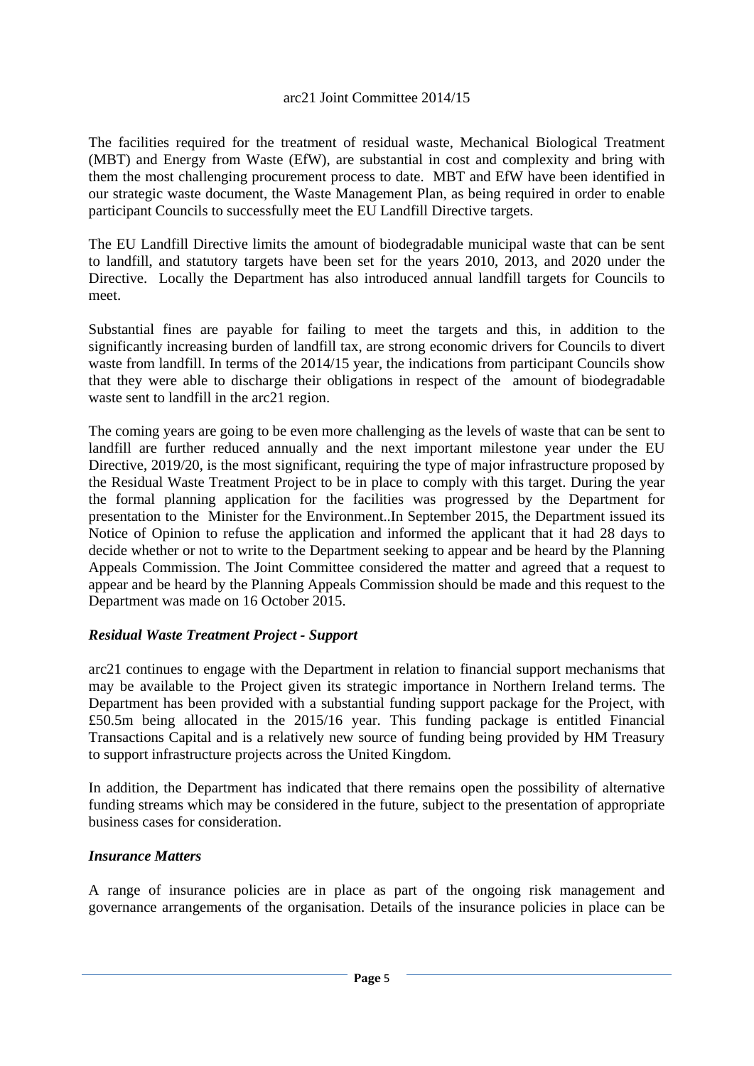The facilities required for the treatment of residual waste, Mechanical Biological Treatment (MBT) and Energy from Waste (EfW), are substantial in cost and complexity and bring with them the most challenging procurement process to date. MBT and EfW have been identified in our strategic waste document, the Waste Management Plan, as being required in order to enable participant Councils to successfully meet the EU Landfill Directive targets.

The EU Landfill Directive limits the amount of biodegradable municipal waste that can be sent to landfill, and statutory targets have been set for the years 2010, 2013, and 2020 under the Directive. Locally the Department has also introduced annual landfill targets for Councils to meet.

Substantial fines are payable for failing to meet the targets and this, in addition to the significantly increasing burden of landfill tax, are strong economic drivers for Councils to divert waste from landfill. In terms of the 2014/15 year, the indications from participant Councils show that they were able to discharge their obligations in respect of the amount of biodegradable waste sent to landfill in the arc21 region.

The coming years are going to be even more challenging as the levels of waste that can be sent to landfill are further reduced annually and the next important milestone year under the EU Directive, 2019/20, is the most significant, requiring the type of major infrastructure proposed by the Residual Waste Treatment Project to be in place to comply with this target. During the year the formal planning application for the facilities was progressed by the Department for presentation to the Minister for the Environment..In September 2015, the Department issued its Notice of Opinion to refuse the application and informed the applicant that it had 28 days to decide whether or not to write to the Department seeking to appear and be heard by the Planning Appeals Commission. The Joint Committee considered the matter and agreed that a request to appear and be heard by the Planning Appeals Commission should be made and this request to the Department was made on 16 October 2015.

### *Residual Waste Treatment Project - Support*

arc21 continues to engage with the Department in relation to financial support mechanisms that may be available to the Project given its strategic importance in Northern Ireland terms. The Department has been provided with a substantial funding support package for the Project, with £50.5m being allocated in the 2015/16 year. This funding package is entitled Financial Transactions Capital and is a relatively new source of funding being provided by HM Treasury to support infrastructure projects across the United Kingdom.

In addition, the Department has indicated that there remains open the possibility of alternative funding streams which may be considered in the future, subject to the presentation of appropriate business cases for consideration.

### *Insurance Matters*

A range of insurance policies are in place as part of the ongoing risk management and governance arrangements of the organisation. Details of the insurance policies in place can be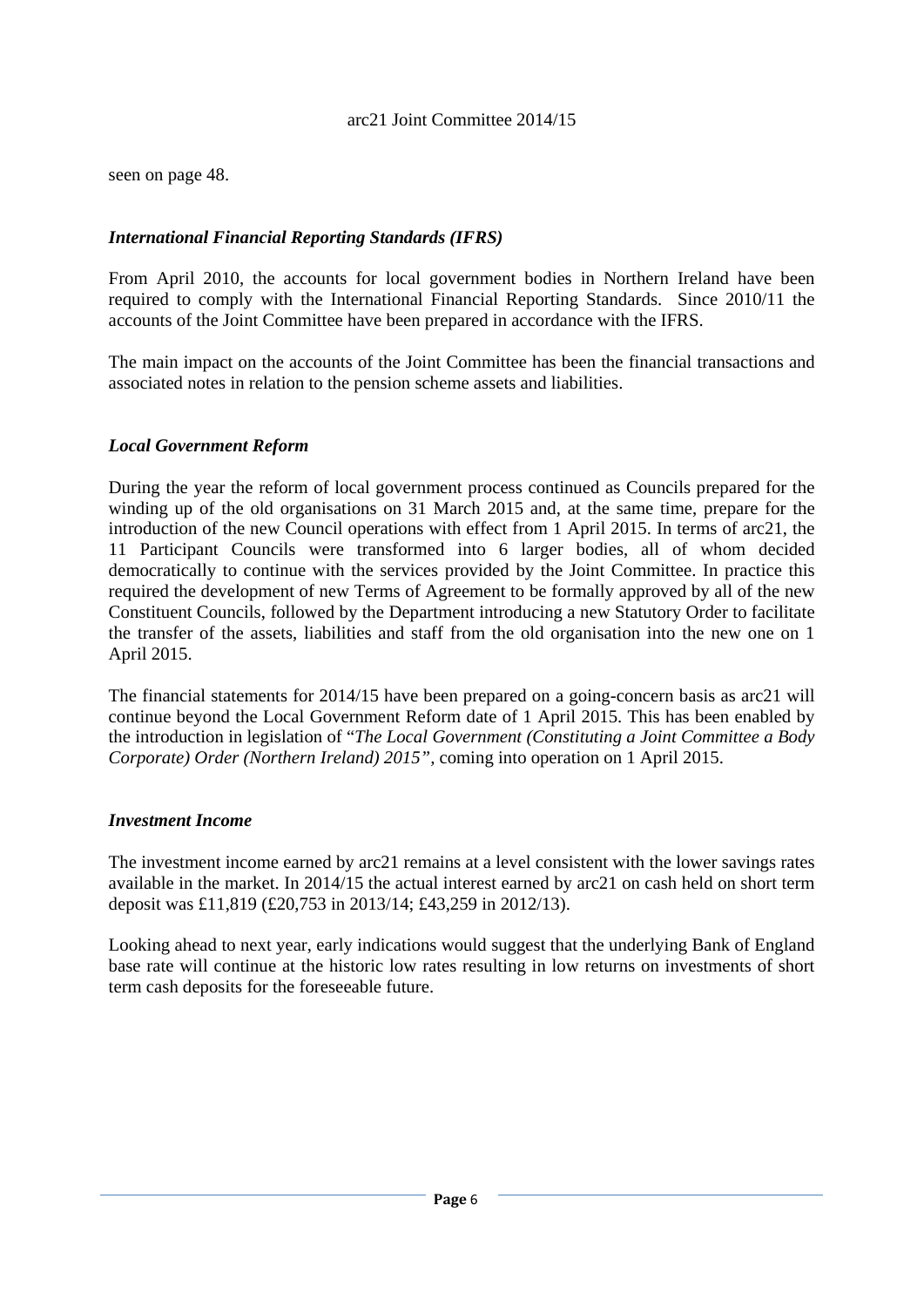seen on page 48.

### *International Financial Reporting Standards (IFRS)*

From April 2010, the accounts for local government bodies in Northern Ireland have been required to comply with the International Financial Reporting Standards. Since 2010/11 the accounts of the Joint Committee have been prepared in accordance with the IFRS.

The main impact on the accounts of the Joint Committee has been the financial transactions and associated notes in relation to the pension scheme assets and liabilities.

### *Local Government Reform*

During the year the reform of local government process continued as Councils prepared for the winding up of the old organisations on 31 March 2015 and, at the same time, prepare for the introduction of the new Council operations with effect from 1 April 2015. In terms of arc21, the 11 Participant Councils were transformed into 6 larger bodies, all of whom decided democratically to continue with the services provided by the Joint Committee. In practice this required the development of new Terms of Agreement to be formally approved by all of the new Constituent Councils, followed by the Department introducing a new Statutory Order to facilitate the transfer of the assets, liabilities and staff from the old organisation into the new one on 1 April 2015.

The financial statements for 2014/15 have been prepared on a going-concern basis as arc21 will continue beyond the Local Government Reform date of 1 April 2015. This has been enabled by the introduction in legislation of "*The Local Government (Constituting a Joint Committee a Body Corporate) Order (Northern Ireland) 2015"*, coming into operation on 1 April 2015.

### *Investment Income*

The investment income earned by arc21 remains at a level consistent with the lower savings rates available in the market. In 2014/15 the actual interest earned by arc21 on cash held on short term deposit was £11,819 (£20,753 in 2013/14; £43,259 in 2012/13).

Looking ahead to next year, early indications would suggest that the underlying Bank of England base rate will continue at the historic low rates resulting in low returns on investments of short term cash deposits for the foreseeable future.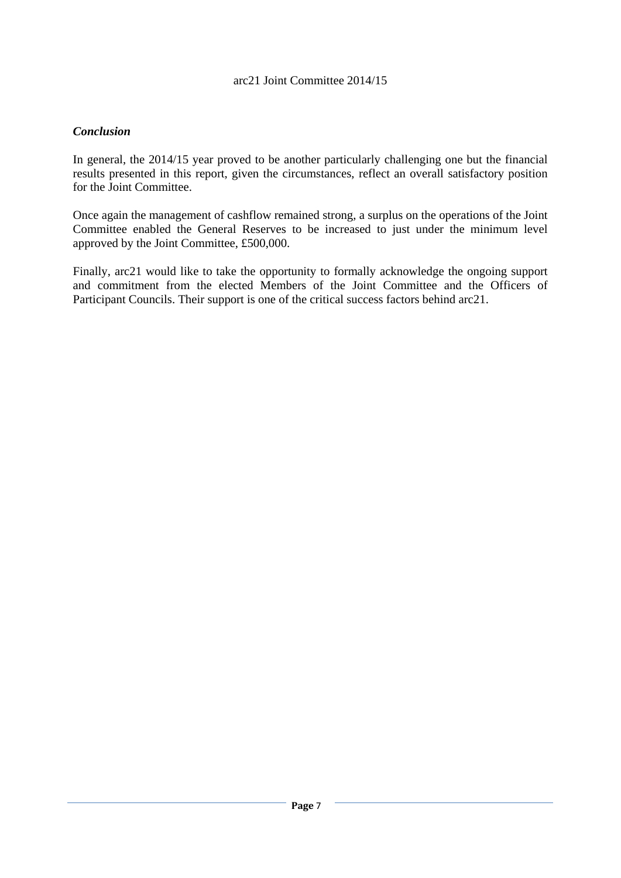### *Conclusion*

In general, the 2014/15 year proved to be another particularly challenging one but the financial results presented in this report, given the circumstances, reflect an overall satisfactory position for the Joint Committee.

Once again the management of cashflow remained strong, a surplus on the operations of the Joint Committee enabled the General Reserves to be increased to just under the minimum level approved by the Joint Committee, £500,000.

Finally, arc21 would like to take the opportunity to formally acknowledge the ongoing support and commitment from the elected Members of the Joint Committee and the Officers of Participant Councils. Their support is one of the critical success factors behind arc21.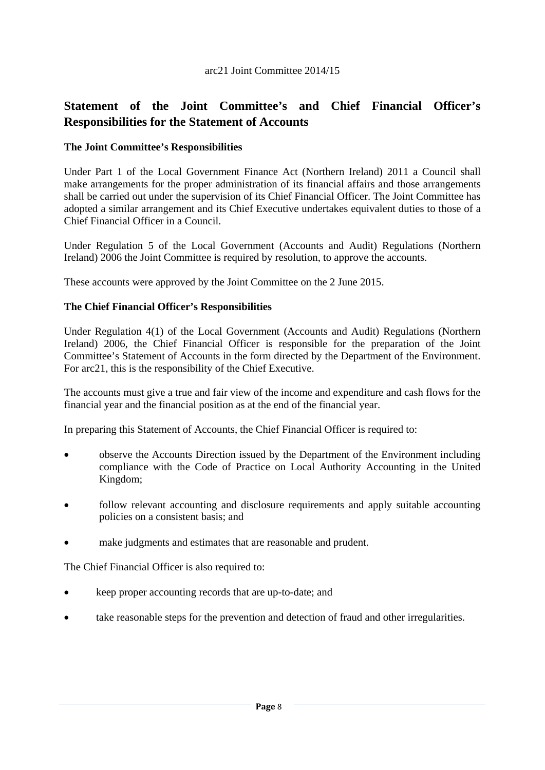## Statement of the Joint Committee's and Chief Financial Officer's Responsibilities for the Statement of Accounts

### The Joint Committee's Responsibilities

Under Part 1 of the Local Government Finance Act (Northern Ireland) 2011 a Council shall make arrangements for the proper administration of its financial affairs and those arrangements shall be carried out under the supervision of its Chief Financial Officer. The Joint Committee has adopted a similar arrangement and its Chief Executive undertakes equivalent duties to those of a Chief Financial Officer in a Council.

Under Regulation 5 of the Local Government (Accounts and Audit) Regulations (Northern Ireland) 2006 the Joint Committee is required by resolution, to approve the accounts.

These accounts were approved by the Joint Committee on the 2 June 2015.

### The Chief Financial Officer's Responsibilities

Under Regulation 4(1) of the Local Government (Accounts and Audit) Regulations (Northern Ireland) 2006, the Chief Financial Officer is responsible for the preparation of the Joint Committee's Statement of Accounts in the form directed by the Department of the Environment. For arc21, this is the responsibility of the Chief Executive.

The accounts must give a true and fair view of the income and expenditure and cash flows for the financial year and the financial position as at the end of the financial year.

In preparing this Statement of Accounts, the Chief Financial Officer is required to:

- observe the Accounts Direction issued by the Department of the Environment including compliance with the Code of Practice on Local Authority Accounting in the United Kingdom;
- follow relevant accounting and disclosure requirements and apply suitable accounting policies on a consistent basis; and
- make judgments and estimates that are reasonable and prudent.

The Chief Financial Officer is also required to:

- keep proper accounting records that are up-to-date; and
- take reasonable steps for the prevention and detection of fraud and other irregularities.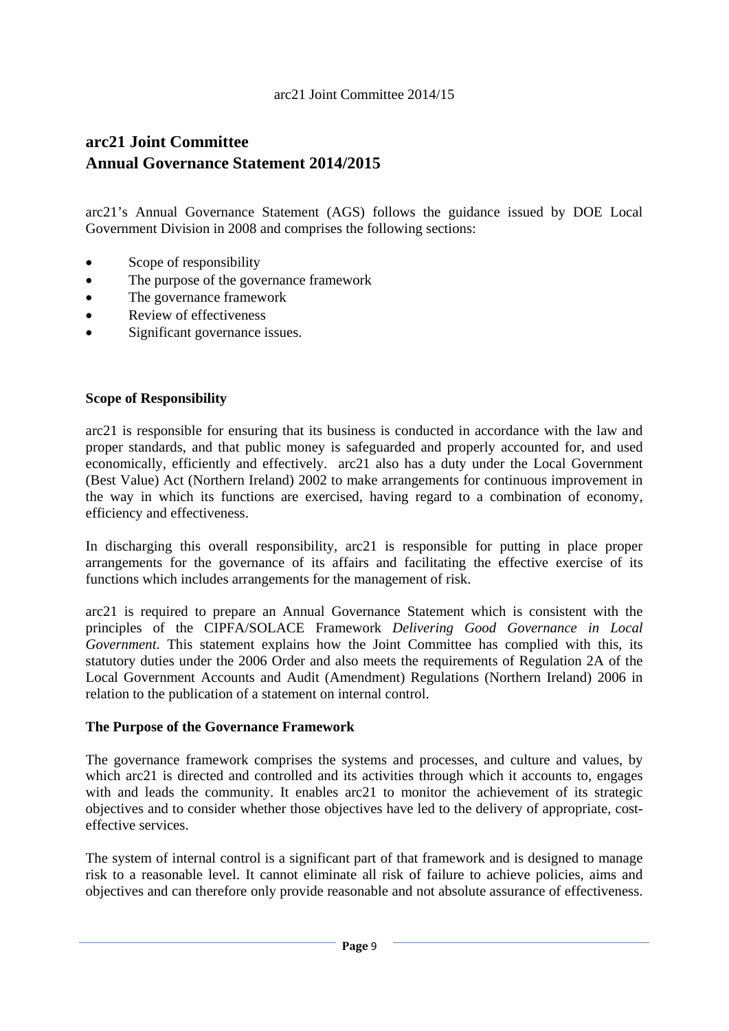# arc21 Joint Committee
# Annual Governance Statement 2014/2015

arc21's Annual Governance Statement (AGS) follows the guidance issued by DOE Local Government Division in 2008 and comprises the following sections:

- Scope of responsibility
- The purpose of the governance framework
- The governance framework
- Review of effectiveness
- Significant governance issues.

**Scope of Responsibility**

arc21 is responsible for ensuring that its business is conducted in accordance with the law and proper standards, and that public money is safeguarded and properly accounted for, and used economically, efficiently and effectively. arc21 also has a duty under the Local Government (Best Value) Act (Northern Ireland) 2002 to make arrangements for continuous improvement in the way in which its functions are exercised, having regard to a combination of economy, efficiency and effectiveness.

In discharging this overall responsibility, arc21 is responsible for putting in place proper arrangements for the governance of its affairs and facilitating the effective exercise of its functions which includes arrangements for the management of risk.

arc21 is required to prepare an Annual Governance Statement which is consistent with the principles of the CIPFA/SOLACE Framework *Delivering Good Governance in Local Government*. This statement explains how the Joint Committee has complied with this, its statutory duties under the 2006 Order and also meets the requirements of Regulation 2A of the Local Government Accounts and Audit (Amendment) Regulations (Northern Ireland) 2006 in relation to the publication of a statement on internal control.

**The Purpose of the Governance Framework**

The governance framework comprises the systems and processes, and culture and values, by which arc21 is directed and controlled and its activities through which it accounts to, engages with and leads the community. It enables arc21 to monitor the achievement of its strategic objectives and to consider whether those objectives have led to the delivery of appropriate, cost-effective services.

The system of internal control is a significant part of that framework and is designed to manage risk to a reasonable level. It cannot eliminate all risk of failure to achieve policies, aims and objectives and can therefore only provide reasonable and not absolute assurance of effectiveness.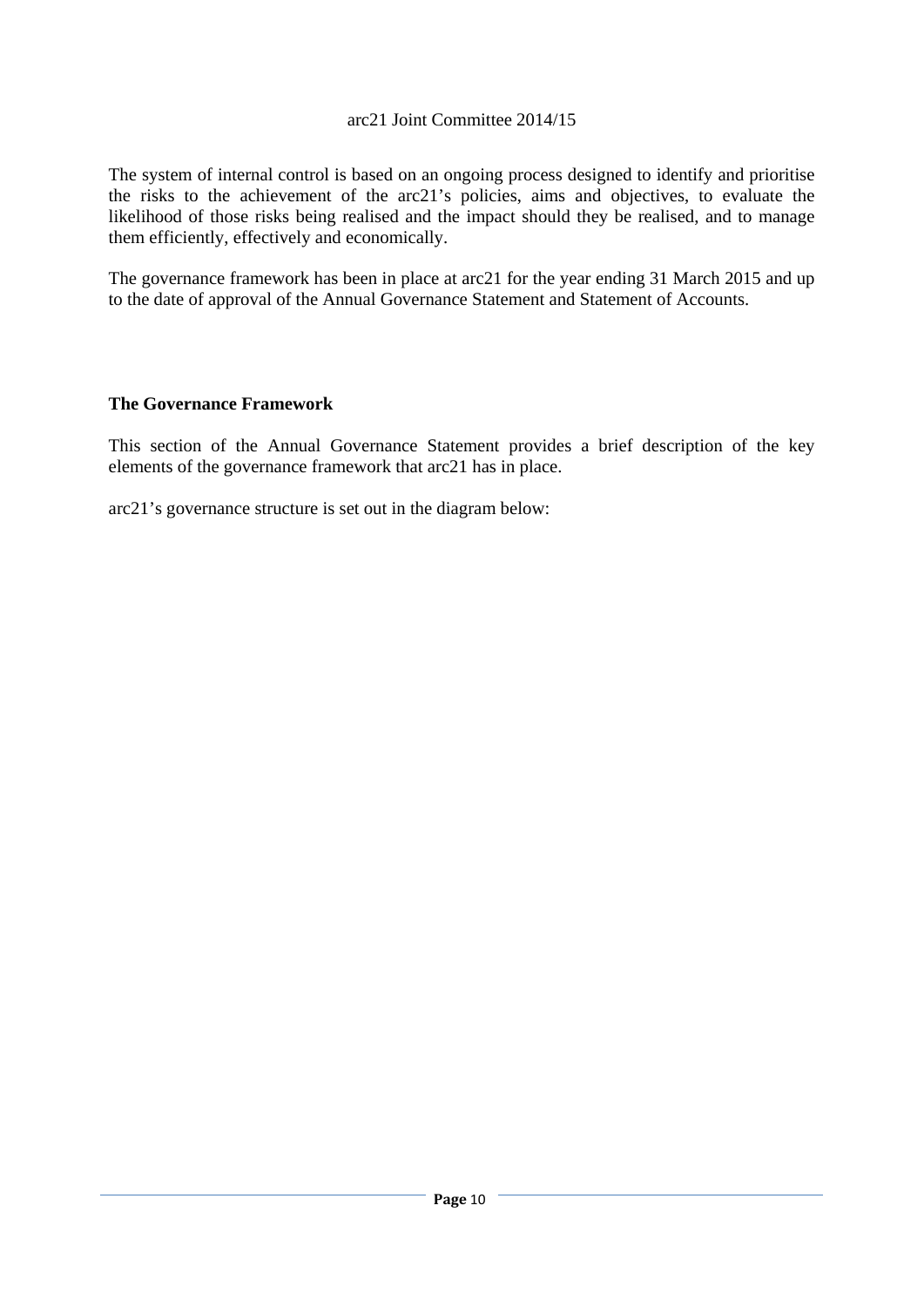The system of internal control is based on an ongoing process designed to identify and prioritise the risks to the achievement of the arc21's policies, aims and objectives, to evaluate the likelihood of those risks being realised and the impact should they be realised, and to manage them efficiently, effectively and economically.

The governance framework has been in place at arc21 for the year ending 31 March 2015 and up to the date of approval of the Annual Governance Statement and Statement of Accounts.

## The Governance Framework

This section of the Annual Governance Statement provides a brief description of the key elements of the governance framework that arc21 has in place.

arc21's governance structure is set out in the diagram below: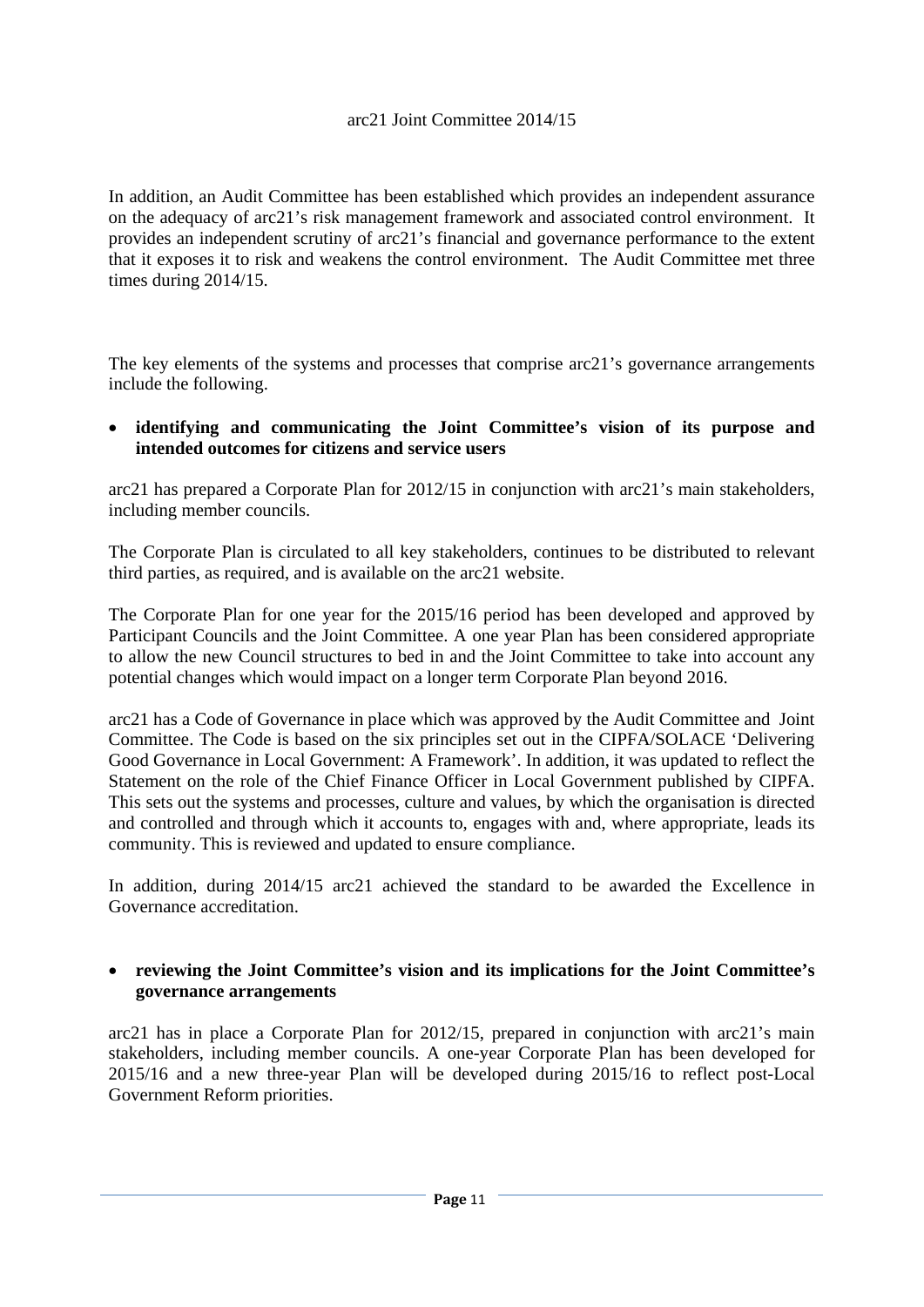In addition, an Audit Committee has been established which provides an independent assurance on the adequacy of arc21's risk management framework and associated control environment. It provides an independent scrutiny of arc21's financial and governance performance to the extent that it exposes it to risk and weakens the control environment. The Audit Committee met three times during 2014/15.

The key elements of the systems and processes that comprise arc21's governance arrangements include the following.

- **identifying and communicating the Joint Committee's vision of its purpose and intended outcomes for citizens and service users**

arc21 has prepared a Corporate Plan for 2012/15 in conjunction with arc21's main stakeholders, including member councils.

The Corporate Plan is circulated to all key stakeholders, continues to be distributed to relevant third parties, as required, and is available on the arc21 website.

The Corporate Plan for one year for the 2015/16 period has been developed and approved by Participant Councils and the Joint Committee. A one year Plan has been considered appropriate to allow the new Council structures to bed in and the Joint Committee to take into account any potential changes which would impact on a longer term Corporate Plan beyond 2016.

arc21 has a Code of Governance in place which was approved by the Audit Committee and Joint Committee. The Code is based on the six principles set out in the CIPFA/SOLACE 'Delivering Good Governance in Local Government: A Framework'. In addition, it was updated to reflect the Statement on the role of the Chief Finance Officer in Local Government published by CIPFA. This sets out the systems and processes, culture and values, by which the organisation is directed and controlled and through which it accounts to, engages with and, where appropriate, leads its community. This is reviewed and updated to ensure compliance.

In addition, during 2014/15 arc21 achieved the standard to be awarded the Excellence in Governance accreditation.

- **reviewing the Joint Committee's vision and its implications for the Joint Committee's governance arrangements**

arc21 has in place a Corporate Plan for 2012/15, prepared in conjunction with arc21's main stakeholders, including member councils. A one-year Corporate Plan has been developed for 2015/16 and a new three-year Plan will be developed during 2015/16 to reflect post-Local Government Reform priorities.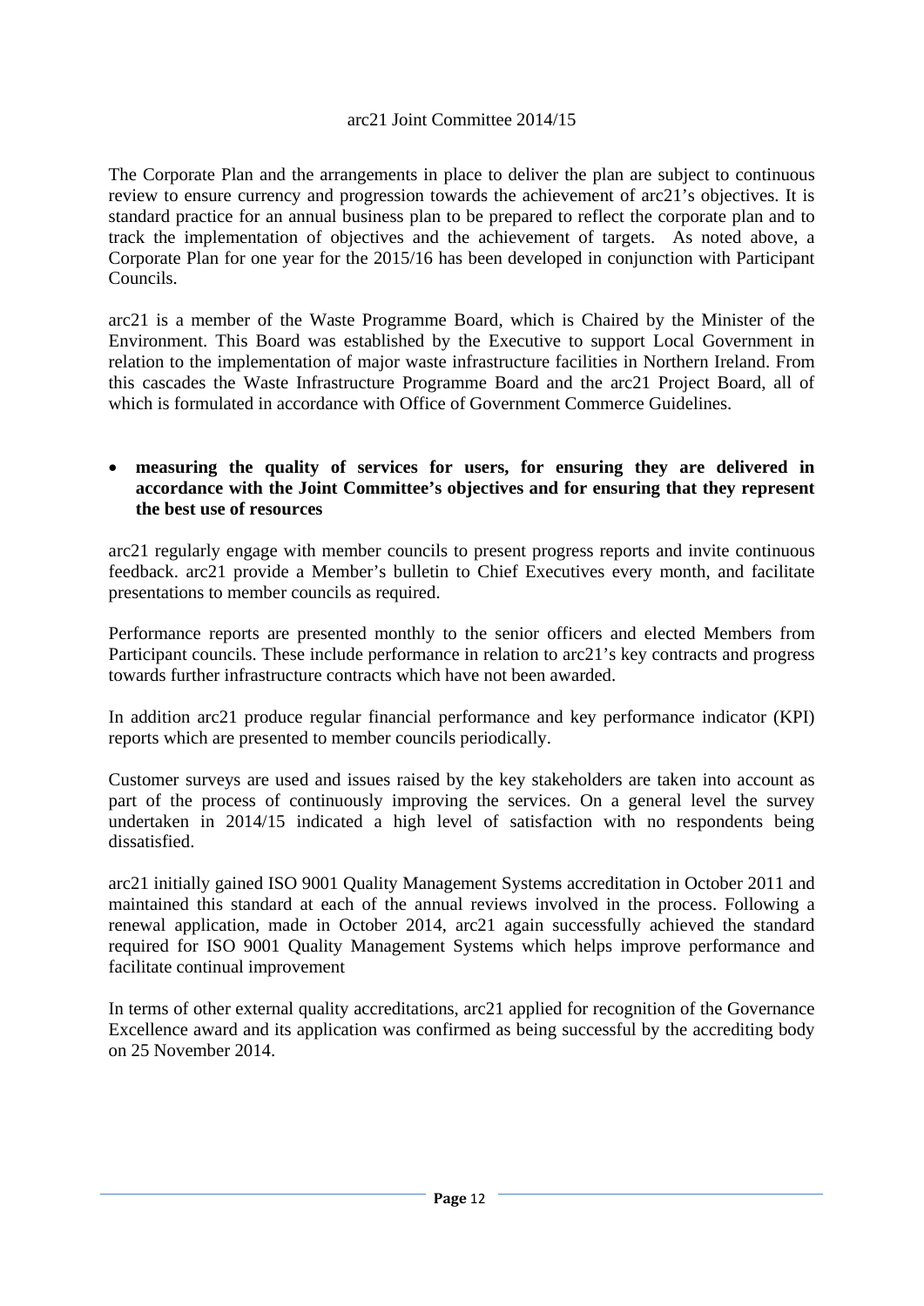The Corporate Plan and the arrangements in place to deliver the plan are subject to continuous review to ensure currency and progression towards the achievement of arc21's objectives. It is standard practice for an annual business plan to be prepared to reflect the corporate plan and to track the implementation of objectives and the achievement of targets. As noted above, a Corporate Plan for one year for the 2015/16 has been developed in conjunction with Participant Councils.

arc21 is a member of the Waste Programme Board, which is Chaired by the Minister of the Environment. This Board was established by the Executive to support Local Government in relation to the implementation of major waste infrastructure facilities in Northern Ireland. From this cascades the Waste Infrastructure Programme Board and the arc21 Project Board, all of which is formulated in accordance with Office of Government Commerce Guidelines.

- **measuring the quality of services for users, for ensuring they are delivered in accordance with the Joint Committee's objectives and for ensuring that they represent the best use of resources**

arc21 regularly engage with member councils to present progress reports and invite continuous feedback. arc21 provide a Member's bulletin to Chief Executives every month, and facilitate presentations to member councils as required.

Performance reports are presented monthly to the senior officers and elected Members from Participant councils. These include performance in relation to arc21's key contracts and progress towards further infrastructure contracts which have not been awarded.

In addition arc21 produce regular financial performance and key performance indicator (KPI) reports which are presented to member councils periodically.

Customer surveys are used and issues raised by the key stakeholders are taken into account as part of the process of continuously improving the services. On a general level the survey undertaken in 2014/15 indicated a high level of satisfaction with no respondents being dissatisfied.

arc21 initially gained ISO 9001 Quality Management Systems accreditation in October 2011 and maintained this standard at each of the annual reviews involved in the process. Following a renewal application, made in October 2014, arc21 again successfully achieved the standard required for ISO 9001 Quality Management Systems which helps improve performance and facilitate continual improvement

In terms of other external quality accreditations, arc21 applied for recognition of the Governance Excellence award and its application was confirmed as being successful by the accrediting body on 25 November 2014.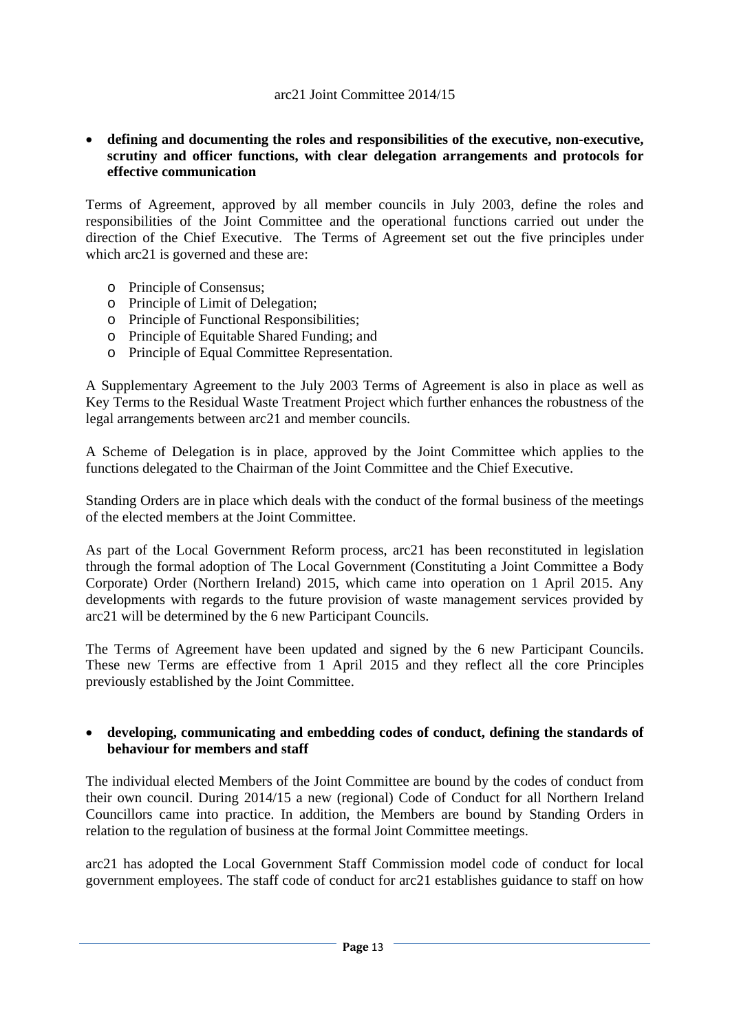- **defining and documenting the roles and responsibilities of the executive, non-executive, scrutiny and officer functions, with clear delegation arrangements and protocols for effective communication**

Terms of Agreement, approved by all member councils in July 2003, define the roles and responsibilities of the Joint Committee and the operational functions carried out under the direction of the Chief Executive. The Terms of Agreement set out the five principles under which arc21 is governed and these are:

  - Principle of Consensus;
  - Principle of Limit of Delegation;
  - Principle of Functional Responsibilities;
  - Principle of Equitable Shared Funding; and
  - Principle of Equal Committee Representation.

A Supplementary Agreement to the July 2003 Terms of Agreement is also in place as well as Key Terms to the Residual Waste Treatment Project which further enhances the robustness of the legal arrangements between arc21 and member councils.

A Scheme of Delegation is in place, approved by the Joint Committee which applies to the functions delegated to the Chairman of the Joint Committee and the Chief Executive.

Standing Orders are in place which deals with the conduct of the formal business of the meetings of the elected members at the Joint Committee.

As part of the Local Government Reform process, arc21 has been reconstituted in legislation through the formal adoption of The Local Government (Constituting a Joint Committee a Body Corporate) Order (Northern Ireland) 2015, which came into operation on 1 April 2015. Any developments with regards to the future provision of waste management services provided by arc21 will be determined by the 6 new Participant Councils.

The Terms of Agreement have been updated and signed by the 6 new Participant Councils. These new Terms are effective from 1 April 2015 and they reflect all the core Principles previously established by the Joint Committee.

- **developing, communicating and embedding codes of conduct, defining the standards of behaviour for members and staff**

The individual elected Members of the Joint Committee are bound by the codes of conduct from their own council. During 2014/15 a new (regional) Code of Conduct for all Northern Ireland Councillors came into practice. In addition, the Members are bound by Standing Orders in relation to the regulation of business at the formal Joint Committee meetings.

arc21 has adopted the Local Government Staff Commission model code of conduct for local government employees. The staff code of conduct for arc21 establishes guidance to staff on how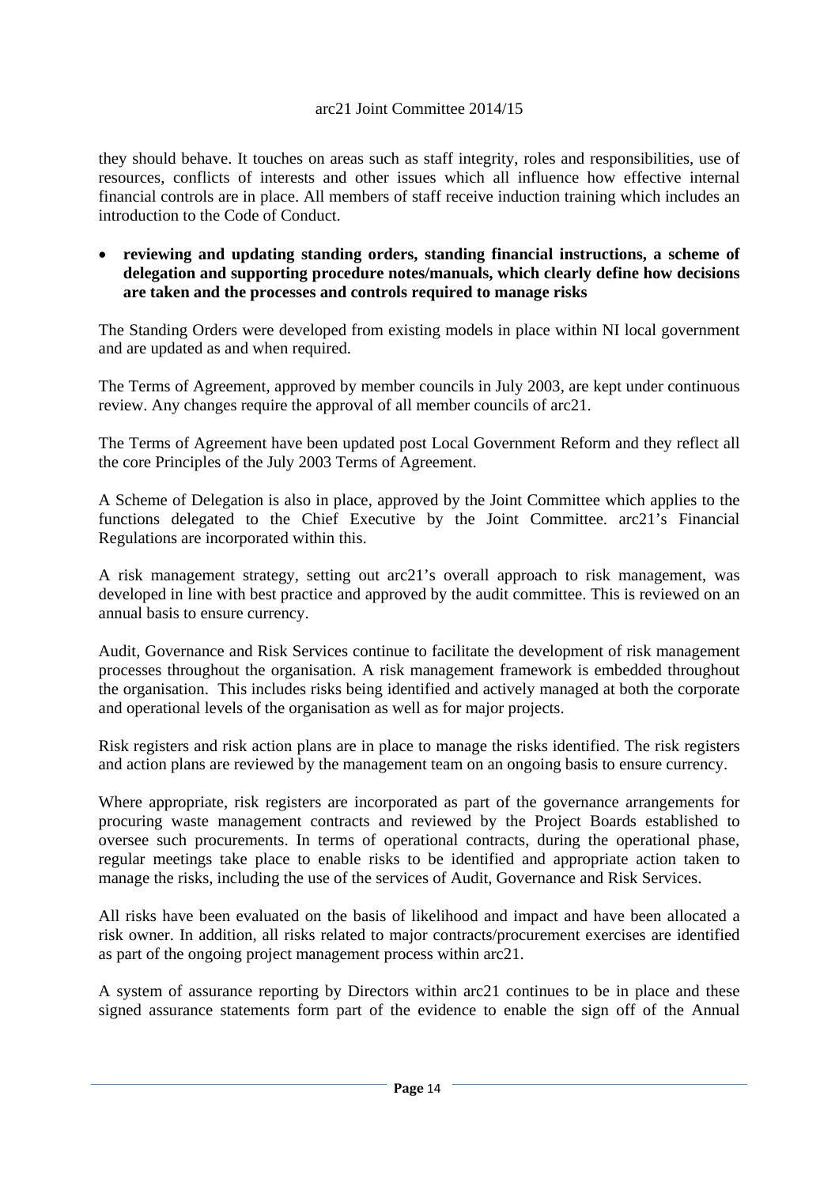they should behave. It touches on areas such as staff integrity, roles and responsibilities, use of resources, conflicts of interests and other issues which all influence how effective internal financial controls are in place. All members of staff receive induction training which includes an introduction to the Code of Conduct.

- **reviewing and updating standing orders, standing financial instructions, a scheme of delegation and supporting procedure notes/manuals, which clearly define how decisions are taken and the processes and controls required to manage risks**

The Standing Orders were developed from existing models in place within NI local government and are updated as and when required.

The Terms of Agreement, approved by member councils in July 2003, are kept under continuous review. Any changes require the approval of all member councils of arc21.

The Terms of Agreement have been updated post Local Government Reform and they reflect all the core Principles of the July 2003 Terms of Agreement.

A Scheme of Delegation is also in place, approved by the Joint Committee which applies to the functions delegated to the Chief Executive by the Joint Committee. arc21's Financial Regulations are incorporated within this.

A risk management strategy, setting out arc21's overall approach to risk management, was developed in line with best practice and approved by the audit committee. This is reviewed on an annual basis to ensure currency.

Audit, Governance and Risk Services continue to facilitate the development of risk management processes throughout the organisation. A risk management framework is embedded throughout the organisation. This includes risks being identified and actively managed at both the corporate and operational levels of the organisation as well as for major projects.

Risk registers and risk action plans are in place to manage the risks identified. The risk registers and action plans are reviewed by the management team on an ongoing basis to ensure currency.

Where appropriate, risk registers are incorporated as part of the governance arrangements for procuring waste management contracts and reviewed by the Project Boards established to oversee such procurements. In terms of operational contracts, during the operational phase, regular meetings take place to enable risks to be identified and appropriate action taken to manage the risks, including the use of the services of Audit, Governance and Risk Services.

All risks have been evaluated on the basis of likelihood and impact and have been allocated a risk owner. In addition, all risks related to major contracts/procurement exercises are identified as part of the ongoing project management process within arc21.

A system of assurance reporting by Directors within arc21 continues to be in place and these signed assurance statements form part of the evidence to enable the sign off of the Annual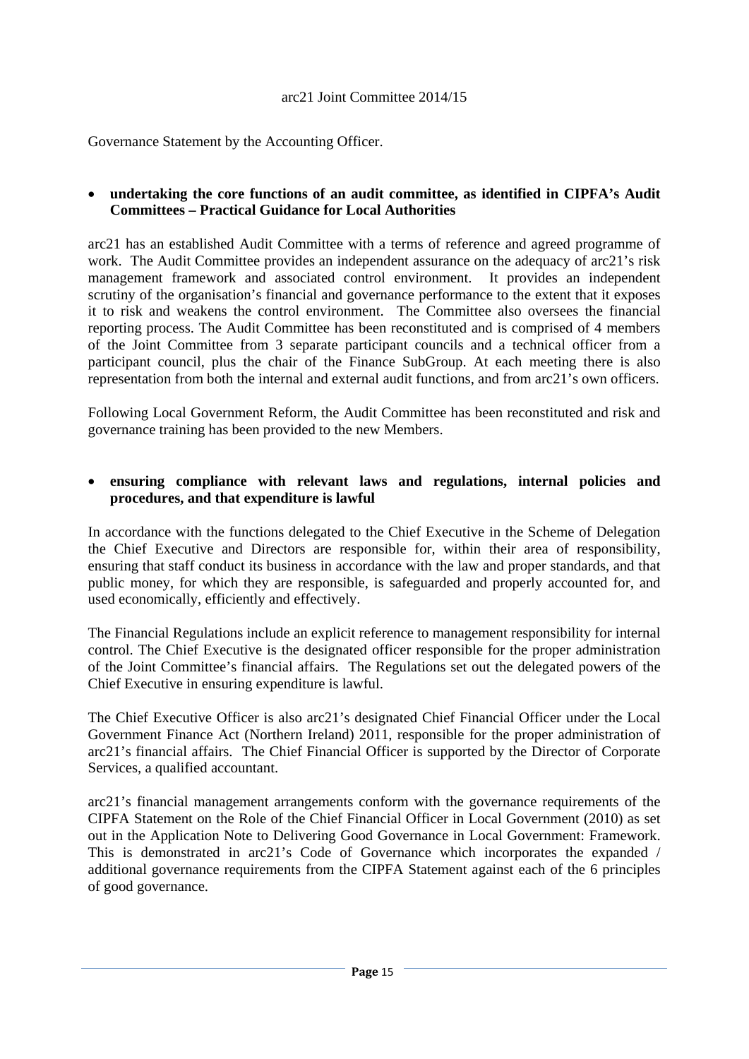- **undertaking the core functions of an audit committee, as identified in CIPFA's Audit Committees – Practical Guidance for Local Authorities**

arc21 has an established Audit Committee with a terms of reference and agreed programme of work. The Audit Committee provides an independent assurance on the adequacy of arc21's risk management framework and associated control environment. It provides an independent scrutiny of the organisation's financial and governance performance to the extent that it exposes it to risk and weakens the control environment. The Committee also oversees the financial reporting process. The Audit Committee has been reconstituted and is comprised of 4 members of the Joint Committee from 3 separate participant councils and a technical officer from a participant council, plus the chair of the Finance SubGroup. At each meeting there is also representation from both the internal and external audit functions, and from arc21's own officers.

Following Local Government Reform, the Audit Committee has been reconstituted and risk and governance training has been provided to the new Members.

- **ensuring compliance with relevant laws and regulations, internal policies and procedures, and that expenditure is lawful**

In accordance with the functions delegated to the Chief Executive in the Scheme of Delegation the Chief Executive and Directors are responsible for, within their area of responsibility, ensuring that staff conduct its business in accordance with the law and proper standards, and that public money, for which they are responsible, is safeguarded and properly accounted for, and used economically, efficiently and effectively.

The Financial Regulations include an explicit reference to management responsibility for internal control. The Chief Executive is the designated officer responsible for the proper administration of the Joint Committee's financial affairs. The Regulations set out the delegated powers of the Chief Executive in ensuring expenditure is lawful.

The Chief Executive Officer is also arc21's designated Chief Financial Officer under the Local Government Finance Act (Northern Ireland) 2011, responsible for the proper administration of arc21's financial affairs. The Chief Financial Officer is supported by the Director of Corporate Services, a qualified accountant.

arc21's financial management arrangements conform with the governance requirements of the CIPFA Statement on the Role of the Chief Financial Officer in Local Government (2010) as set out in the Application Note to Delivering Good Governance in Local Government: Framework. This is demonstrated in arc21's Code of Governance which incorporates the expanded / additional governance requirements from the CIPFA Statement against each of the 6 principles of good governance.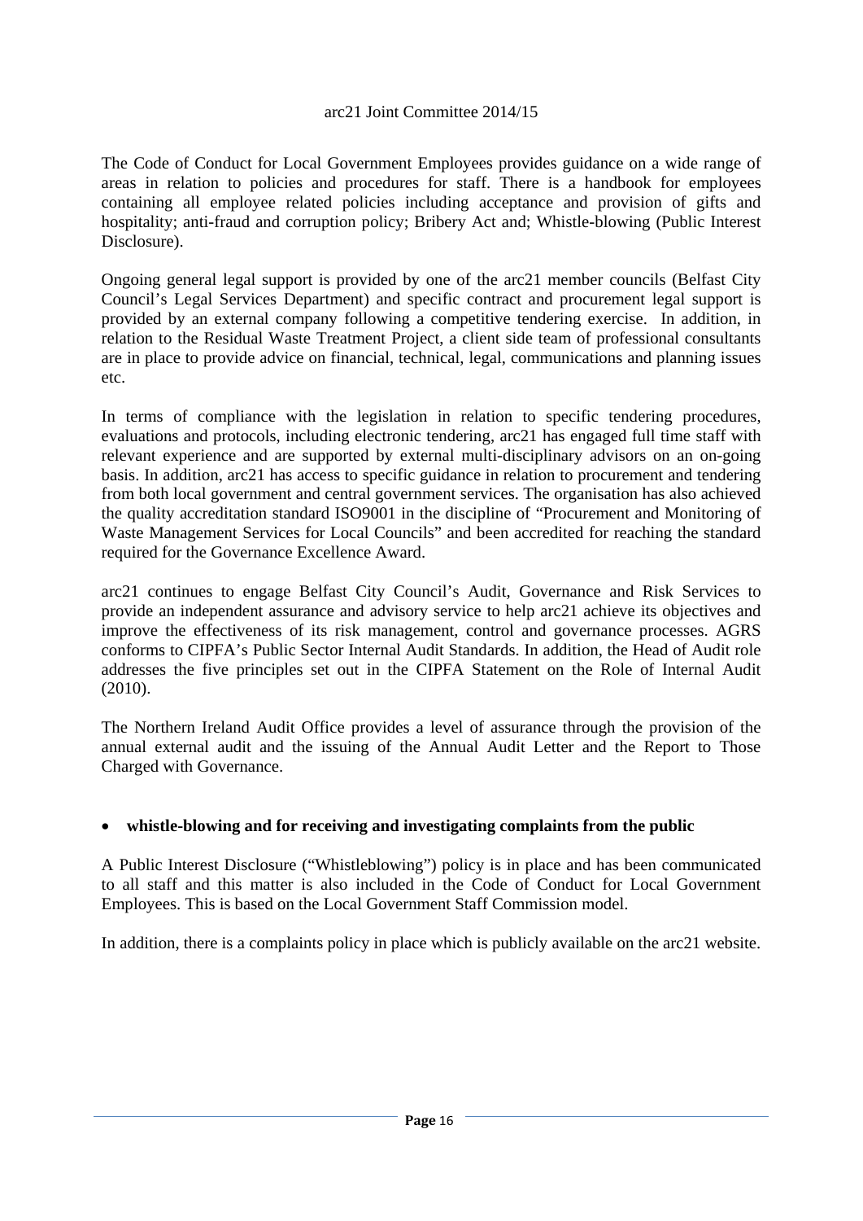The Code of Conduct for Local Government Employees provides guidance on a wide range of areas in relation to policies and procedures for staff. There is a handbook for employees containing all employee related policies including acceptance and provision of gifts and hospitality; anti-fraud and corruption policy; Bribery Act and; Whistle-blowing (Public Interest Disclosure).

Ongoing general legal support is provided by one of the arc21 member councils (Belfast City Council's Legal Services Department) and specific contract and procurement legal support is provided by an external company following a competitive tendering exercise. In addition, in relation to the Residual Waste Treatment Project, a client side team of professional consultants are in place to provide advice on financial, technical, legal, communications and planning issues etc.

In terms of compliance with the legislation in relation to specific tendering procedures, evaluations and protocols, including electronic tendering, arc21 has engaged full time staff with relevant experience and are supported by external multi-disciplinary advisors on an on-going basis. In addition, arc21 has access to specific guidance in relation to procurement and tendering from both local government and central government services. The organisation has also achieved the quality accreditation standard ISO9001 in the discipline of "Procurement and Monitoring of Waste Management Services for Local Councils" and been accredited for reaching the standard required for the Governance Excellence Award.

arc21 continues to engage Belfast City Council's Audit, Governance and Risk Services to provide an independent assurance and advisory service to help arc21 achieve its objectives and improve the effectiveness of its risk management, control and governance processes. AGRS conforms to CIPFA's Public Sector Internal Audit Standards. In addition, the Head of Audit role addresses the five principles set out in the CIPFA Statement on the Role of Internal Audit (2010).

The Northern Ireland Audit Office provides a level of assurance through the provision of the annual external audit and the issuing of the Annual Audit Letter and the Report to Those Charged with Governance.

- **whistle-blowing and for receiving and investigating complaints from the public**

A Public Interest Disclosure ("Whistleblowing") policy is in place and has been communicated to all staff and this matter is also included in the Code of Conduct for Local Government Employees. This is based on the Local Government Staff Commission model.

In addition, there is a complaints policy in place which is publicly available on the arc21 website.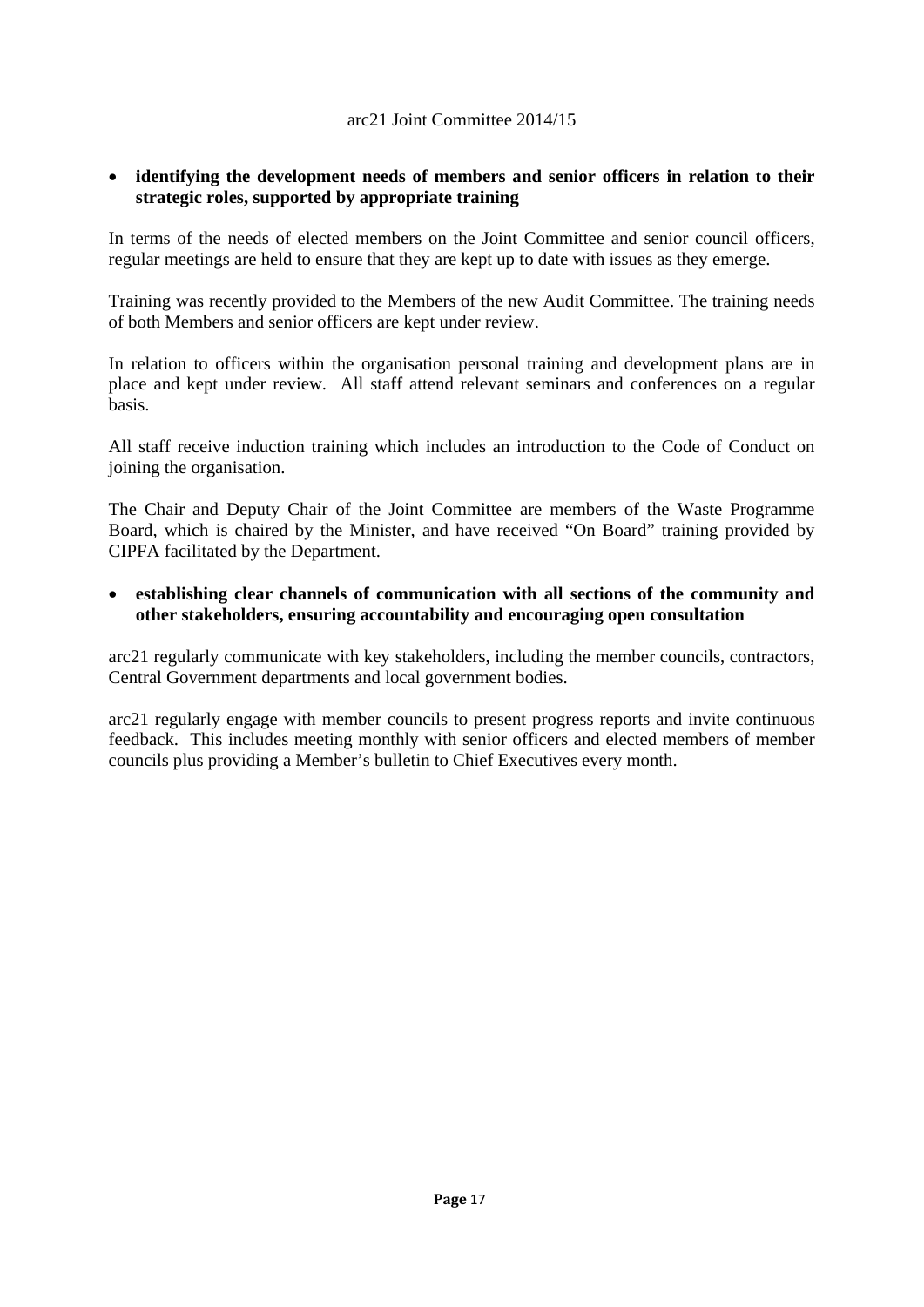- **identifying the development needs of members and senior officers in relation to their strategic roles, supported by appropriate training**

In terms of the needs of elected members on the Joint Committee and senior council officers, regular meetings are held to ensure that they are kept up to date with issues as they emerge.

Training was recently provided to the Members of the new Audit Committee. The training needs of both Members and senior officers are kept under review.

In relation to officers within the organisation personal training and development plans are in place and kept under review. All staff attend relevant seminars and conferences on a regular basis.

All staff receive induction training which includes an introduction to the Code of Conduct on joining the organisation.

The Chair and Deputy Chair of the Joint Committee are members of the Waste Programme Board, which is chaired by the Minister, and have received "On Board" training provided by CIPFA facilitated by the Department.

- **establishing clear channels of communication with all sections of the community and other stakeholders, ensuring accountability and encouraging open consultation**

arc21 regularly communicate with key stakeholders, including the member councils, contractors, Central Government departments and local government bodies.

arc21 regularly engage with member councils to present progress reports and invite continuous feedback. This includes meeting monthly with senior officers and elected members of member councils plus providing a Member's bulletin to Chief Executives every month.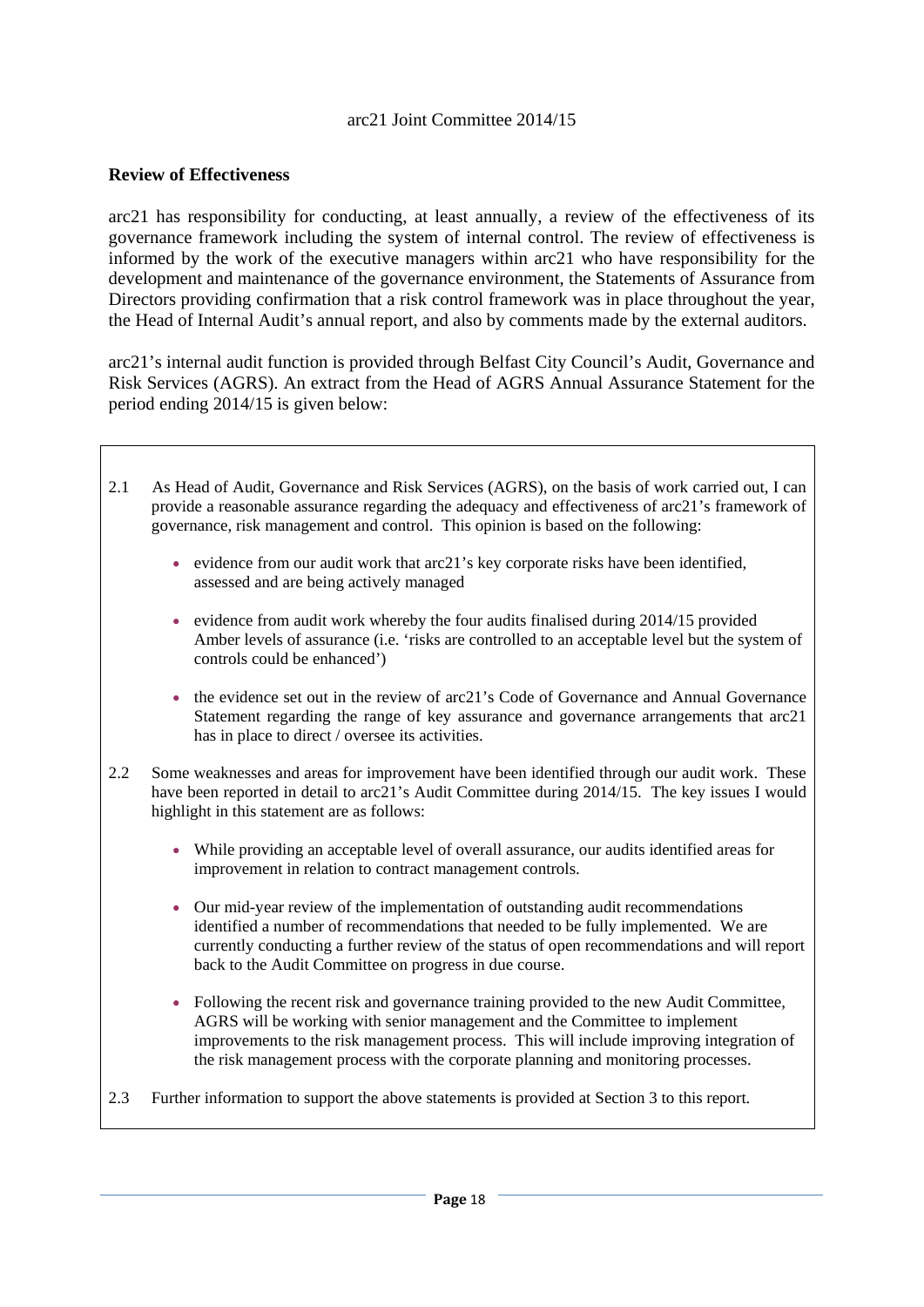## Review of Effectiveness

arc21 has responsibility for conducting, at least annually, a review of the effectiveness of its governance framework including the system of internal control. The review of effectiveness is informed by the work of the executive managers within arc21 who have responsibility for the development and maintenance of the governance environment, the Statements of Assurance from Directors providing confirmation that a risk control framework was in place throughout the year, the Head of Internal Audit's annual report, and also by comments made by the external auditors.

arc21's internal audit function is provided through Belfast City Council's Audit, Governance and Risk Services (AGRS). An extract from the Head of AGRS Annual Assurance Statement for the period ending 2014/15 is given below:

2.1 As Head of Audit, Governance and Risk Services (AGRS), on the basis of work carried out, I can provide a reasonable assurance regarding the adequacy and effectiveness of arc21's framework of governance, risk management and control. This opinion is based on the following:

- evidence from our audit work that arc21's key corporate risks have been identified, assessed and are being actively managed
- evidence from audit work whereby the four audits finalised during 2014/15 provided Amber levels of assurance (i.e. 'risks are controlled to an acceptable level but the system of controls could be enhanced')
- the evidence set out in the review of arc21's Code of Governance and Annual Governance Statement regarding the range of key assurance and governance arrangements that arc21 has in place to direct / oversee its activities.

2.2 Some weaknesses and areas for improvement have been identified through our audit work. These have been reported in detail to arc21's Audit Committee during 2014/15. The key issues I would highlight in this statement are as follows:

- While providing an acceptable level of overall assurance, our audits identified areas for improvement in relation to contract management controls.
- Our mid-year review of the implementation of outstanding audit recommendations identified a number of recommendations that needed to be fully implemented. We are currently conducting a further review of the status of open recommendations and will report back to the Audit Committee on progress in due course.
- Following the recent risk and governance training provided to the new Audit Committee, AGRS will be working with senior management and the Committee to implement improvements to the risk management process. This will include improving integration of the risk management process with the corporate planning and monitoring processes.

2.3 Further information to support the above statements is provided at Section 3 to this report.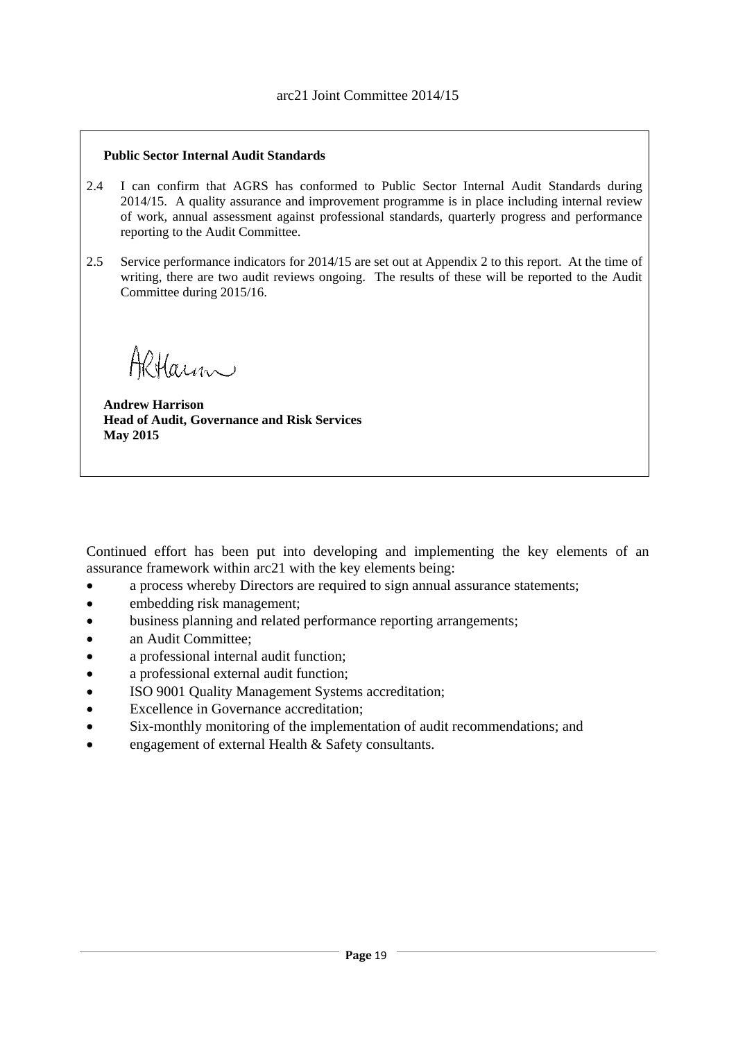**Public Sector Internal Audit Standards**

2.4 I can confirm that AGRS has conformed to Public Sector Internal Audit Standards during 2014/15. A quality assurance and improvement programme is in place including internal review of work, annual assessment against professional standards, quarterly progress and performance reporting to the Audit Committee.

2.5 Service performance indicators for 2014/15 are set out at Appendix 2 to this report. At the time of writing, there are two audit reviews ongoing. The results of these will be reported to the Audit Committee during 2015/16.

**Andrew Harrison**
**Head of Audit, Governance and Risk Services**
**May 2015**

Continued effort has been put into developing and implementing the key elements of an assurance framework within arc21 with the key elements being:

- a process whereby Directors are required to sign annual assurance statements;
- embedding risk management;
- business planning and related performance reporting arrangements;
- an Audit Committee;
- a professional internal audit function;
- a professional external audit function;
- ISO 9001 Quality Management Systems accreditation;
- Excellence in Governance accreditation;
- Six-monthly monitoring of the implementation of audit recommendations; and
- engagement of external Health & Safety consultants.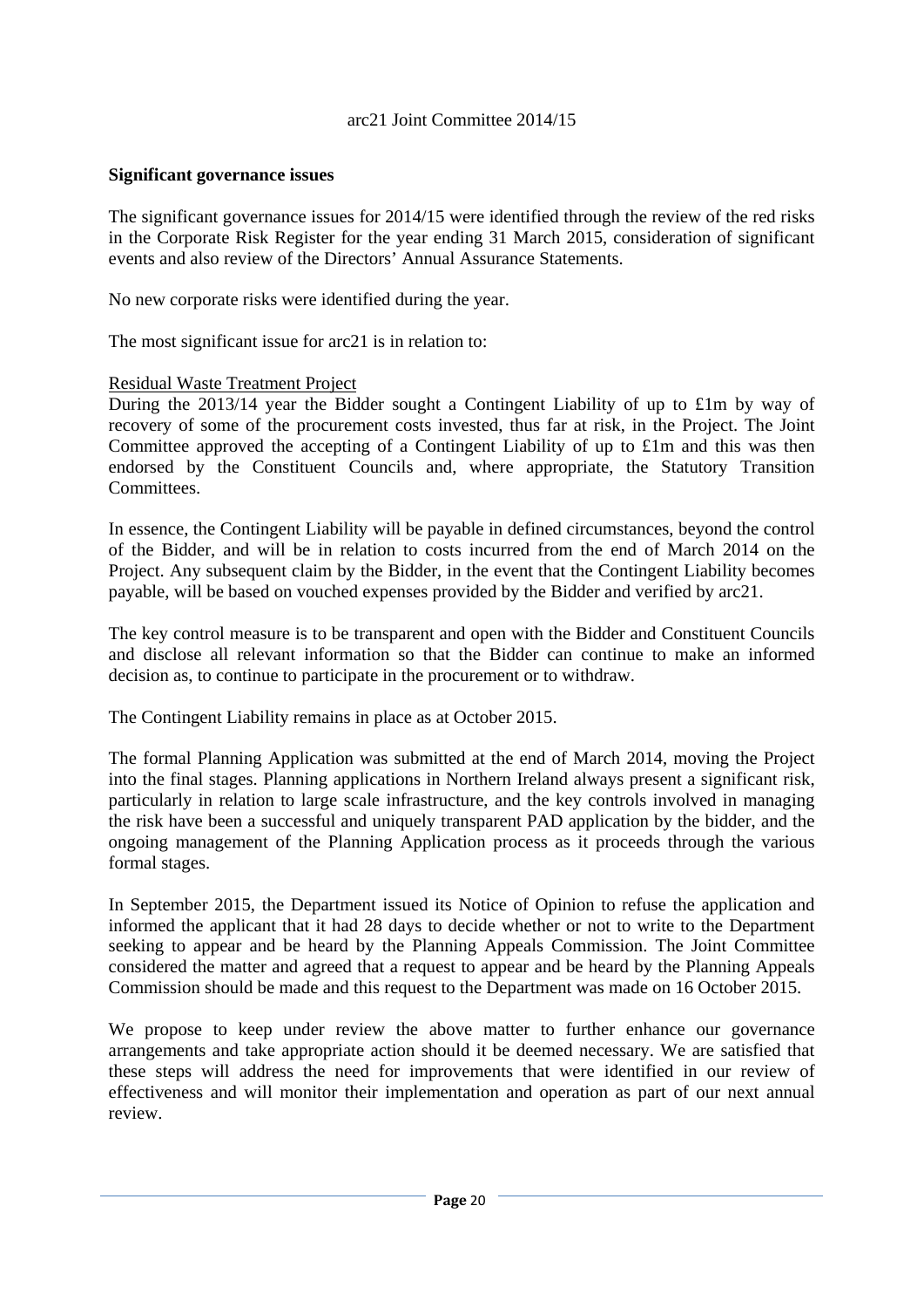arc21 Joint Committee 2014/15

**Significant governance issues**

The significant governance issues for 2014/15 were identified through the review of the red risks in the Corporate Risk Register for the year ending 31 March 2015, consideration of significant events and also review of the Directors' Annual Assurance Statements.

No new corporate risks were identified during the year.

The most significant issue for arc21 is in relation to:

Residual Waste Treatment Project

During the 2013/14 year the Bidder sought a Contingent Liability of up to £1m by way of recovery of some of the procurement costs invested, thus far at risk, in the Project. The Joint Committee approved the accepting of a Contingent Liability of up to £1m and this was then endorsed by the Constituent Councils and, where appropriate, the Statutory Transition Committees.

In essence, the Contingent Liability will be payable in defined circumstances, beyond the control of the Bidder, and will be in relation to costs incurred from the end of March 2014 on the Project. Any subsequent claim by the Bidder, in the event that the Contingent Liability becomes payable, will be based on vouched expenses provided by the Bidder and verified by arc21.

The key control measure is to be transparent and open with the Bidder and Constituent Councils and disclose all relevant information so that the Bidder can continue to make an informed decision as, to continue to participate in the procurement or to withdraw.

The Contingent Liability remains in place as at October 2015.

The formal Planning Application was submitted at the end of March 2014, moving the Project into the final stages. Planning applications in Northern Ireland always present a significant risk, particularly in relation to large scale infrastructure, and the key controls involved in managing the risk have been a successful and uniquely transparent PAD application by the bidder, and the ongoing management of the Planning Application process as it proceeds through the various formal stages.

In September 2015, the Department issued its Notice of Opinion to refuse the application and informed the applicant that it had 28 days to decide whether or not to write to the Department seeking to appear and be heard by the Planning Appeals Commission. The Joint Committee considered the matter and agreed that a request to appear and be heard by the Planning Appeals Commission should be made and this request to the Department was made on 16 October 2015.

We propose to keep under review the above matter to further enhance our governance arrangements and take appropriate action should it be deemed necessary. We are satisfied that these steps will address the need for improvements that were identified in our review of effectiveness and will monitor their implementation and operation as part of our next annual review.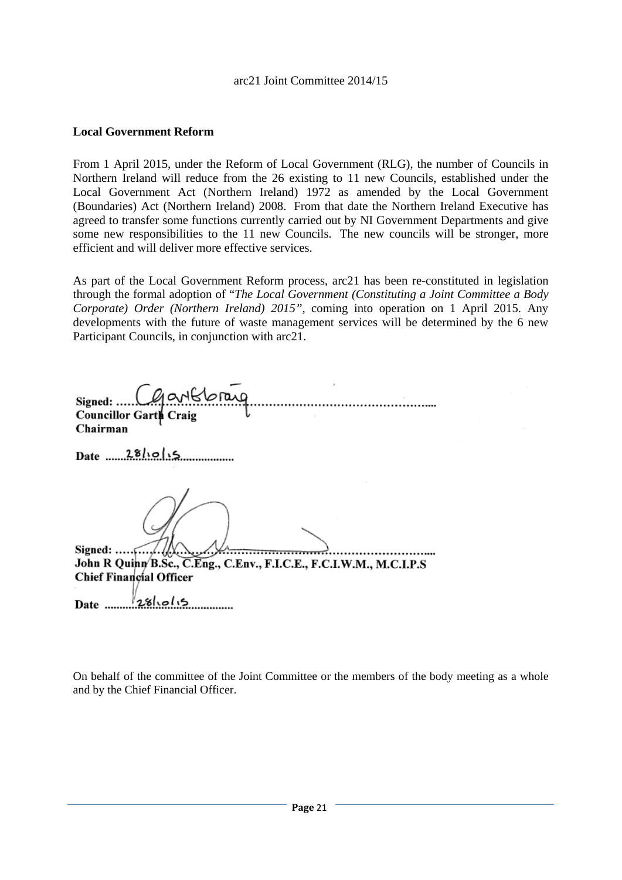arc21 Joint Committee 2014/15

**Local Government Reform**

From 1 April 2015, under the Reform of Local Government (RLG), the number of Councils in Northern Ireland will reduce from the 26 existing to 11 new Councils, established under the Local Government Act (Northern Ireland) 1972 as amended by the Local Government (Boundaries) Act (Northern Ireland) 2008. From that date the Northern Ireland Executive has agreed to transfer some functions currently carried out by NI Government Departments and give some new responsibilities to the 11 new Councils. The new councils will be stronger, more efficient and will deliver more effective services.

As part of the Local Government Reform process, arc21 has been re-constituted in legislation through the formal adoption of "*The Local Government (Constituting a Joint Committee a Body Corporate) Order (Northern Ireland) 2015"*, coming into operation on 1 April 2015. Any developments with the future of waste management services will be determined by the 6 new Participant Councils, in conjunction with arc21.

**Signed:** ……Garth Craig……………………………………………
**Councillor Garth Craig**
**Chairman**

**Date** ……28/10/15……………

**Signed:** ………………………………………………………………
**John R Quinn B.Sc., C.Eng., C.Env., F.I.C.E., F.C.I.W.M., M.C.I.P.S**
**Chief Financial Officer**

**Date** ……28/10/15……………

On behalf of the committee of the Joint Committee or the members of the body meeting as a whole and by the Chief Financial Officer.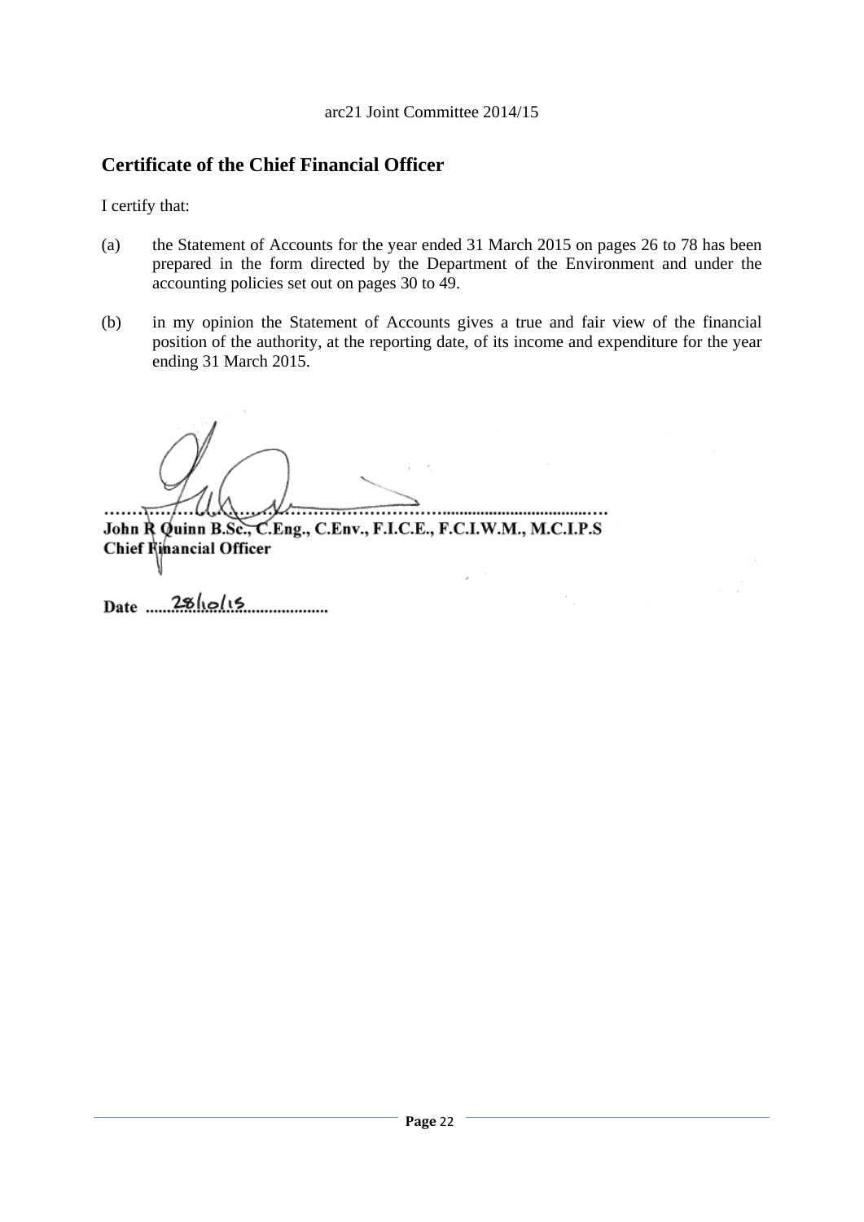## Certificate of the Chief Financial Officer

I certify that:

(a) the Statement of Accounts for the year ended 31 March 2015 on pages 26 to 78 has been prepared in the form directed by the Department of the Environment and under the accounting policies set out on pages 30 to 49.

(b) in my opinion the Statement of Accounts gives a true and fair view of the financial position of the authority, at the reporting date, of its income and expenditure for the year ending 31 March 2015.

..............................................................................................

**John R Quinn B.Sc., C.Eng., C.Env., F.I.C.E., F.C.I.W.M., M.C.I.P.S**
**Chief Financial Officer**

**Date** 28/10/15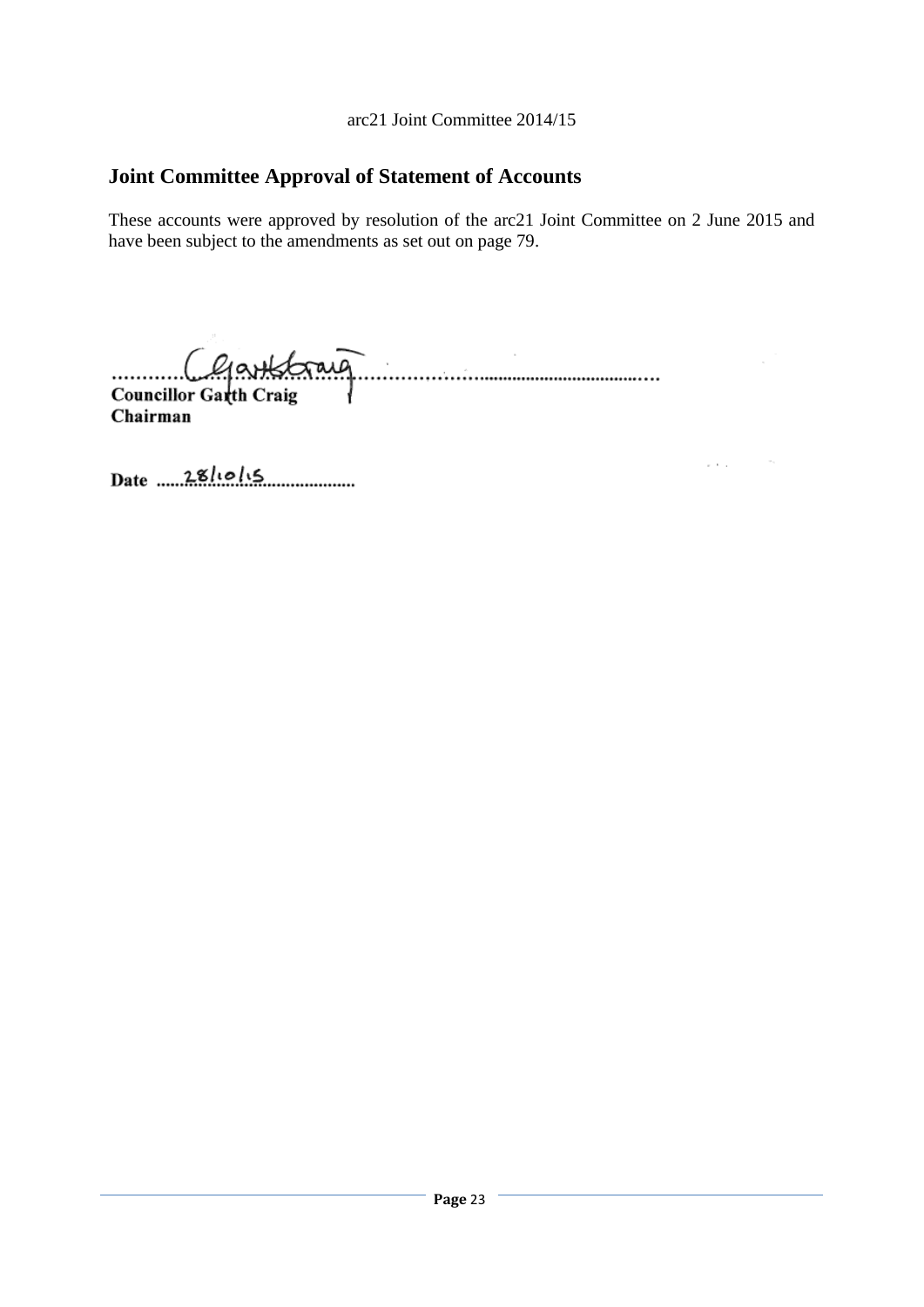arc21 Joint Committee 2014/15

## Joint Committee Approval of Statement of Accounts

These accounts were approved by resolution of the arc21 Joint Committee on 2 June 2015 and have been subject to the amendments as set out on page 79.

**Councillor Garth Craig**
**Chairman**

**Date** 28/10/15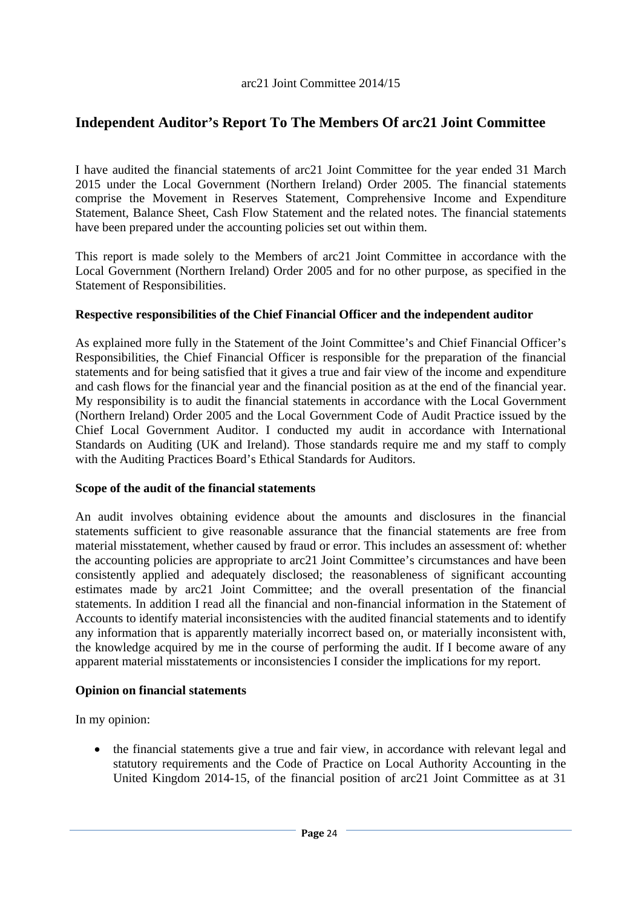# Independent Auditor's Report To The Members Of arc21 Joint Committee

I have audited the financial statements of arc21 Joint Committee for the year ended 31 March 2015 under the Local Government (Northern Ireland) Order 2005. The financial statements comprise the Movement in Reserves Statement, Comprehensive Income and Expenditure Statement, Balance Sheet, Cash Flow Statement and the related notes. The financial statements have been prepared under the accounting policies set out within them.

This report is made solely to the Members of arc21 Joint Committee in accordance with the Local Government (Northern Ireland) Order 2005 and for no other purpose, as specified in the Statement of Responsibilities.

**Respective responsibilities of the Chief Financial Officer and the independent auditor**

As explained more fully in the Statement of the Joint Committee's and Chief Financial Officer's Responsibilities, the Chief Financial Officer is responsible for the preparation of the financial statements and for being satisfied that it gives a true and fair view of the income and expenditure and cash flows for the financial year and the financial position as at the end of the financial year. My responsibility is to audit the financial statements in accordance with the Local Government (Northern Ireland) Order 2005 and the Local Government Code of Audit Practice issued by the Chief Local Government Auditor. I conducted my audit in accordance with International Standards on Auditing (UK and Ireland). Those standards require me and my staff to comply with the Auditing Practices Board's Ethical Standards for Auditors.

**Scope of the audit of the financial statements**

An audit involves obtaining evidence about the amounts and disclosures in the financial statements sufficient to give reasonable assurance that the financial statements are free from material misstatement, whether caused by fraud or error. This includes an assessment of: whether the accounting policies are appropriate to arc21 Joint Committee's circumstances and have been consistently applied and adequately disclosed; the reasonableness of significant accounting estimates made by arc21 Joint Committee; and the overall presentation of the financial statements. In addition I read all the financial and non-financial information in the Statement of Accounts to identify material inconsistencies with the audited financial statements and to identify any information that is apparently materially incorrect based on, or materially inconsistent with, the knowledge acquired by me in the course of performing the audit. If I become aware of any apparent material misstatements or inconsistencies I consider the implications for my report.

**Opinion on financial statements**

In my opinion:

- the financial statements give a true and fair view, in accordance with relevant legal and statutory requirements and the Code of Practice on Local Authority Accounting in the United Kingdom 2014-15, of the financial position of arc21 Joint Committee as at 31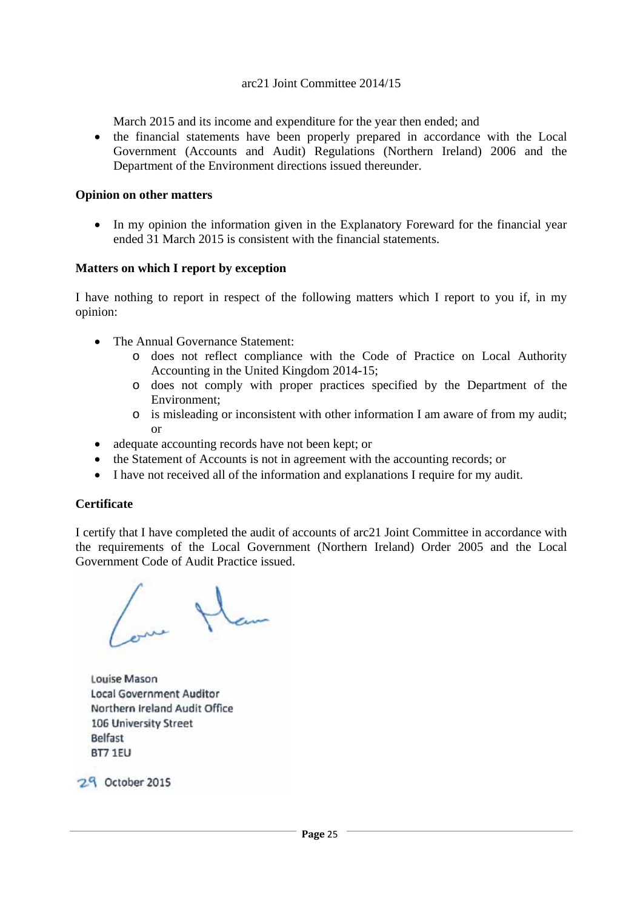March 2015 and its income and expenditure for the year then ended; and

- the financial statements have been properly prepared in accordance with the Local Government (Accounts and Audit) Regulations (Northern Ireland) 2006 and the Department of the Environment directions issued thereunder.

**Opinion on other matters**

- In my opinion the information given in the Explanatory Foreward for the financial year ended 31 March 2015 is consistent with the financial statements.

**Matters on which I report by exception**

I have nothing to report in respect of the following matters which I report to you if, in my opinion:

- The Annual Governance Statement:
  - does not reflect compliance with the Code of Practice on Local Authority Accounting in the United Kingdom 2014-15;
  - does not comply with proper practices specified by the Department of the Environment;
  - is misleading or inconsistent with other information I am aware of from my audit; or
- adequate accounting records have not been kept; or
- the Statement of Accounts is not in agreement with the accounting records; or
- I have not received all of the information and explanations I require for my audit.

**Certificate**

I certify that I have completed the audit of accounts of arc21 Joint Committee in accordance with the requirements of the Local Government (Northern Ireland) Order 2005 and the Local Government Code of Audit Practice issued.

Louise Mason
Local Government Auditor
Northern Ireland Audit Office
106 University Street
Belfast
BT7 1EU

29 October 2015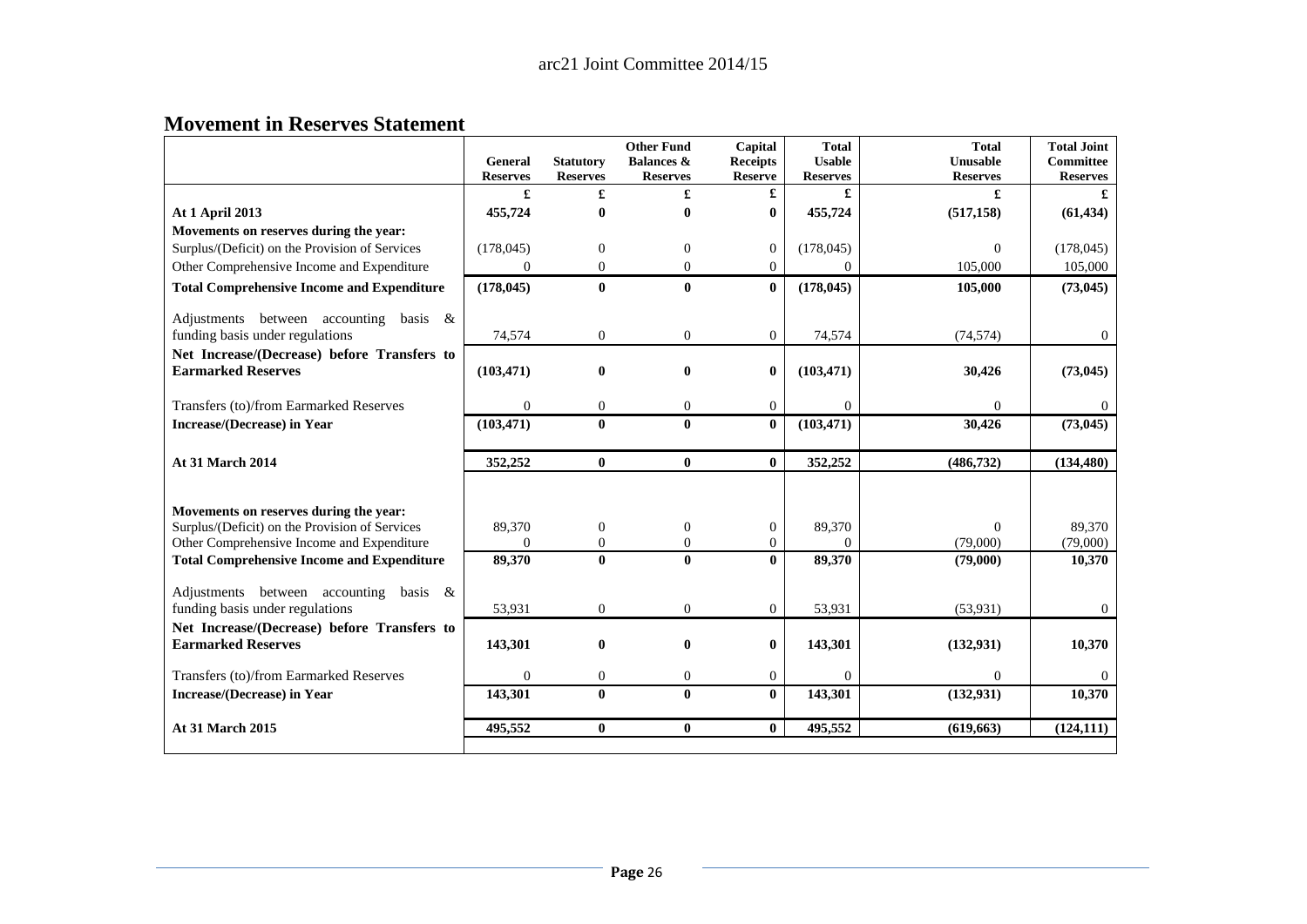## Movement in Reserves Statement

| | General Reserves | Statutory Reserves | Other Fund Balances & Reserves | Capital Receipts Reserve | Total Usable Reserves | Total Unusable Reserves | Total Joint Committee Reserves |
|---|---|---|---|---|---|---|---|
| | £ | £ | £ | £ | £ | £ | £ |
| **At 1 April 2013** | **455,724** | **0** | **0** | **0** | **455,724** | **(517,158)** | **(61,434)** |
| **Movements on reserves during the year:** | | | | | | | |
| Surplus/(Deficit) on the Provision of Services | (178,045) | 0 | 0 | 0 | (178,045) | 0 | (178,045) |
| Other Comprehensive Income and Expenditure | 0 | 0 | 0 | 0 | 0 | 105,000 | 105,000 |
| **Total Comprehensive Income and Expenditure** | **(178,045)** | **0** | **0** | **0** | **(178,045)** | **105,000** | **(73,045)** |
| Adjustments between accounting basis & funding basis under regulations | 74,574 | 0 | 0 | 0 | 74,574 | (74,574) | 0 |
| **Net Increase/(Decrease) before Transfers to Earmarked Reserves** | **(103,471)** | **0** | **0** | **0** | **(103,471)** | **30,426** | **(73,045)** |
| Transfers (to)/from Earmarked Reserves | 0 | 0 | 0 | 0 | 0 | 0 | 0 |
| **Increase/(Decrease) in Year** | **(103,471)** | **0** | **0** | **0** | **(103,471)** | **30,426** | **(73,045)** |
| **At 31 March 2014** | **352,252** | **0** | **0** | **0** | **352,252** | **(486,732)** | **(134,480)** |
| **Movements on reserves during the year:** | | | | | | | |
| Surplus/(Deficit) on the Provision of Services | 89,370 | 0 | 0 | 0 | 89,370 | 0 | 89,370 |
| Other Comprehensive Income and Expenditure | 0 | 0 | 0 | 0 | 0 | (79,000) | (79,000) |
| **Total Comprehensive Income and Expenditure** | **89,370** | **0** | **0** | **0** | **89,370** | **(79,000)** | **10,370** |
| Adjustments between accounting basis & funding basis under regulations | 53,931 | 0 | 0 | 0 | 53,931 | (53,931) | 0 |
| **Net Increase/(Decrease) before Transfers to Earmarked Reserves** | **143,301** | **0** | **0** | **0** | **143,301** | **(132,931)** | **10,370** |
| Transfers (to)/from Earmarked Reserves | 0 | 0 | 0 | 0 | 0 | 0 | 0 |
| **Increase/(Decrease) in Year** | **143,301** | **0** | **0** | **0** | **143,301** | **(132,931)** | **10,370** |
| **At 31 March 2015** | **495,552** | **0** | **0** | **0** | **495,552** | **(619,663)** | **(124,111)** |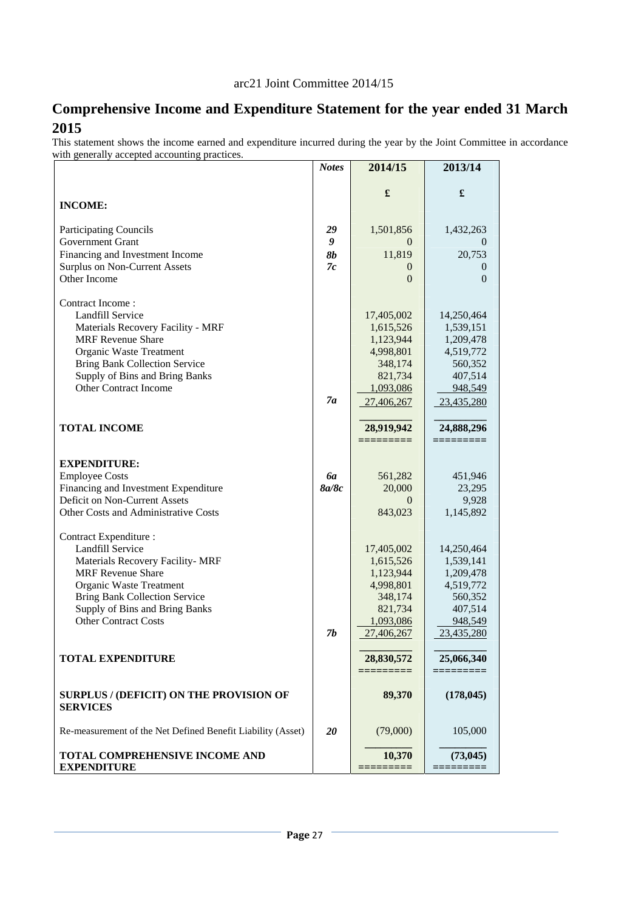arc21 Joint Committee 2014/15

# Comprehensive Income and Expenditure Statement for the year ended 31 March 2015

This statement shows the income earned and expenditure incurred during the year by the Joint Committee in accordance with generally accepted accounting practices.

| | *Notes* | 2014/15 | 2013/14 |
|---|---|---|---|
| | | £ | £ |
| **INCOME:** | | | |
| Participating Councils | *29* | 1,501,856 | 1,432,263 |
| Government Grant | *9* | 0 | 0 |
| Financing and Investment Income | *8b* | 11,819 | 20,753 |
| Surplus on Non-Current Assets | *7c* | 0 | 0 |
| Other Income | | 0 | 0 |
| Contract Income : | | | |
| Landfill Service | | 17,405,002 | 14,250,464 |
| Materials Recovery Facility - MRF | | 1,615,526 | 1,539,151 |
| MRF Revenue Share | | 1,123,944 | 1,209,478 |
| Organic Waste Treatment | | 4,998,801 | 4,519,772 |
| Bring Bank Collection Service | | 348,174 | 560,352 |
| Supply of Bins and Bring Banks | | 821,734 | 407,514 |
| Other Contract Income | | 1,093,086 | 948,549 |
| | *7a* | 27,406,267 | 23,435,280 |
| **TOTAL INCOME** | | **28,919,942** | **24,888,296** |
| **EXPENDITURE:** | | | |
| Employee Costs | *6a* | 561,282 | 451,946 |
| Financing and Investment Expenditure | *8a/8c* | 20,000 | 23,295 |
| Deficit on Non-Current Assets | | 0 | 9,928 |
| Other Costs and Administrative Costs | | 843,023 | 1,145,892 |
| Contract Expenditure : | | | |
| Landfill Service | | 17,405,002 | 14,250,464 |
| Materials Recovery Facility- MRF | | 1,615,526 | 1,539,141 |
| MRF Revenue Share | | 1,123,944 | 1,209,478 |
| Organic Waste Treatment | | 4,998,801 | 4,519,772 |
| Bring Bank Collection Service | | 348,174 | 560,352 |
| Supply of Bins and Bring Banks | | 821,734 | 407,514 |
| Other Contract Costs | | 1,093,086 | 948,549 |
| | *7b* | 27,406,267 | 23,435,280 |
| **TOTAL EXPENDITURE** | | **28,830,572** | **25,066,340** |
| **SURPLUS / (DEFICIT) ON THE PROVISION OF SERVICES** | | **89,370** | **(178,045)** |
| Re-measurement of the Net Defined Benefit Liability (Asset) | *20* | (79,000) | 105,000 |
| **TOTAL COMPREHENSIVE INCOME AND EXPENDITURE** | | **10,370** | **(73,045)** |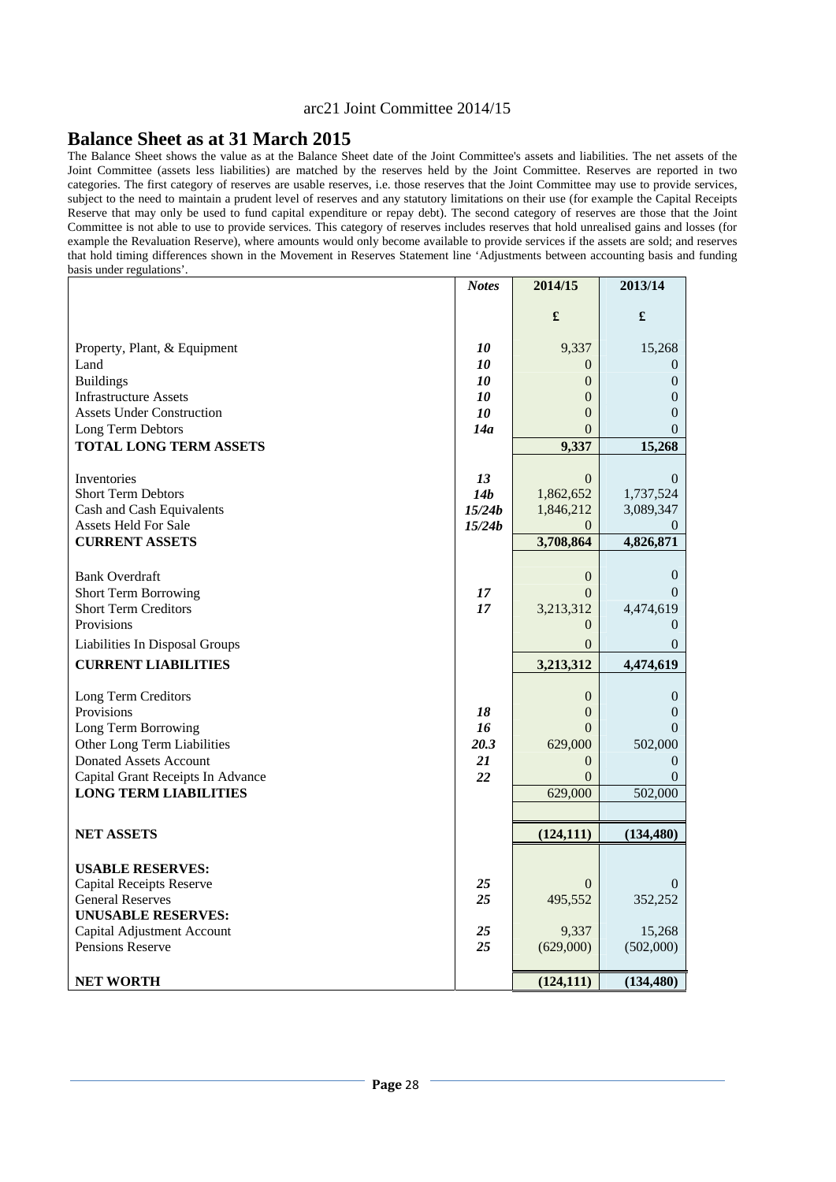arc21 Joint Committee 2014/15

# Balance Sheet as at 31 March 2015

The Balance Sheet shows the value as at the Balance Sheet date of the Joint Committee's assets and liabilities. The net assets of the Joint Committee (assets less liabilities) are matched by the reserves held by the Joint Committee. Reserves are reported in two categories. The first category of reserves are usable reserves, i.e. those reserves that the Joint Committee may use to provide services, subject to the need to maintain a prudent level of reserves and any statutory limitations on their use (for example the Capital Receipts Reserve that may only be used to fund capital expenditure or repay debt). The second category of reserves are those that the Joint Committee is not able to use to provide services. This category of reserves includes reserves that hold unrealised gains and losses (for example the Revaluation Reserve), where amounts would only become available to provide services if the assets are sold; and reserves that hold timing differences shown in the Movement in Reserves Statement line 'Adjustments between accounting basis and funding basis under regulations'.

| | *Notes* | 2014/15 | 2013/14 |
|---|---|---|---|
| | | £ | £ |
| Property, Plant, & Equipment | *10* | 9,337 | 15,268 |
| Land | *10* | 0 | 0 |
| Buildings | *10* | 0 | 0 |
| Infrastructure Assets | *10* | 0 | 0 |
| Assets Under Construction | *10* | 0 | 0 |
| Long Term Debtors | *14a* | 0 | 0 |
| **TOTAL LONG TERM ASSETS** | | **9,337** | **15,268** |
| Inventories | *13* | 0 | 0 |
| Short Term Debtors | *14b* | 1,862,652 | 1,737,524 |
| Cash and Cash Equivalents | *15/24b* | 1,846,212 | 3,089,347 |
| Assets Held For Sale | *15/24b* | 0 | 0 |
| **CURRENT ASSETS** | | **3,708,864** | **4,826,871** |
| Bank Overdraft | | 0 | 0 |
| Short Term Borrowing | *17* | 0 | 0 |
| Short Term Creditors | *17* | 3,213,312 | 4,474,619 |
| Provisions | | 0 | 0 |
| Liabilities In Disposal Groups | | 0 | 0 |
| **CURRENT LIABILITIES** | | **3,213,312** | **4,474,619** |
| Long Term Creditors | | 0 | 0 |
| Provisions | *18* | 0 | 0 |
| Long Term Borrowing | *16* | 0 | 0 |
| Other Long Term Liabilities | *20.3* | 629,000 | 502,000 |
| Donated Assets Account | *21* | 0 | 0 |
| Capital Grant Receipts In Advance | *22* | 0 | 0 |
| **LONG TERM LIABILITIES** | | 629,000 | 502,000 |
| **NET ASSETS** | | **(124,111)** | **(134,480)** |
| **USABLE RESERVES:** | | | |
| Capital Receipts Reserve | *25* | 0 | 0 |
| General Reserves | *25* | 495,552 | 352,252 |
| **UNUSABLE RESERVES:** | | | |
| Capital Adjustment Account | *25* | 9,337 | 15,268 |
| Pensions Reserve | *25* | (629,000) | (502,000) |
| **NET WORTH** | | **(124,111)** | **(134,480)** |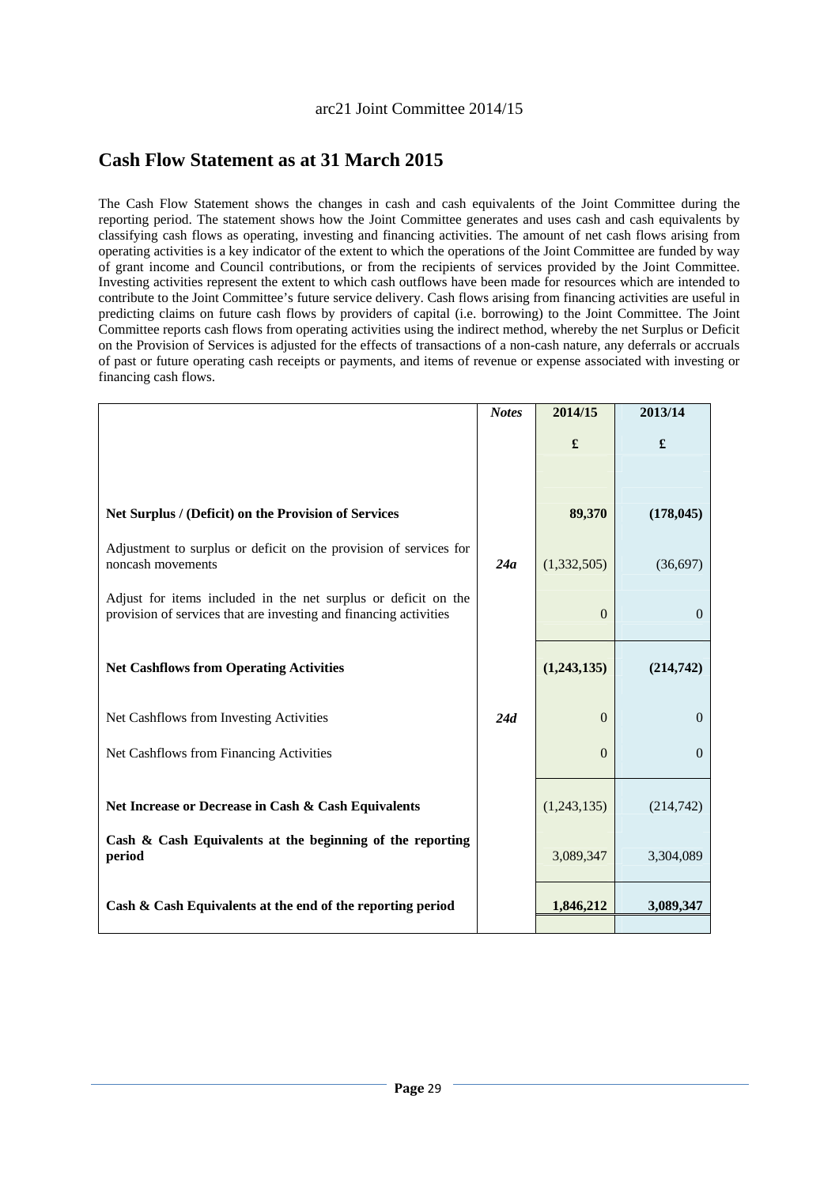## Cash Flow Statement as at 31 March 2015

The Cash Flow Statement shows the changes in cash and cash equivalents of the Joint Committee during the reporting period. The statement shows how the Joint Committee generates and uses cash and cash equivalents by classifying cash flows as operating, investing and financing activities. The amount of net cash flows arising from operating activities is a key indicator of the extent to which the operations of the Joint Committee are funded by way of grant income and Council contributions, or from the recipients of services provided by the Joint Committee. Investing activities represent the extent to which cash outflows have been made for resources which are intended to contribute to the Joint Committee's future service delivery. Cash flows arising from financing activities are useful in predicting claims on future cash flows by providers of capital (i.e. borrowing) to the Joint Committee. The Joint Committee reports cash flows from operating activities using the indirect method, whereby the net Surplus or Deficit on the Provision of Services is adjusted for the effects of transactions of a non-cash nature, any deferrals or accruals of past or future operating cash receipts or payments, and items of revenue or expense associated with investing or financing cash flows.

| | *Notes* | 2014/15 | 2013/14 |
|---|---|---|---|
| | | £ | £ |
| **Net Surplus / (Deficit) on the Provision of Services** | | **89,370** | **(178,045)** |
| Adjustment to surplus or deficit on the provision of services for noncash movements | *24a* | (1,332,505) | (36,697) |
| Adjust for items included in the net surplus or deficit on the provision of services that are investing and financing activities | | 0 | 0 |
| **Net Cashflows from Operating Activities** | | **(1,243,135)** | **(214,742)** |
| Net Cashflows from Investing Activities | *24d* | 0 | 0 |
| Net Cashflows from Financing Activities | | 0 | 0 |
| **Net Increase or Decrease in Cash & Cash Equivalents** | | (1,243,135) | (214,742) |
| **Cash & Cash Equivalents at the beginning of the reporting period** | | 3,089,347 | 3,304,089 |
| **Cash & Cash Equivalents at the end of the reporting period** | | **1,846,212** | **3,089,347** |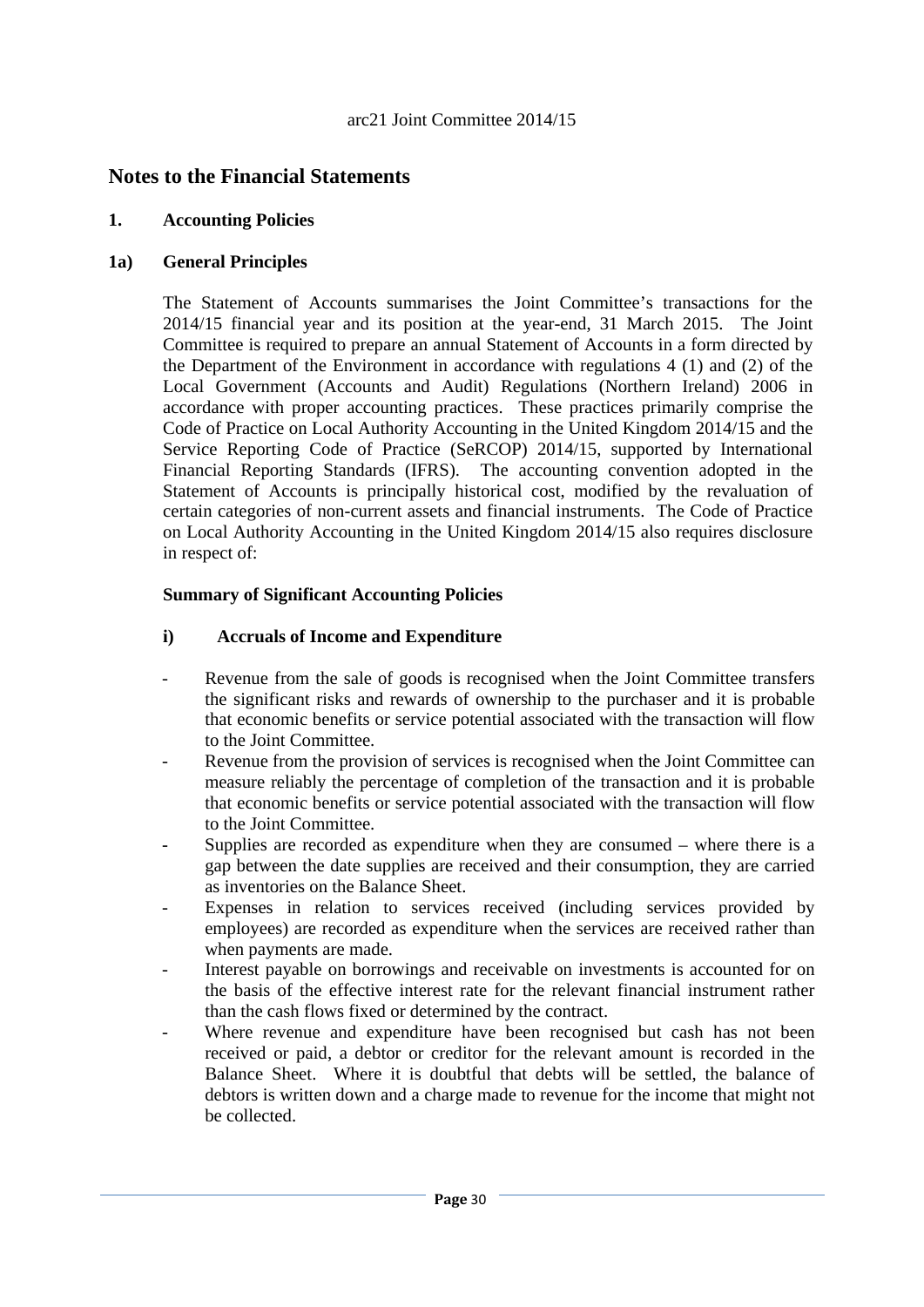## Notes to the Financial Statements

### 1. Accounting Policies

### 1a) General Principles

The Statement of Accounts summarises the Joint Committee's transactions for the 2014/15 financial year and its position at the year-end, 31 March 2015. The Joint Committee is required to prepare an annual Statement of Accounts in a form directed by the Department of the Environment in accordance with regulations 4 (1) and (2) of the Local Government (Accounts and Audit) Regulations (Northern Ireland) 2006 in accordance with proper accounting practices. These practices primarily comprise the Code of Practice on Local Authority Accounting in the United Kingdom 2014/15 and the Service Reporting Code of Practice (SeRCOP) 2014/15, supported by International Financial Reporting Standards (IFRS). The accounting convention adopted in the Statement of Accounts is principally historical cost, modified by the revaluation of certain categories of non-current assets and financial instruments. The Code of Practice on Local Authority Accounting in the United Kingdom 2014/15 also requires disclosure in respect of:

**Summary of Significant Accounting Policies**

**i) Accruals of Income and Expenditure**

- Revenue from the sale of goods is recognised when the Joint Committee transfers the significant risks and rewards of ownership to the purchaser and it is probable that economic benefits or service potential associated with the transaction will flow to the Joint Committee.
- Revenue from the provision of services is recognised when the Joint Committee can measure reliably the percentage of completion of the transaction and it is probable that economic benefits or service potential associated with the transaction will flow to the Joint Committee.
- Supplies are recorded as expenditure when they are consumed – where there is a gap between the date supplies are received and their consumption, they are carried as inventories on the Balance Sheet.
- Expenses in relation to services received (including services provided by employees) are recorded as expenditure when the services are received rather than when payments are made.
- Interest payable on borrowings and receivable on investments is accounted for on the basis of the effective interest rate for the relevant financial instrument rather than the cash flows fixed or determined by the contract.
- Where revenue and expenditure have been recognised but cash has not been received or paid, a debtor or creditor for the relevant amount is recorded in the Balance Sheet. Where it is doubtful that debts will be settled, the balance of debtors is written down and a charge made to revenue for the income that might not be collected.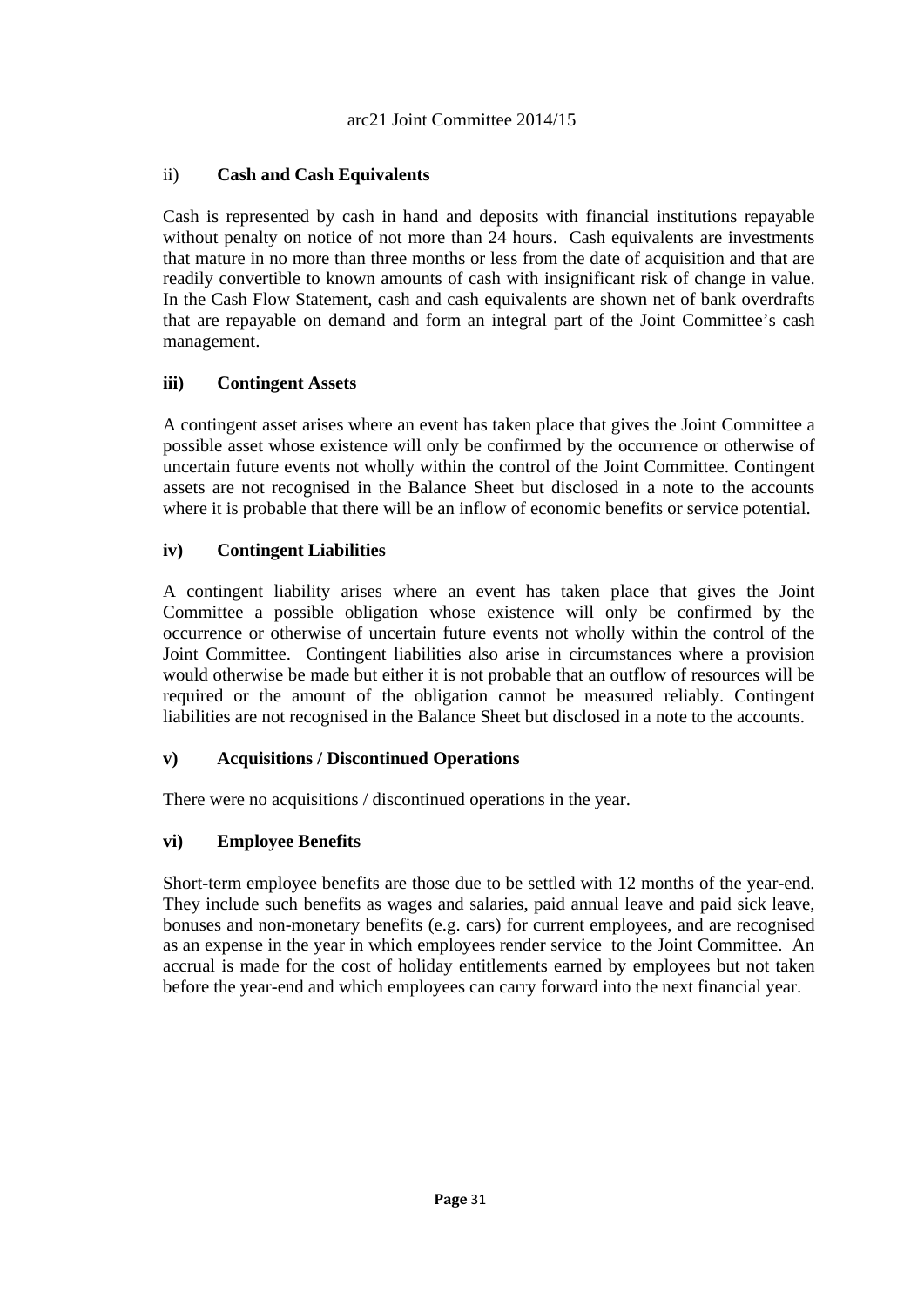### ii) **Cash and Cash Equivalents**

Cash is represented by cash in hand and deposits with financial institutions repayable without penalty on notice of not more than 24 hours. Cash equivalents are investments that mature in no more than three months or less from the date of acquisition and that are readily convertible to known amounts of cash with insignificant risk of change in value. In the Cash Flow Statement, cash and cash equivalents are shown net of bank overdrafts that are repayable on demand and form an integral part of the Joint Committee's cash management.

### **iii) Contingent Assets**

A contingent asset arises where an event has taken place that gives the Joint Committee a possible asset whose existence will only be confirmed by the occurrence or otherwise of uncertain future events not wholly within the control of the Joint Committee. Contingent assets are not recognised in the Balance Sheet but disclosed in a note to the accounts where it is probable that there will be an inflow of economic benefits or service potential.

### **iv) Contingent Liabilities**

A contingent liability arises where an event has taken place that gives the Joint Committee a possible obligation whose existence will only be confirmed by the occurrence or otherwise of uncertain future events not wholly within the control of the Joint Committee. Contingent liabilities also arise in circumstances where a provision would otherwise be made but either it is not probable that an outflow of resources will be required or the amount of the obligation cannot be measured reliably. Contingent liabilities are not recognised in the Balance Sheet but disclosed in a note to the accounts.

### **v) Acquisitions / Discontinued Operations**

There were no acquisitions / discontinued operations in the year.

### **vi) Employee Benefits**

Short-term employee benefits are those due to be settled with 12 months of the year-end. They include such benefits as wages and salaries, paid annual leave and paid sick leave, bonuses and non-monetary benefits (e.g. cars) for current employees, and are recognised as an expense in the year in which employees render service to the Joint Committee. An accrual is made for the cost of holiday entitlements earned by employees but not taken before the year-end and which employees can carry forward into the next financial year.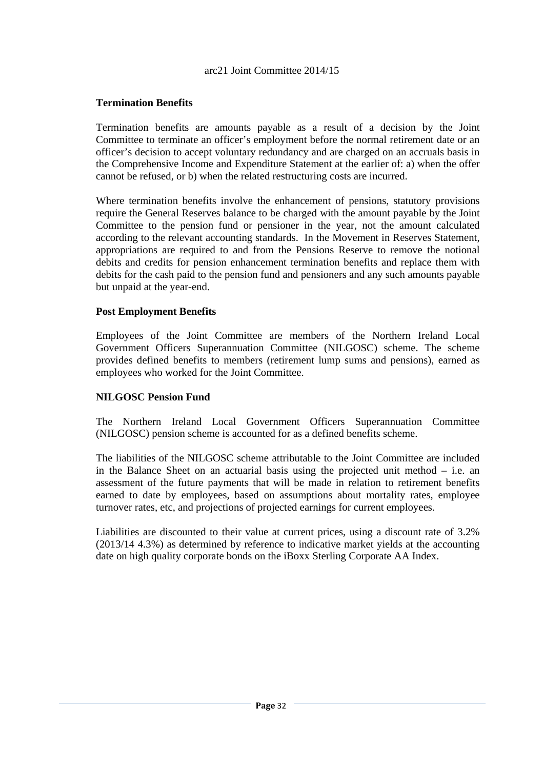**Termination Benefits**

Termination benefits are amounts payable as a result of a decision by the Joint Committee to terminate an officer's employment before the normal retirement date or an officer's decision to accept voluntary redundancy and are charged on an accruals basis in the Comprehensive Income and Expenditure Statement at the earlier of: a) when the offer cannot be refused, or b) when the related restructuring costs are incurred.

Where termination benefits involve the enhancement of pensions, statutory provisions require the General Reserves balance to be charged with the amount payable by the Joint Committee to the pension fund or pensioner in the year, not the amount calculated according to the relevant accounting standards. In the Movement in Reserves Statement, appropriations are required to and from the Pensions Reserve to remove the notional debits and credits for pension enhancement termination benefits and replace them with debits for the cash paid to the pension fund and pensioners and any such amounts payable but unpaid at the year-end.

**Post Employment Benefits**

Employees of the Joint Committee are members of the Northern Ireland Local Government Officers Superannuation Committee (NILGOSC) scheme. The scheme provides defined benefits to members (retirement lump sums and pensions), earned as employees who worked for the Joint Committee.

**NILGOSC Pension Fund**

The Northern Ireland Local Government Officers Superannuation Committee (NILGOSC) pension scheme is accounted for as a defined benefits scheme.

The liabilities of the NILGOSC scheme attributable to the Joint Committee are included in the Balance Sheet on an actuarial basis using the projected unit method – i.e. an assessment of the future payments that will be made in relation to retirement benefits earned to date by employees, based on assumptions about mortality rates, employee turnover rates, etc, and projections of projected earnings for current employees.

Liabilities are discounted to their value at current prices, using a discount rate of 3.2% (2013/14 4.3%) as determined by reference to indicative market yields at the accounting date on high quality corporate bonds on the iBoxx Sterling Corporate AA Index.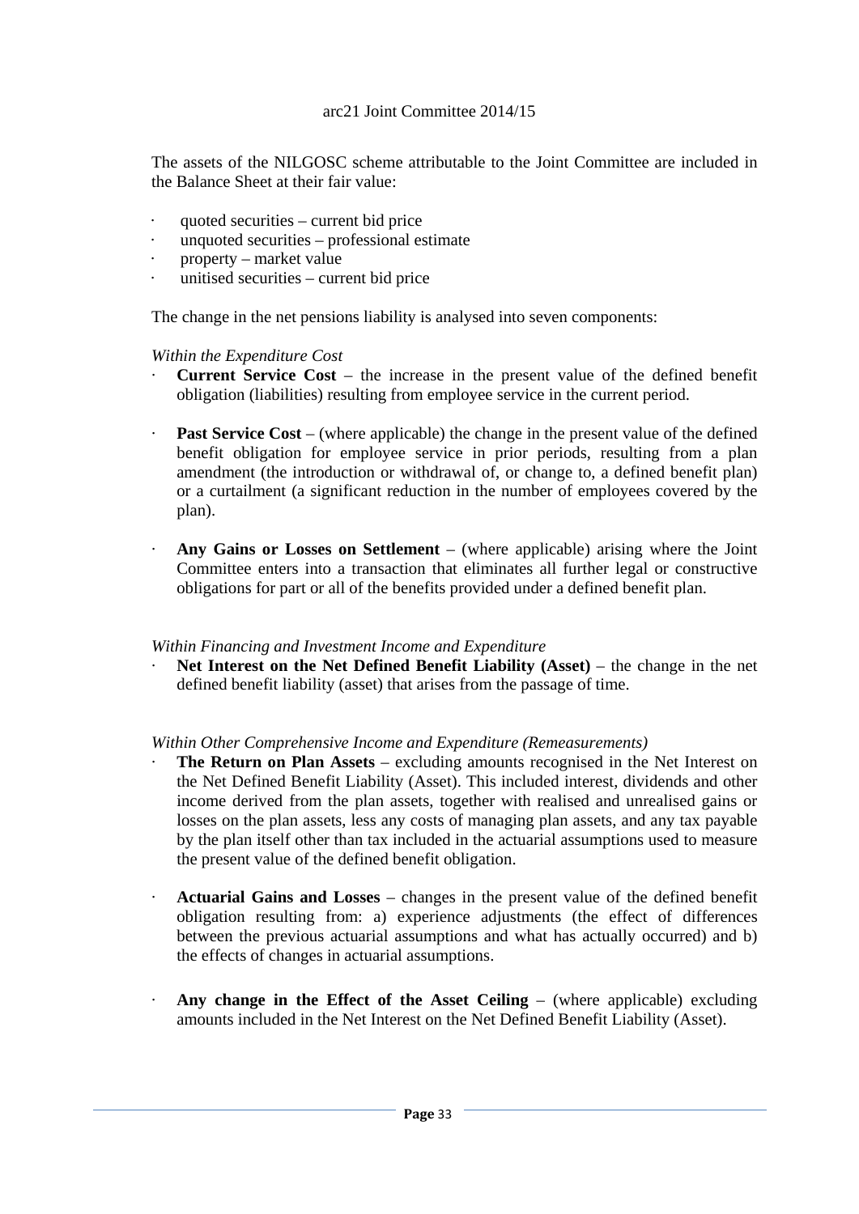The assets of the NILGOSC scheme attributable to the Joint Committee are included in the Balance Sheet at their fair value:

- quoted securities – current bid price
- unquoted securities – professional estimate
- property – market value
- unitised securities – current bid price

The change in the net pensions liability is analysed into seven components:

*Within the Expenditure Cost*

- **Current Service Cost** – the increase in the present value of the defined benefit obligation (liabilities) resulting from employee service in the current period.

- **Past Service Cost** – (where applicable) the change in the present value of the defined benefit obligation for employee service in prior periods, resulting from a plan amendment (the introduction or withdrawal of, or change to, a defined benefit plan) or a curtailment (a significant reduction in the number of employees covered by the plan).

- **Any Gains or Losses on Settlement** – (where applicable) arising where the Joint Committee enters into a transaction that eliminates all further legal or constructive obligations for part or all of the benefits provided under a defined benefit plan.

*Within Financing and Investment Income and Expenditure*

- **Net Interest on the Net Defined Benefit Liability (Asset)** – the change in the net defined benefit liability (asset) that arises from the passage of time.

*Within Other Comprehensive Income and Expenditure (Remeasurements)*

- **The Return on Plan Assets** – excluding amounts recognised in the Net Interest on the Net Defined Benefit Liability (Asset). This included interest, dividends and other income derived from the plan assets, together with realised and unrealised gains or losses on the plan assets, less any costs of managing plan assets, and any tax payable by the plan itself other than tax included in the actuarial assumptions used to measure the present value of the defined benefit obligation.

- **Actuarial Gains and Losses** – changes in the present value of the defined benefit obligation resulting from: a) experience adjustments (the effect of differences between the previous actuarial assumptions and what has actually occurred) and b) the effects of changes in actuarial assumptions.

- **Any change in the Effect of the Asset Ceiling** – (where applicable) excluding amounts included in the Net Interest on the Net Defined Benefit Liability (Asset).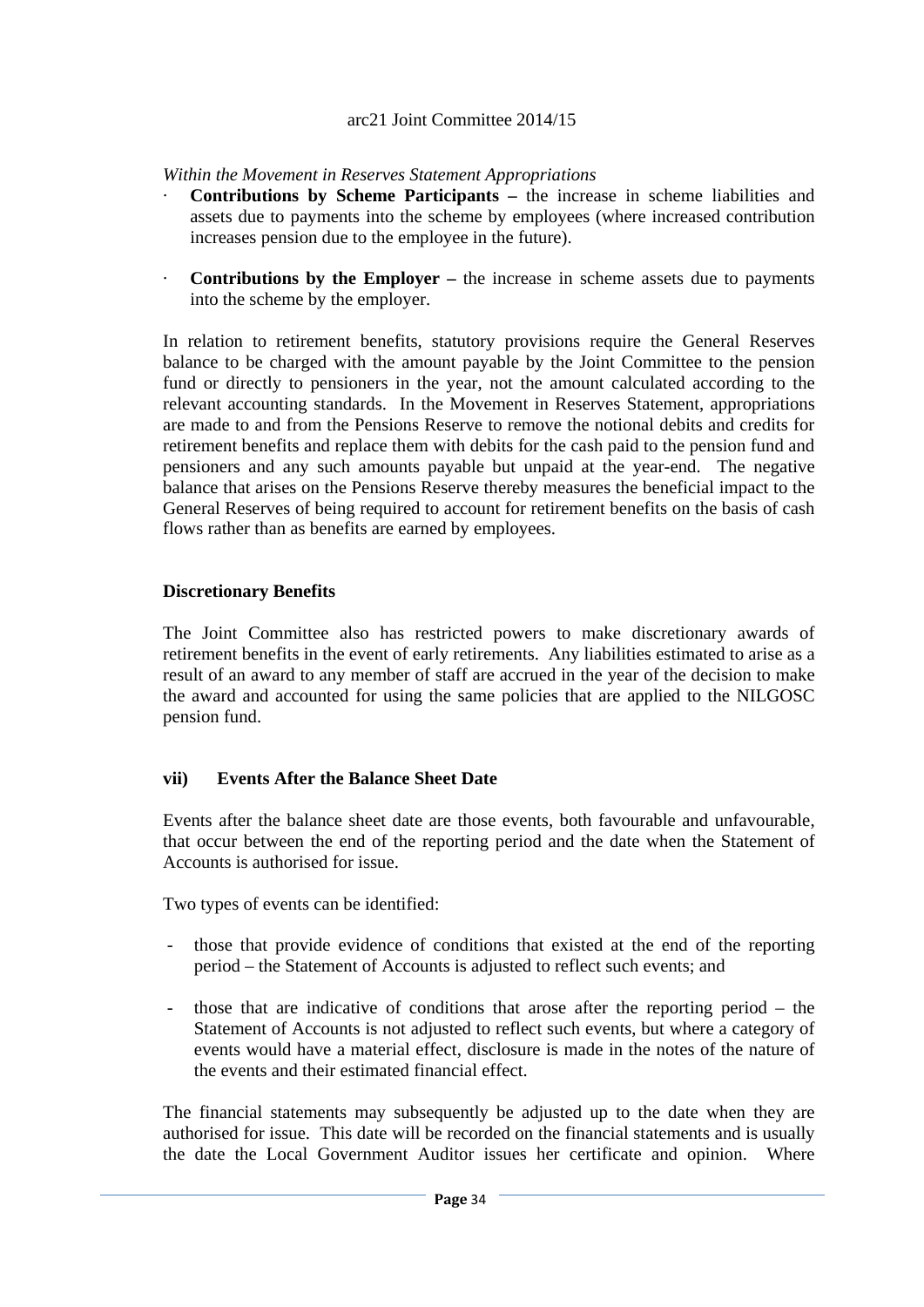*Within the Movement in Reserves Statement Appropriations*

- **Contributions by Scheme Participants –** the increase in scheme liabilities and assets due to payments into the scheme by employees (where increased contribution increases pension due to the employee in the future).

- **Contributions by the Employer –** the increase in scheme assets due to payments into the scheme by the employer.

In relation to retirement benefits, statutory provisions require the General Reserves balance to be charged with the amount payable by the Joint Committee to the pension fund or directly to pensioners in the year, not the amount calculated according to the relevant accounting standards. In the Movement in Reserves Statement, appropriations are made to and from the Pensions Reserve to remove the notional debits and credits for retirement benefits and replace them with debits for the cash paid to the pension fund and pensioners and any such amounts payable but unpaid at the year-end. The negative balance that arises on the Pensions Reserve thereby measures the beneficial impact to the General Reserves of being required to account for retirement benefits on the basis of cash flows rather than as benefits are earned by employees.

**Discretionary Benefits**

The Joint Committee also has restricted powers to make discretionary awards of retirement benefits in the event of early retirements. Any liabilities estimated to arise as a result of an award to any member of staff are accrued in the year of the decision to make the award and accounted for using the same policies that are applied to the NILGOSC pension fund.

**vii) Events After the Balance Sheet Date**

Events after the balance sheet date are those events, both favourable and unfavourable, that occur between the end of the reporting period and the date when the Statement of Accounts is authorised for issue.

Two types of events can be identified:

- those that provide evidence of conditions that existed at the end of the reporting period – the Statement of Accounts is adjusted to reflect such events; and

- those that are indicative of conditions that arose after the reporting period – the Statement of Accounts is not adjusted to reflect such events, but where a category of events would have a material effect, disclosure is made in the notes of the nature of the events and their estimated financial effect.

The financial statements may subsequently be adjusted up to the date when they are authorised for issue. This date will be recorded on the financial statements and is usually the date the Local Government Auditor issues her certificate and opinion. Where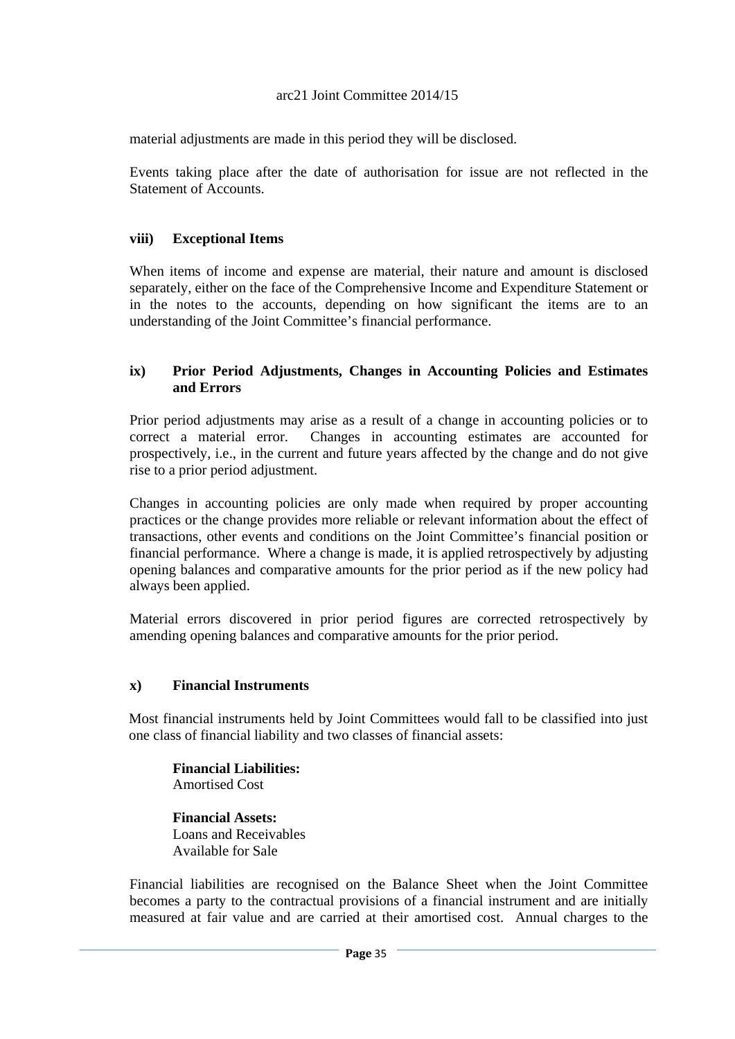material adjustments are made in this period they will be disclosed.

Events taking place after the date of authorisation for issue are not reflected in the Statement of Accounts.

### viii) Exceptional Items

When items of income and expense are material, their nature and amount is disclosed separately, either on the face of the Comprehensive Income and Expenditure Statement or in the notes to the accounts, depending on how significant the items are to an understanding of the Joint Committee's financial performance.

### ix) Prior Period Adjustments, Changes in Accounting Policies and Estimates and Errors

Prior period adjustments may arise as a result of a change in accounting policies or to correct a material error. Changes in accounting estimates are accounted for prospectively, i.e., in the current and future years affected by the change and do not give rise to a prior period adjustment.

Changes in accounting policies are only made when required by proper accounting practices or the change provides more reliable or relevant information about the effect of transactions, other events and conditions on the Joint Committee's financial position or financial performance. Where a change is made, it is applied retrospectively by adjusting opening balances and comparative amounts for the prior period as if the new policy had always been applied.

Material errors discovered in prior period figures are corrected retrospectively by amending opening balances and comparative amounts for the prior period.

### x) Financial Instruments

Most financial instruments held by Joint Committees would fall to be classified into just one class of financial liability and two classes of financial assets:

**Financial Liabilities:**
Amortised Cost

**Financial Assets:**
Loans and Receivables
Available for Sale

Financial liabilities are recognised on the Balance Sheet when the Joint Committee becomes a party to the contractual provisions of a financial instrument and are initially measured at fair value and are carried at their amortised cost. Annual charges to the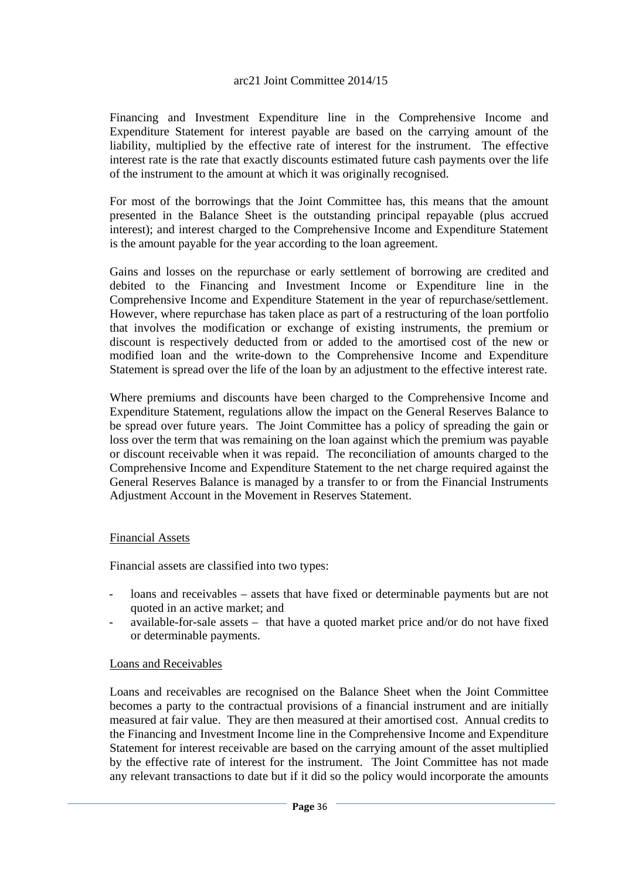Financing and Investment Expenditure line in the Comprehensive Income and Expenditure Statement for interest payable are based on the carrying amount of the liability, multiplied by the effective rate of interest for the instrument. The effective interest rate is the rate that exactly discounts estimated future cash payments over the life of the instrument to the amount at which it was originally recognised.

For most of the borrowings that the Joint Committee has, this means that the amount presented in the Balance Sheet is the outstanding principal repayable (plus accrued interest); and interest charged to the Comprehensive Income and Expenditure Statement is the amount payable for the year according to the loan agreement.

Gains and losses on the repurchase or early settlement of borrowing are credited and debited to the Financing and Investment Income or Expenditure line in the Comprehensive Income and Expenditure Statement in the year of repurchase/settlement. However, where repurchase has taken place as part of a restructuring of the loan portfolio that involves the modification or exchange of existing instruments, the premium or discount is respectively deducted from or added to the amortised cost of the new or modified loan and the write-down to the Comprehensive Income and Expenditure Statement is spread over the life of the loan by an adjustment to the effective interest rate.

Where premiums and discounts have been charged to the Comprehensive Income and Expenditure Statement, regulations allow the impact on the General Reserves Balance to be spread over future years. The Joint Committee has a policy of spreading the gain or loss over the term that was remaining on the loan against which the premium was payable or discount receivable when it was repaid. The reconciliation of amounts charged to the Comprehensive Income and Expenditure Statement to the net charge required against the General Reserves Balance is managed by a transfer to or from the Financial Instruments Adjustment Account in the Movement in Reserves Statement.

## Financial Assets

Financial assets are classified into two types:

- loans and receivables – assets that have fixed or determinable payments but are not quoted in an active market; and
- available-for-sale assets – that have a quoted market price and/or do not have fixed or determinable payments.

## Loans and Receivables

Loans and receivables are recognised on the Balance Sheet when the Joint Committee becomes a party to the contractual provisions of a financial instrument and are initially measured at fair value. They are then measured at their amortised cost. Annual credits to the Financing and Investment Income line in the Comprehensive Income and Expenditure Statement for interest receivable are based on the carrying amount of the asset multiplied by the effective rate of interest for the instrument. The Joint Committee has not made any relevant transactions to date but if it did so the policy would incorporate the amounts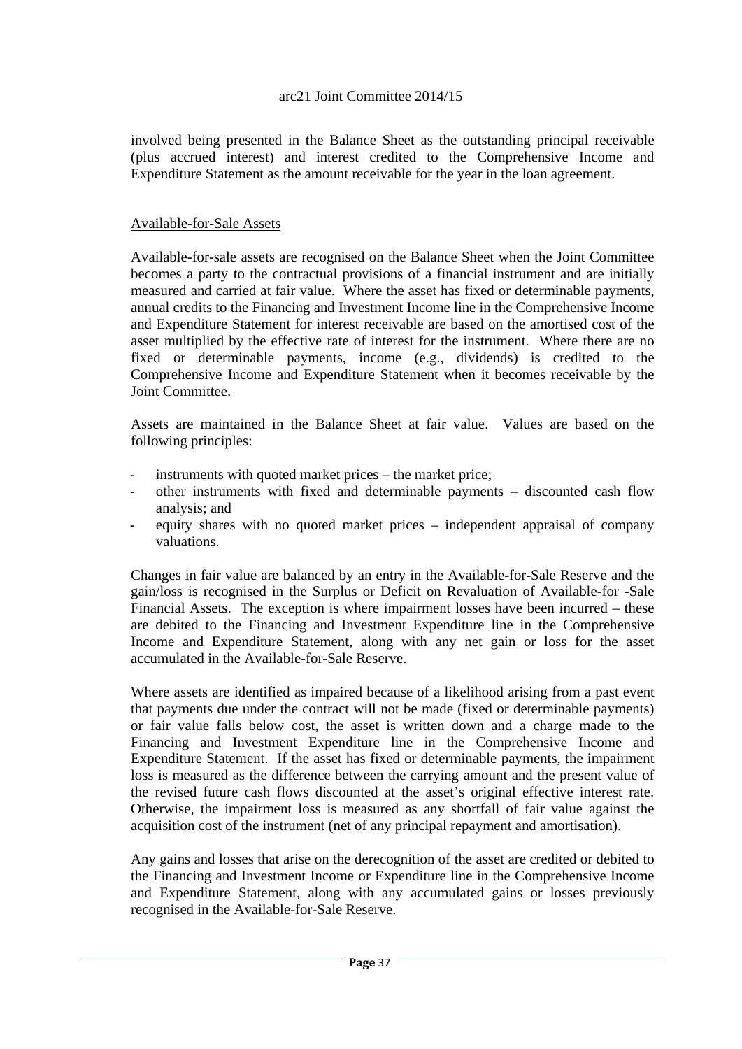involved being presented in the Balance Sheet as the outstanding principal receivable (plus accrued interest) and interest credited to the Comprehensive Income and Expenditure Statement as the amount receivable for the year in the loan agreement.

Available-for-Sale Assets

Available-for-sale assets are recognised on the Balance Sheet when the Joint Committee becomes a party to the contractual provisions of a financial instrument and are initially measured and carried at fair value. Where the asset has fixed or determinable payments, annual credits to the Financing and Investment Income line in the Comprehensive Income and Expenditure Statement for interest receivable are based on the amortised cost of the asset multiplied by the effective rate of interest for the instrument. Where there are no fixed or determinable payments, income (e.g., dividends) is credited to the Comprehensive Income and Expenditure Statement when it becomes receivable by the Joint Committee.

Assets are maintained in the Balance Sheet at fair value. Values are based on the following principles:

- instruments with quoted market prices – the market price;
- other instruments with fixed and determinable payments – discounted cash flow analysis; and
- equity shares with no quoted market prices – independent appraisal of company valuations.

Changes in fair value are balanced by an entry in the Available-for-Sale Reserve and the gain/loss is recognised in the Surplus or Deficit on Revaluation of Available-for -Sale Financial Assets. The exception is where impairment losses have been incurred – these are debited to the Financing and Investment Expenditure line in the Comprehensive Income and Expenditure Statement, along with any net gain or loss for the asset accumulated in the Available-for-Sale Reserve.

Where assets are identified as impaired because of a likelihood arising from a past event that payments due under the contract will not be made (fixed or determinable payments) or fair value falls below cost, the asset is written down and a charge made to the Financing and Investment Expenditure line in the Comprehensive Income and Expenditure Statement. If the asset has fixed or determinable payments, the impairment loss is measured as the difference between the carrying amount and the present value of the revised future cash flows discounted at the asset's original effective interest rate. Otherwise, the impairment loss is measured as any shortfall of fair value against the acquisition cost of the instrument (net of any principal repayment and amortisation).

Any gains and losses that arise on the derecognition of the asset are credited or debited to the Financing and Investment Income or Expenditure line in the Comprehensive Income and Expenditure Statement, along with any accumulated gains or losses previously recognised in the Available-for-Sale Reserve.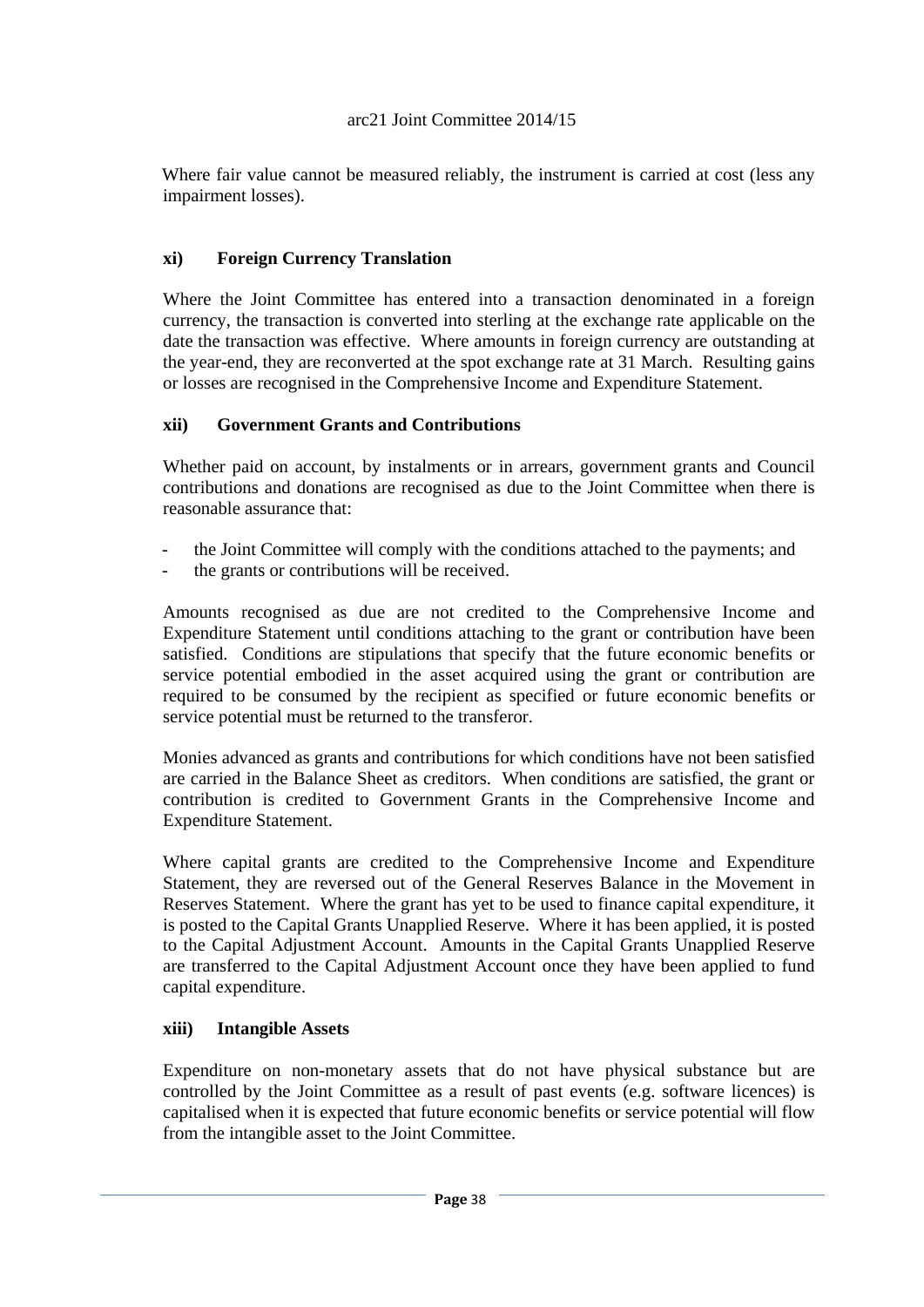Where fair value cannot be measured reliably, the instrument is carried at cost (less any impairment losses).

### xi) Foreign Currency Translation

Where the Joint Committee has entered into a transaction denominated in a foreign currency, the transaction is converted into sterling at the exchange rate applicable on the date the transaction was effective. Where amounts in foreign currency are outstanding at the year-end, they are reconverted at the spot exchange rate at 31 March. Resulting gains or losses are recognised in the Comprehensive Income and Expenditure Statement.

### xii) Government Grants and Contributions

Whether paid on account, by instalments or in arrears, government grants and Council contributions and donations are recognised as due to the Joint Committee when there is reasonable assurance that:

- the Joint Committee will comply with the conditions attached to the payments; and
- the grants or contributions will be received.

Amounts recognised as due are not credited to the Comprehensive Income and Expenditure Statement until conditions attaching to the grant or contribution have been satisfied. Conditions are stipulations that specify that the future economic benefits or service potential embodied in the asset acquired using the grant or contribution are required to be consumed by the recipient as specified or future economic benefits or service potential must be returned to the transferor.

Monies advanced as grants and contributions for which conditions have not been satisfied are carried in the Balance Sheet as creditors. When conditions are satisfied, the grant or contribution is credited to Government Grants in the Comprehensive Income and Expenditure Statement.

Where capital grants are credited to the Comprehensive Income and Expenditure Statement, they are reversed out of the General Reserves Balance in the Movement in Reserves Statement. Where the grant has yet to be used to finance capital expenditure, it is posted to the Capital Grants Unapplied Reserve. Where it has been applied, it is posted to the Capital Adjustment Account. Amounts in the Capital Grants Unapplied Reserve are transferred to the Capital Adjustment Account once they have been applied to fund capital expenditure.

### xiii) Intangible Assets

Expenditure on non-monetary assets that do not have physical substance but are controlled by the Joint Committee as a result of past events (e.g. software licences) is capitalised when it is expected that future economic benefits or service potential will flow from the intangible asset to the Joint Committee.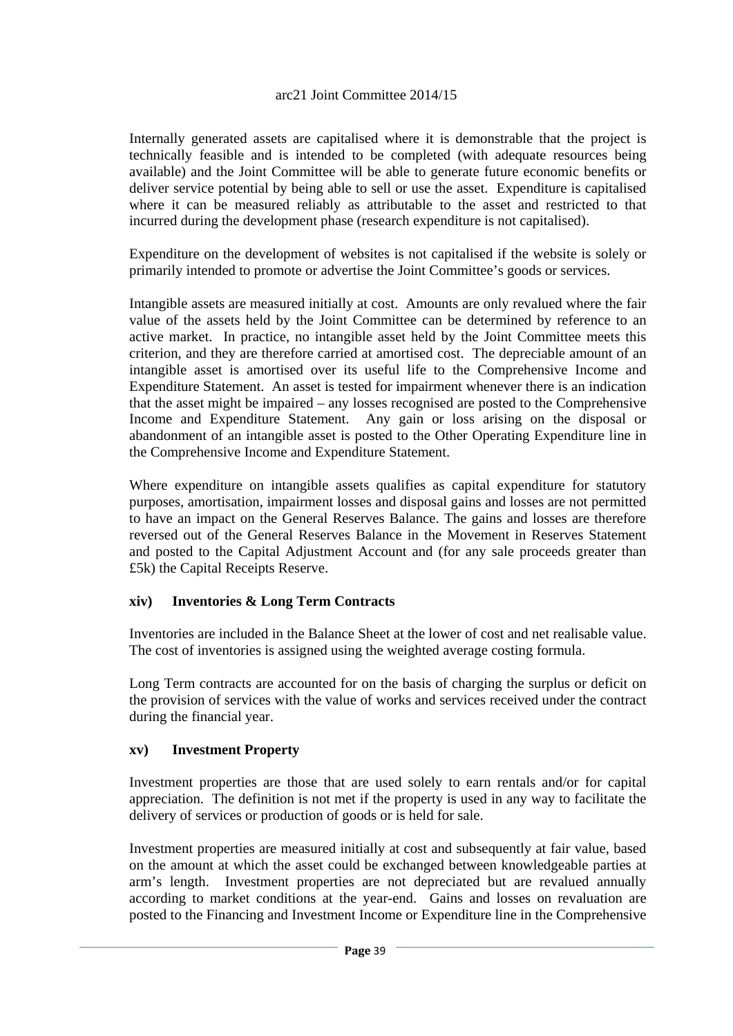Internally generated assets are capitalised where it is demonstrable that the project is technically feasible and is intended to be completed (with adequate resources being available) and the Joint Committee will be able to generate future economic benefits or deliver service potential by being able to sell or use the asset. Expenditure is capitalised where it can be measured reliably as attributable to the asset and restricted to that incurred during the development phase (research expenditure is not capitalised).

Expenditure on the development of websites is not capitalised if the website is solely or primarily intended to promote or advertise the Joint Committee's goods or services.

Intangible assets are measured initially at cost. Amounts are only revalued where the fair value of the assets held by the Joint Committee can be determined by reference to an active market. In practice, no intangible asset held by the Joint Committee meets this criterion, and they are therefore carried at amortised cost. The depreciable amount of an intangible asset is amortised over its useful life to the Comprehensive Income and Expenditure Statement. An asset is tested for impairment whenever there is an indication that the asset might be impaired – any losses recognised are posted to the Comprehensive Income and Expenditure Statement. Any gain or loss arising on the disposal or abandonment of an intangible asset is posted to the Other Operating Expenditure line in the Comprehensive Income and Expenditure Statement.

Where expenditure on intangible assets qualifies as capital expenditure for statutory purposes, amortisation, impairment losses and disposal gains and losses are not permitted to have an impact on the General Reserves Balance. The gains and losses are therefore reversed out of the General Reserves Balance in the Movement in Reserves Statement and posted to the Capital Adjustment Account and (for any sale proceeds greater than £5k) the Capital Receipts Reserve.

### xiv) Inventories & Long Term Contracts

Inventories are included in the Balance Sheet at the lower of cost and net realisable value. The cost of inventories is assigned using the weighted average costing formula.

Long Term contracts are accounted for on the basis of charging the surplus or deficit on the provision of services with the value of works and services received under the contract during the financial year.

### xv) Investment Property

Investment properties are those that are used solely to earn rentals and/or for capital appreciation. The definition is not met if the property is used in any way to facilitate the delivery of services or production of goods or is held for sale.

Investment properties are measured initially at cost and subsequently at fair value, based on the amount at which the asset could be exchanged between knowledgeable parties at arm's length. Investment properties are not depreciated but are revalued annually according to market conditions at the year-end. Gains and losses on revaluation are posted to the Financing and Investment Income or Expenditure line in the Comprehensive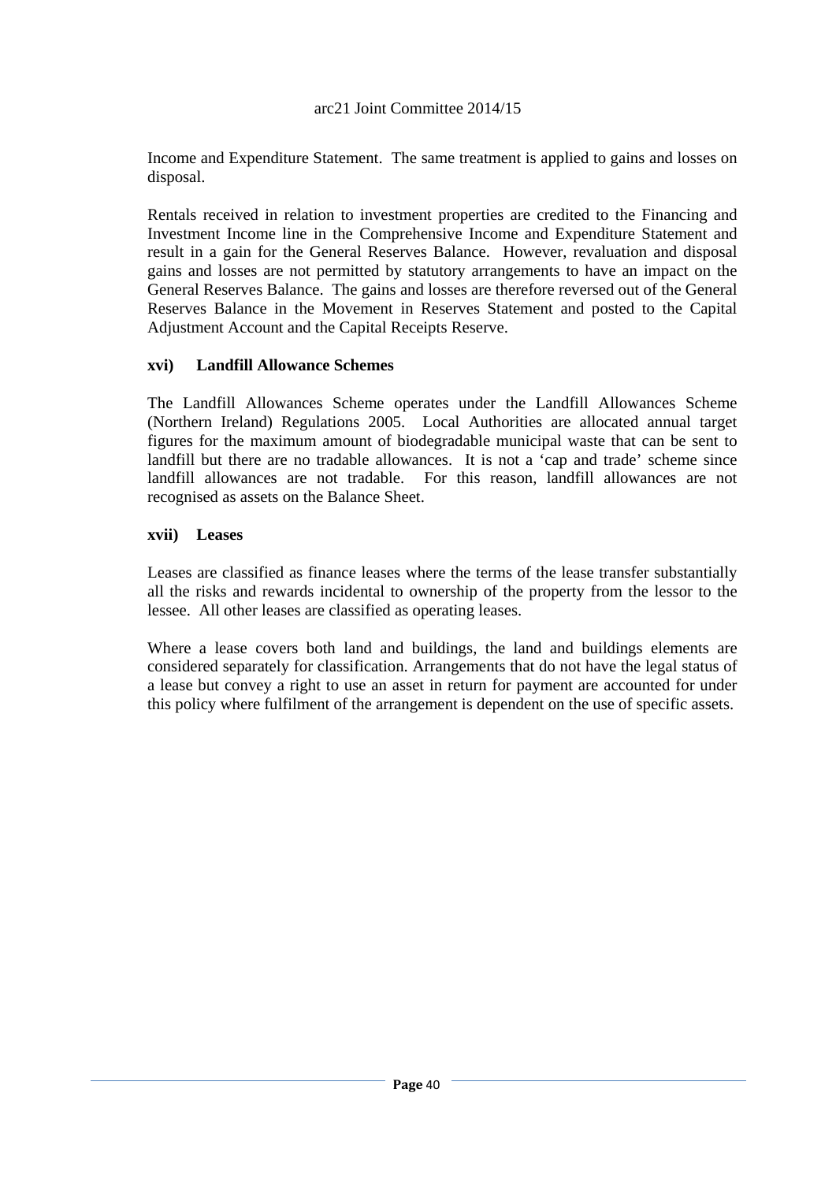Income and Expenditure Statement. The same treatment is applied to gains and losses on disposal.

Rentals received in relation to investment properties are credited to the Financing and Investment Income line in the Comprehensive Income and Expenditure Statement and result in a gain for the General Reserves Balance. However, revaluation and disposal gains and losses are not permitted by statutory arrangements to have an impact on the General Reserves Balance. The gains and losses are therefore reversed out of the General Reserves Balance in the Movement in Reserves Statement and posted to the Capital Adjustment Account and the Capital Receipts Reserve.

### xvi) Landfill Allowance Schemes

The Landfill Allowances Scheme operates under the Landfill Allowances Scheme (Northern Ireland) Regulations 2005. Local Authorities are allocated annual target figures for the maximum amount of biodegradable municipal waste that can be sent to landfill but there are no tradable allowances. It is not a 'cap and trade' scheme since landfill allowances are not tradable. For this reason, landfill allowances are not recognised as assets on the Balance Sheet.

### xvii) Leases

Leases are classified as finance leases where the terms of the lease transfer substantially all the risks and rewards incidental to ownership of the property from the lessor to the lessee. All other leases are classified as operating leases.

Where a lease covers both land and buildings, the land and buildings elements are considered separately for classification. Arrangements that do not have the legal status of a lease but convey a right to use an asset in return for payment are accounted for under this policy where fulfilment of the arrangement is dependent on the use of specific assets.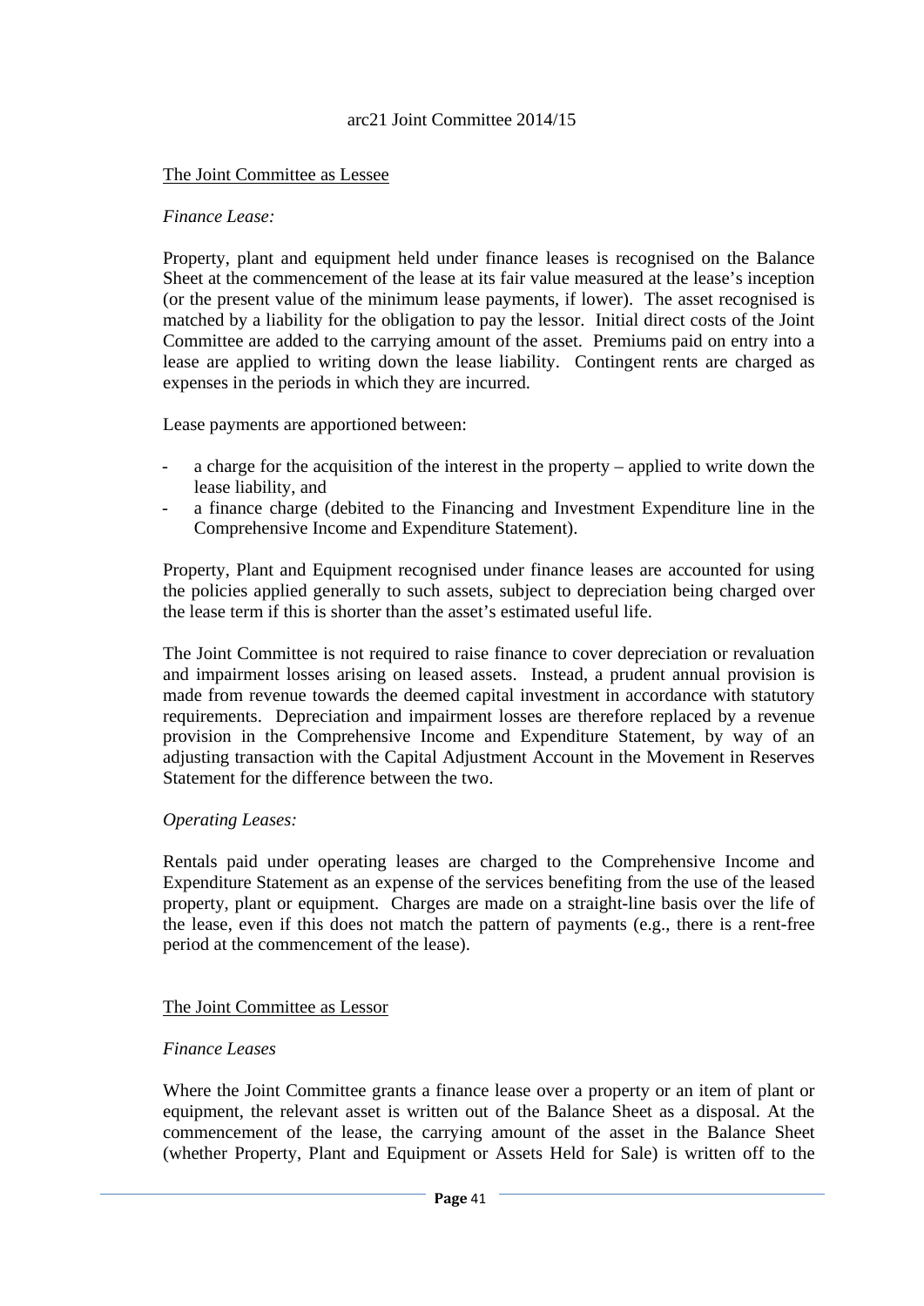<u>The Joint Committee as Lessee</u>

*Finance Lease:*

Property, plant and equipment held under finance leases is recognised on the Balance Sheet at the commencement of the lease at its fair value measured at the lease's inception (or the present value of the minimum lease payments, if lower). The asset recognised is matched by a liability for the obligation to pay the lessor. Initial direct costs of the Joint Committee are added to the carrying amount of the asset. Premiums paid on entry into a lease are applied to writing down the lease liability. Contingent rents are charged as expenses in the periods in which they are incurred.

Lease payments are apportioned between:

- a charge for the acquisition of the interest in the property – applied to write down the lease liability, and
- a finance charge (debited to the Financing and Investment Expenditure line in the Comprehensive Income and Expenditure Statement).

Property, Plant and Equipment recognised under finance leases are accounted for using the policies applied generally to such assets, subject to depreciation being charged over the lease term if this is shorter than the asset's estimated useful life.

The Joint Committee is not required to raise finance to cover depreciation or revaluation and impairment losses arising on leased assets. Instead, a prudent annual provision is made from revenue towards the deemed capital investment in accordance with statutory requirements. Depreciation and impairment losses are therefore replaced by a revenue provision in the Comprehensive Income and Expenditure Statement, by way of an adjusting transaction with the Capital Adjustment Account in the Movement in Reserves Statement for the difference between the two.

*Operating Leases:*

Rentals paid under operating leases are charged to the Comprehensive Income and Expenditure Statement as an expense of the services benefiting from the use of the leased property, plant or equipment. Charges are made on a straight-line basis over the life of the lease, even if this does not match the pattern of payments (e.g., there is a rent-free period at the commencement of the lease).

<u>The Joint Committee as Lessor</u>

*Finance Leases*

Where the Joint Committee grants a finance lease over a property or an item of plant or equipment, the relevant asset is written out of the Balance Sheet as a disposal. At the commencement of the lease, the carrying amount of the asset in the Balance Sheet (whether Property, Plant and Equipment or Assets Held for Sale) is written off to the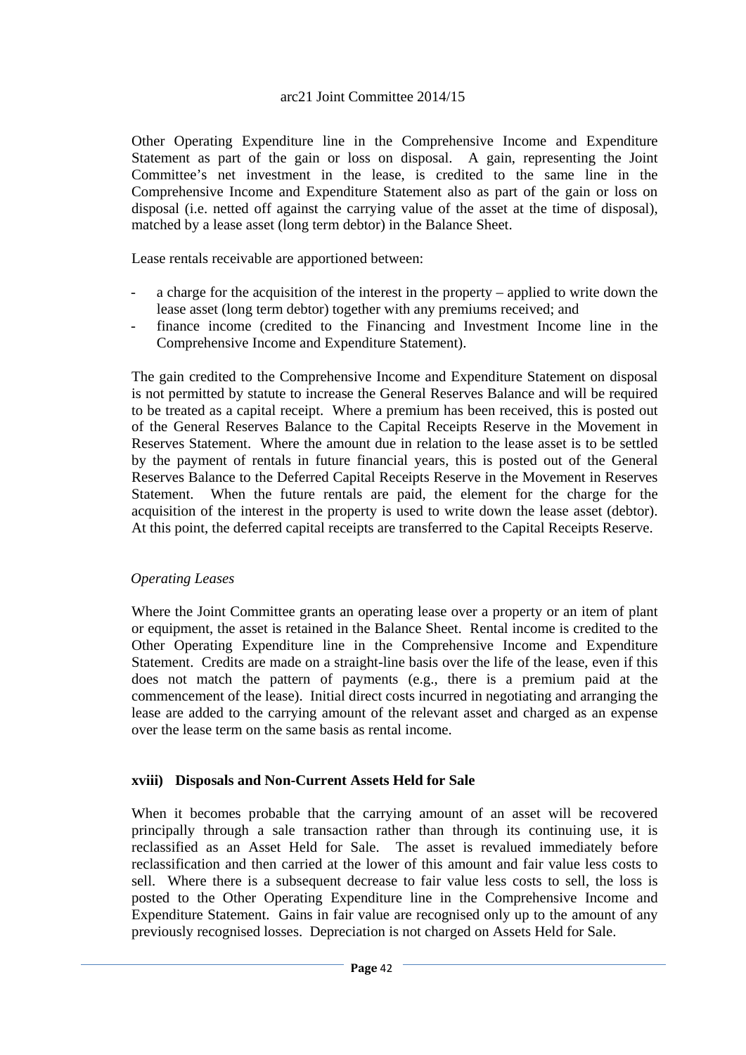Other Operating Expenditure line in the Comprehensive Income and Expenditure Statement as part of the gain or loss on disposal. A gain, representing the Joint Committee's net investment in the lease, is credited to the same line in the Comprehensive Income and Expenditure Statement also as part of the gain or loss on disposal (i.e. netted off against the carrying value of the asset at the time of disposal), matched by a lease asset (long term debtor) in the Balance Sheet.

Lease rentals receivable are apportioned between:

- a charge for the acquisition of the interest in the property – applied to write down the lease asset (long term debtor) together with any premiums received; and
- finance income (credited to the Financing and Investment Income line in the Comprehensive Income and Expenditure Statement).

The gain credited to the Comprehensive Income and Expenditure Statement on disposal is not permitted by statute to increase the General Reserves Balance and will be required to be treated as a capital receipt. Where a premium has been received, this is posted out of the General Reserves Balance to the Capital Receipts Reserve in the Movement in Reserves Statement. Where the amount due in relation to the lease asset is to be settled by the payment of rentals in future financial years, this is posted out of the General Reserves Balance to the Deferred Capital Receipts Reserve in the Movement in Reserves Statement. When the future rentals are paid, the element for the charge for the acquisition of the interest in the property is used to write down the lease asset (debtor). At this point, the deferred capital receipts are transferred to the Capital Receipts Reserve.

*Operating Leases*

Where the Joint Committee grants an operating lease over a property or an item of plant or equipment, the asset is retained in the Balance Sheet. Rental income is credited to the Other Operating Expenditure line in the Comprehensive Income and Expenditure Statement. Credits are made on a straight-line basis over the life of the lease, even if this does not match the pattern of payments (e.g., there is a premium paid at the commencement of the lease). Initial direct costs incurred in negotiating and arranging the lease are added to the carrying amount of the relevant asset and charged as an expense over the lease term on the same basis as rental income.

**xviii) Disposals and Non-Current Assets Held for Sale**

When it becomes probable that the carrying amount of an asset will be recovered principally through a sale transaction rather than through its continuing use, it is reclassified as an Asset Held for Sale. The asset is revalued immediately before reclassification and then carried at the lower of this amount and fair value less costs to sell. Where there is a subsequent decrease to fair value less costs to sell, the loss is posted to the Other Operating Expenditure line in the Comprehensive Income and Expenditure Statement. Gains in fair value are recognised only up to the amount of any previously recognised losses. Depreciation is not charged on Assets Held for Sale.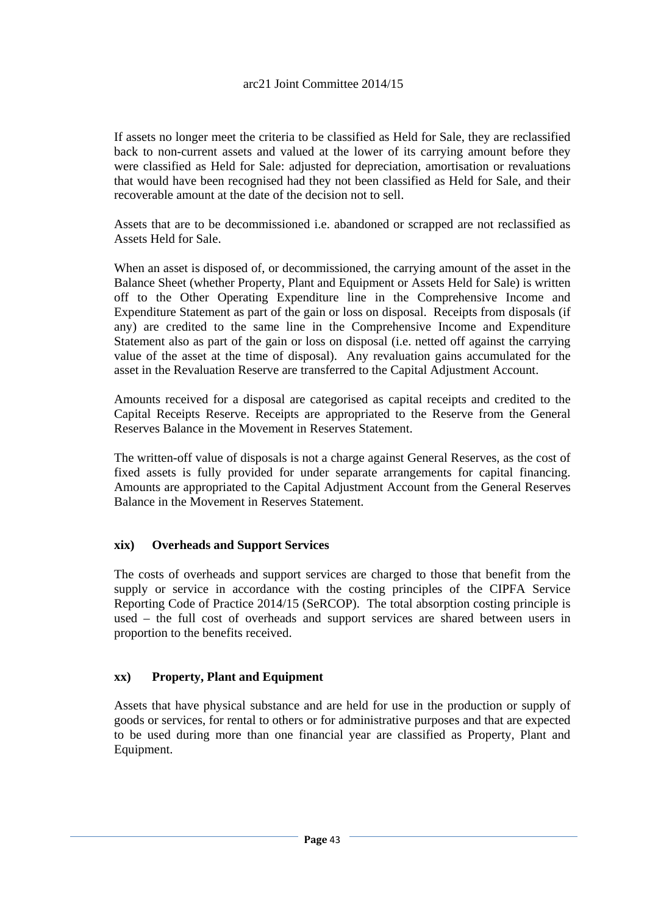If assets no longer meet the criteria to be classified as Held for Sale, they are reclassified back to non-current assets and valued at the lower of its carrying amount before they were classified as Held for Sale: adjusted for depreciation, amortisation or revaluations that would have been recognised had they not been classified as Held for Sale, and their recoverable amount at the date of the decision not to sell.

Assets that are to be decommissioned i.e. abandoned or scrapped are not reclassified as Assets Held for Sale.

When an asset is disposed of, or decommissioned, the carrying amount of the asset in the Balance Sheet (whether Property, Plant and Equipment or Assets Held for Sale) is written off to the Other Operating Expenditure line in the Comprehensive Income and Expenditure Statement as part of the gain or loss on disposal. Receipts from disposals (if any) are credited to the same line in the Comprehensive Income and Expenditure Statement also as part of the gain or loss on disposal (i.e. netted off against the carrying value of the asset at the time of disposal). Any revaluation gains accumulated for the asset in the Revaluation Reserve are transferred to the Capital Adjustment Account.

Amounts received for a disposal are categorised as capital receipts and credited to the Capital Receipts Reserve. Receipts are appropriated to the Reserve from the General Reserves Balance in the Movement in Reserves Statement.

The written-off value of disposals is not a charge against General Reserves, as the cost of fixed assets is fully provided for under separate arrangements for capital financing. Amounts are appropriated to the Capital Adjustment Account from the General Reserves Balance in the Movement in Reserves Statement.

### xix) Overheads and Support Services

The costs of overheads and support services are charged to those that benefit from the supply or service in accordance with the costing principles of the CIPFA Service Reporting Code of Practice 2014/15 (SeRCOP). The total absorption costing principle is used – the full cost of overheads and support services are shared between users in proportion to the benefits received.

### xx) Property, Plant and Equipment

Assets that have physical substance and are held for use in the production or supply of goods or services, for rental to others or for administrative purposes and that are expected to be used during more than one financial year are classified as Property, Plant and Equipment.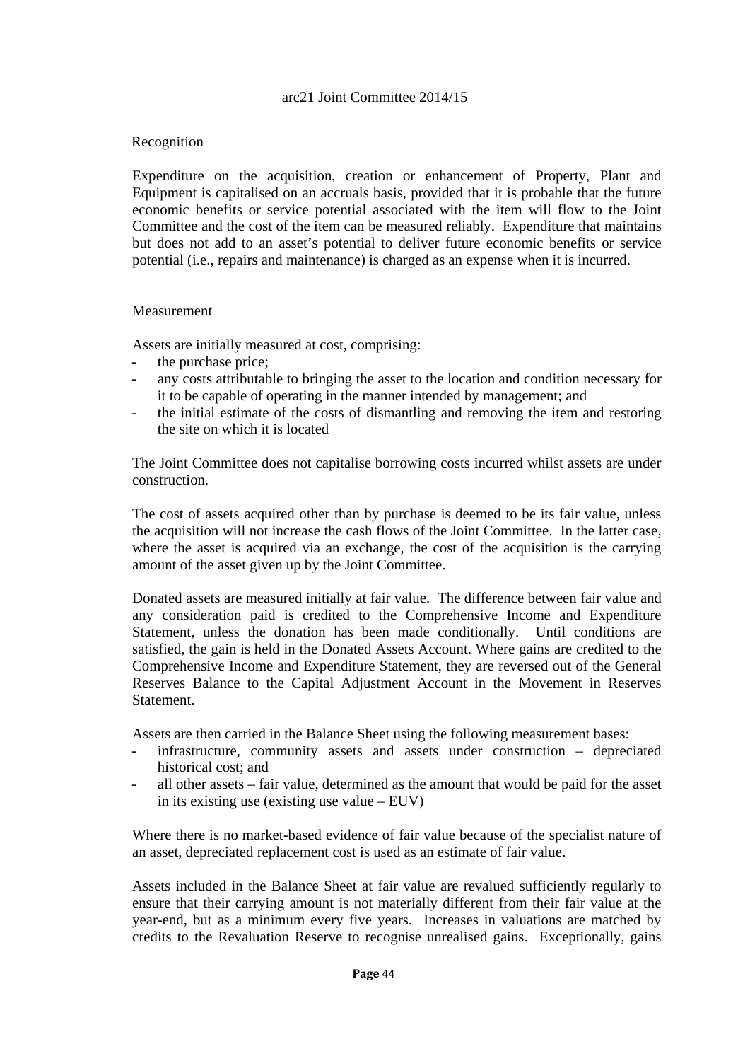Recognition

Expenditure on the acquisition, creation or enhancement of Property, Plant and Equipment is capitalised on an accruals basis, provided that it is probable that the future economic benefits or service potential associated with the item will flow to the Joint Committee and the cost of the item can be measured reliably. Expenditure that maintains but does not add to an asset's potential to deliver future economic benefits or service potential (i.e., repairs and maintenance) is charged as an expense when it is incurred.

Measurement

Assets are initially measured at cost, comprising:

- the purchase price;
- any costs attributable to bringing the asset to the location and condition necessary for it to be capable of operating in the manner intended by management; and
- the initial estimate of the costs of dismantling and removing the item and restoring the site on which it is located

The Joint Committee does not capitalise borrowing costs incurred whilst assets are under construction.

The cost of assets acquired other than by purchase is deemed to be its fair value, unless the acquisition will not increase the cash flows of the Joint Committee. In the latter case, where the asset is acquired via an exchange, the cost of the acquisition is the carrying amount of the asset given up by the Joint Committee.

Donated assets are measured initially at fair value. The difference between fair value and any consideration paid is credited to the Comprehensive Income and Expenditure Statement, unless the donation has been made conditionally. Until conditions are satisfied, the gain is held in the Donated Assets Account. Where gains are credited to the Comprehensive Income and Expenditure Statement, they are reversed out of the General Reserves Balance to the Capital Adjustment Account in the Movement in Reserves Statement.

Assets are then carried in the Balance Sheet using the following measurement bases:

- infrastructure, community assets and assets under construction – depreciated historical cost; and
- all other assets – fair value, determined as the amount that would be paid for the asset in its existing use (existing use value – EUV)

Where there is no market-based evidence of fair value because of the specialist nature of an asset, depreciated replacement cost is used as an estimate of fair value.

Assets included in the Balance Sheet at fair value are revalued sufficiently regularly to ensure that their carrying amount is not materially different from their fair value at the year-end, but as a minimum every five years. Increases in valuations are matched by credits to the Revaluation Reserve to recognise unrealised gains. Exceptionally, gains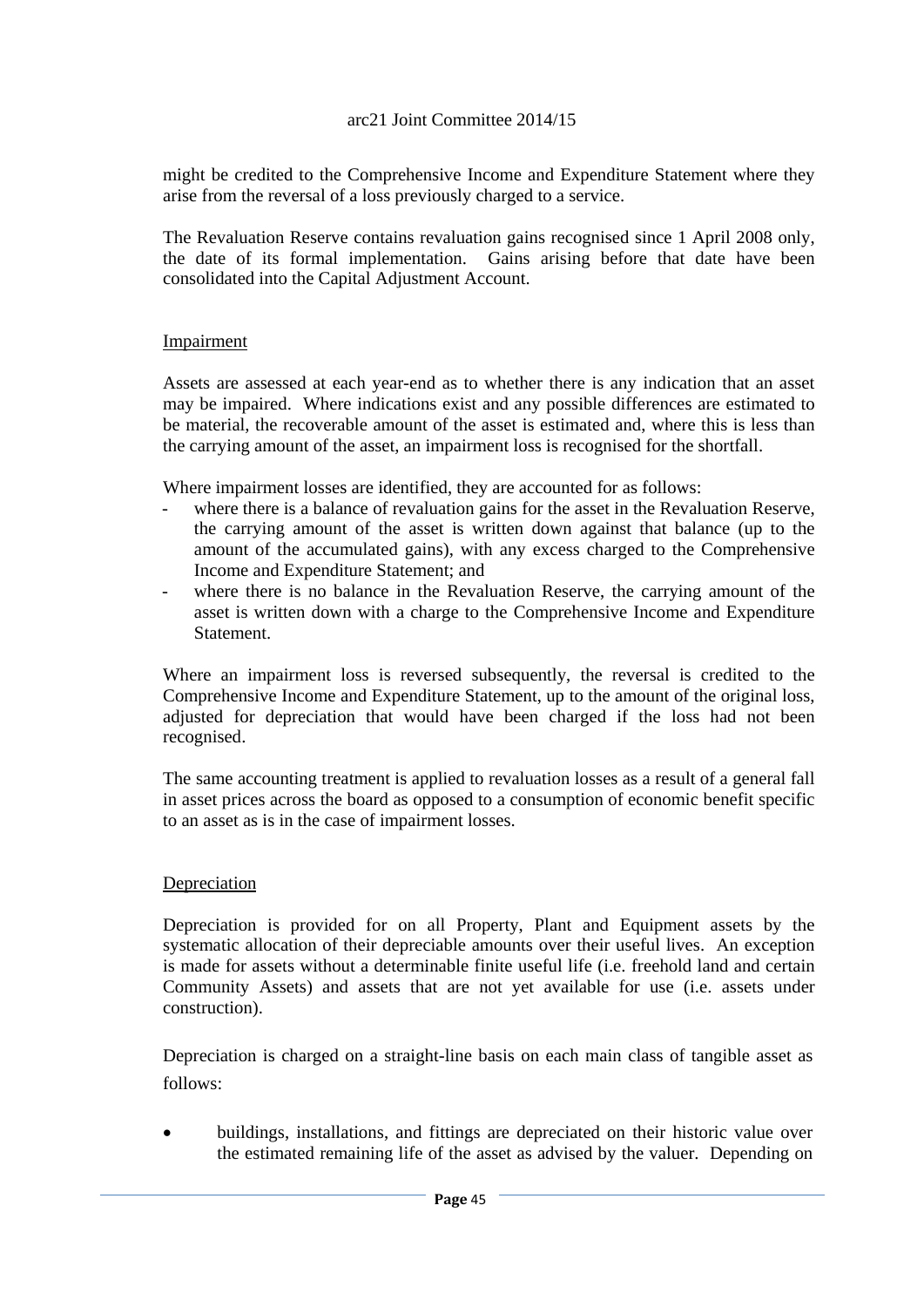might be credited to the Comprehensive Income and Expenditure Statement where they arise from the reversal of a loss previously charged to a service.

The Revaluation Reserve contains revaluation gains recognised since 1 April 2008 only, the date of its formal implementation. Gains arising before that date have been consolidated into the Capital Adjustment Account.

## Impairment

Assets are assessed at each year-end as to whether there is any indication that an asset may be impaired. Where indications exist and any possible differences are estimated to be material, the recoverable amount of the asset is estimated and, where this is less than the carrying amount of the asset, an impairment loss is recognised for the shortfall.

Where impairment losses are identified, they are accounted for as follows:

- where there is a balance of revaluation gains for the asset in the Revaluation Reserve, the carrying amount of the asset is written down against that balance (up to the amount of the accumulated gains), with any excess charged to the Comprehensive Income and Expenditure Statement; and
- where there is no balance in the Revaluation Reserve, the carrying amount of the asset is written down with a charge to the Comprehensive Income and Expenditure Statement.

Where an impairment loss is reversed subsequently, the reversal is credited to the Comprehensive Income and Expenditure Statement, up to the amount of the original loss, adjusted for depreciation that would have been charged if the loss had not been recognised.

The same accounting treatment is applied to revaluation losses as a result of a general fall in asset prices across the board as opposed to a consumption of economic benefit specific to an asset as is in the case of impairment losses.

## Depreciation

Depreciation is provided for on all Property, Plant and Equipment assets by the systematic allocation of their depreciable amounts over their useful lives. An exception is made for assets without a determinable finite useful life (i.e. freehold land and certain Community Assets) and assets that are not yet available for use (i.e. assets under construction).

Depreciation is charged on a straight-line basis on each main class of tangible asset as follows:

- buildings, installations, and fittings are depreciated on their historic value over the estimated remaining life of the asset as advised by the valuer. Depending on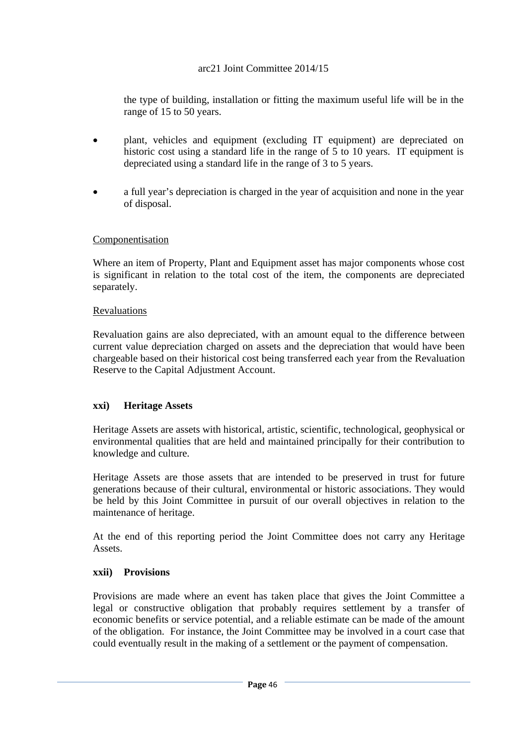the type of building, installation or fitting the maximum useful life will be in the range of 15 to 50 years.

- plant, vehicles and equipment (excluding IT equipment) are depreciated on historic cost using a standard life in the range of 5 to 10 years. IT equipment is depreciated using a standard life in the range of 3 to 5 years.

- a full year's depreciation is charged in the year of acquisition and none in the year of disposal.

Componentisation

Where an item of Property, Plant and Equipment asset has major components whose cost is significant in relation to the total cost of the item, the components are depreciated separately.

Revaluations

Revaluation gains are also depreciated, with an amount equal to the difference between current value depreciation charged on assets and the depreciation that would have been chargeable based on their historical cost being transferred each year from the Revaluation Reserve to the Capital Adjustment Account.

**xxi) Heritage Assets**

Heritage Assets are assets with historical, artistic, scientific, technological, geophysical or environmental qualities that are held and maintained principally for their contribution to knowledge and culture.

Heritage Assets are those assets that are intended to be preserved in trust for future generations because of their cultural, environmental or historic associations. They would be held by this Joint Committee in pursuit of our overall objectives in relation to the maintenance of heritage.

At the end of this reporting period the Joint Committee does not carry any Heritage Assets.

**xxii) Provisions**

Provisions are made where an event has taken place that gives the Joint Committee a legal or constructive obligation that probably requires settlement by a transfer of economic benefits or service potential, and a reliable estimate can be made of the amount of the obligation. For instance, the Joint Committee may be involved in a court case that could eventually result in the making of a settlement or the payment of compensation.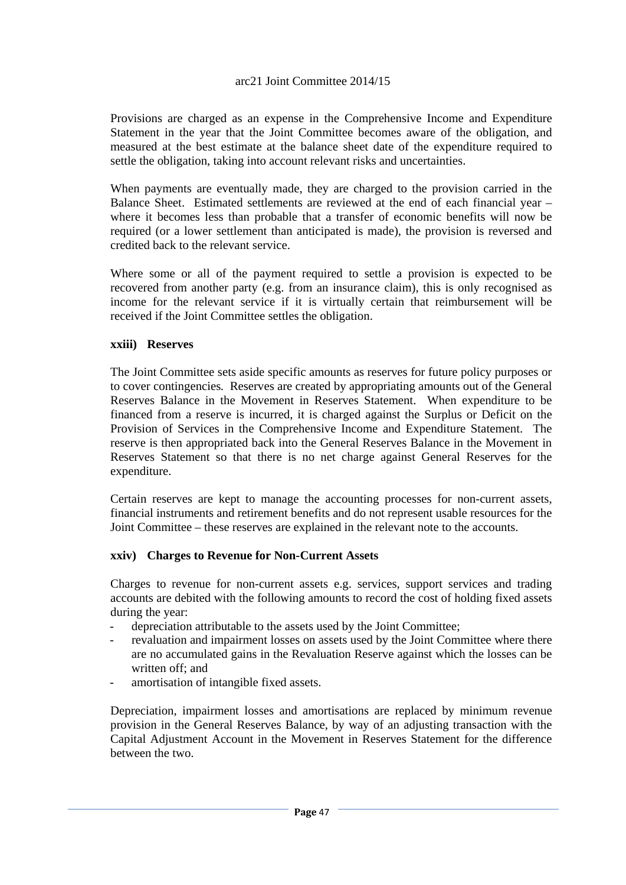Provisions are charged as an expense in the Comprehensive Income and Expenditure Statement in the year that the Joint Committee becomes aware of the obligation, and measured at the best estimate at the balance sheet date of the expenditure required to settle the obligation, taking into account relevant risks and uncertainties.

When payments are eventually made, they are charged to the provision carried in the Balance Sheet. Estimated settlements are reviewed at the end of each financial year – where it becomes less than probable that a transfer of economic benefits will now be required (or a lower settlement than anticipated is made), the provision is reversed and credited back to the relevant service.

Where some or all of the payment required to settle a provision is expected to be recovered from another party (e.g. from an insurance claim), this is only recognised as income for the relevant service if it is virtually certain that reimbursement will be received if the Joint Committee settles the obligation.

**xxiii) Reserves**

The Joint Committee sets aside specific amounts as reserves for future policy purposes or to cover contingencies. Reserves are created by appropriating amounts out of the General Reserves Balance in the Movement in Reserves Statement. When expenditure to be financed from a reserve is incurred, it is charged against the Surplus or Deficit on the Provision of Services in the Comprehensive Income and Expenditure Statement. The reserve is then appropriated back into the General Reserves Balance in the Movement in Reserves Statement so that there is no net charge against General Reserves for the expenditure.

Certain reserves are kept to manage the accounting processes for non-current assets, financial instruments and retirement benefits and do not represent usable resources for the Joint Committee – these reserves are explained in the relevant note to the accounts.

**xxiv) Charges to Revenue for Non-Current Assets**

Charges to revenue for non-current assets e.g. services, support services and trading accounts are debited with the following amounts to record the cost of holding fixed assets during the year:

- depreciation attributable to the assets used by the Joint Committee;
- revaluation and impairment losses on assets used by the Joint Committee where there are no accumulated gains in the Revaluation Reserve against which the losses can be written off; and
- amortisation of intangible fixed assets.

Depreciation, impairment losses and amortisations are replaced by minimum revenue provision in the General Reserves Balance, by way of an adjusting transaction with the Capital Adjustment Account in the Movement in Reserves Statement for the difference between the two.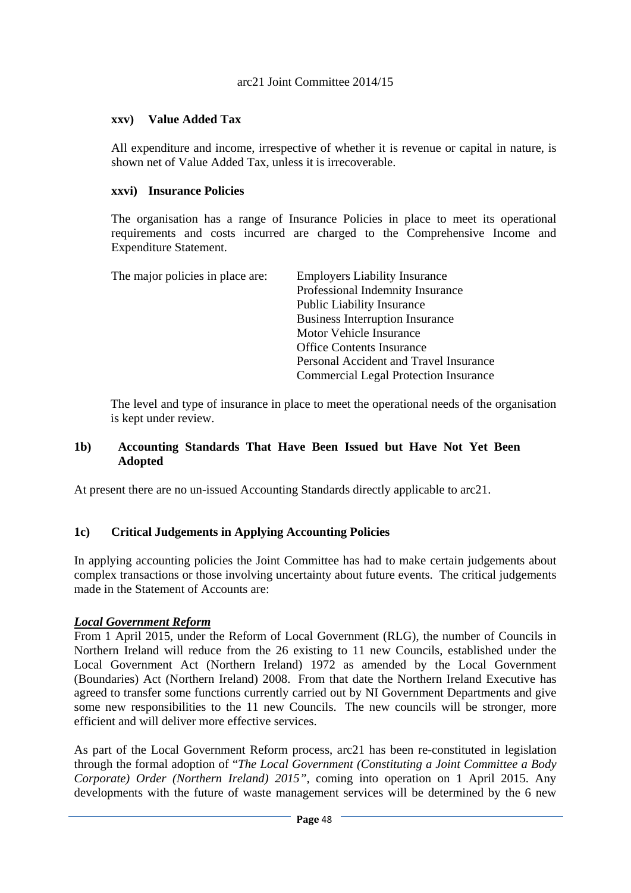#### xxv) Value Added Tax

All expenditure and income, irrespective of whether it is revenue or capital in nature, is shown net of Value Added Tax, unless it is irrecoverable.

#### xxvi) Insurance Policies

The organisation has a range of Insurance Policies in place to meet its operational requirements and costs incurred are charged to the Comprehensive Income and Expenditure Statement.

The major policies in place are:

- Employers Liability Insurance
- Professional Indemnity Insurance
- Public Liability Insurance
- Business Interruption Insurance
- Motor Vehicle Insurance
- Office Contents Insurance
- Personal Accident and Travel Insurance
- Commercial Legal Protection Insurance

The level and type of insurance in place to meet the operational needs of the organisation is kept under review.

### 1b) Accounting Standards That Have Been Issued but Have Not Yet Been Adopted

At present there are no un-issued Accounting Standards directly applicable to arc21.

### 1c) Critical Judgements in Applying Accounting Policies

In applying accounting policies the Joint Committee has had to make certain judgements about complex transactions or those involving uncertainty about future events. The critical judgements made in the Statement of Accounts are:

***Local Government Reform***

From 1 April 2015, under the Reform of Local Government (RLG), the number of Councils in Northern Ireland will reduce from the 26 existing to 11 new Councils, established under the Local Government Act (Northern Ireland) 1972 as amended by the Local Government (Boundaries) Act (Northern Ireland) 2008. From that date the Northern Ireland Executive has agreed to transfer some functions currently carried out by NI Government Departments and give some new responsibilities to the 11 new Councils. The new councils will be stronger, more efficient and will deliver more effective services.

As part of the Local Government Reform process, arc21 has been re-constituted in legislation through the formal adoption of "*The Local Government (Constituting a Joint Committee a Body Corporate) Order (Northern Ireland) 2015"*, coming into operation on 1 April 2015. Any developments with the future of waste management services will be determined by the 6 new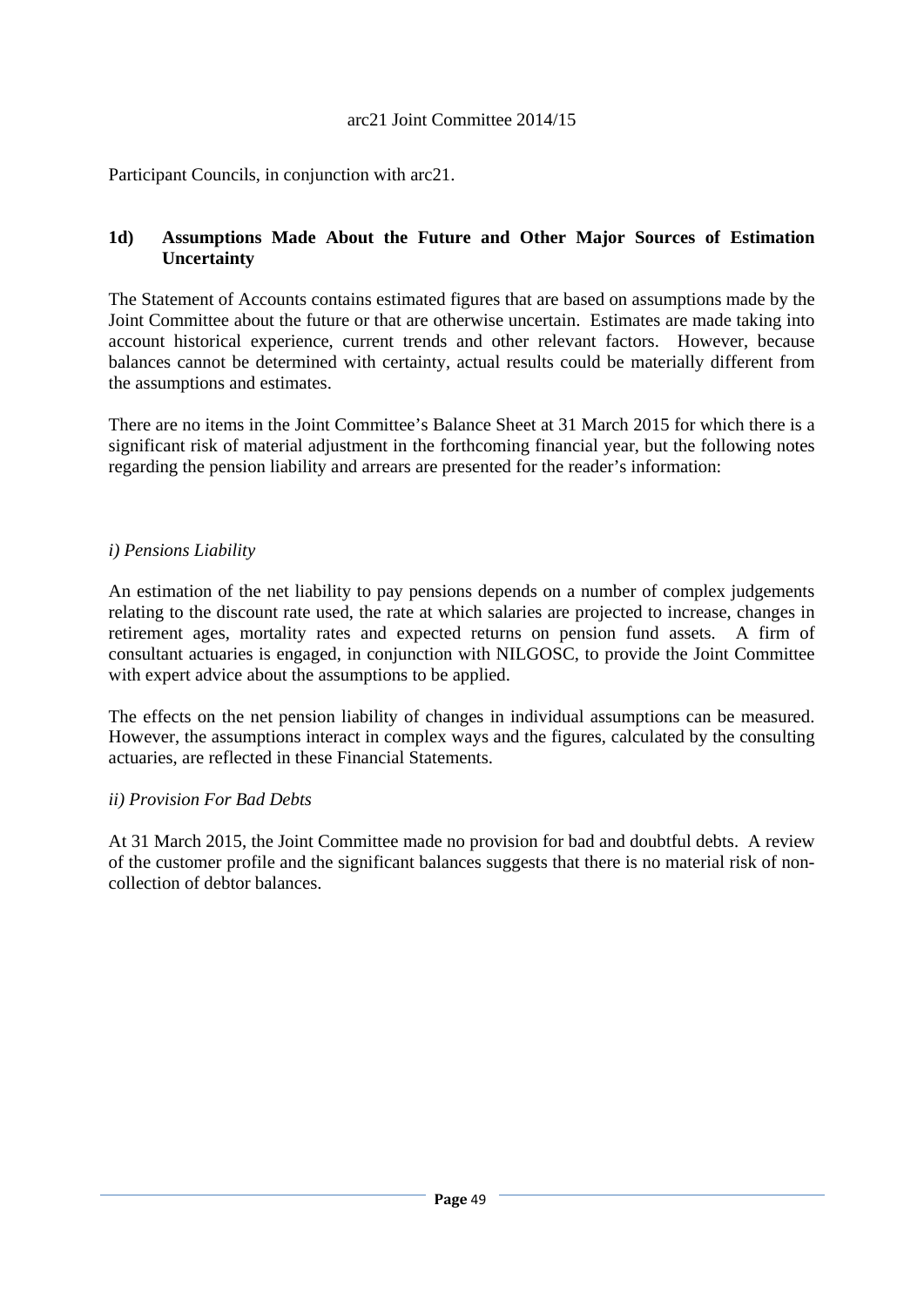Participant Councils, in conjunction with arc21.

## 1d) Assumptions Made About the Future and Other Major Sources of Estimation Uncertainty

The Statement of Accounts contains estimated figures that are based on assumptions made by the Joint Committee about the future or that are otherwise uncertain. Estimates are made taking into account historical experience, current trends and other relevant factors. However, because balances cannot be determined with certainty, actual results could be materially different from the assumptions and estimates.

There are no items in the Joint Committee's Balance Sheet at 31 March 2015 for which there is a significant risk of material adjustment in the forthcoming financial year, but the following notes regarding the pension liability and arrears are presented for the reader's information:

*i) Pensions Liability*

An estimation of the net liability to pay pensions depends on a number of complex judgements relating to the discount rate used, the rate at which salaries are projected to increase, changes in retirement ages, mortality rates and expected returns on pension fund assets. A firm of consultant actuaries is engaged, in conjunction with NILGOSC, to provide the Joint Committee with expert advice about the assumptions to be applied.

The effects on the net pension liability of changes in individual assumptions can be measured. However, the assumptions interact in complex ways and the figures, calculated by the consulting actuaries, are reflected in these Financial Statements.

*ii) Provision For Bad Debts*

At 31 March 2015, the Joint Committee made no provision for bad and doubtful debts. A review of the customer profile and the significant balances suggests that there is no material risk of non-collection of debtor balances.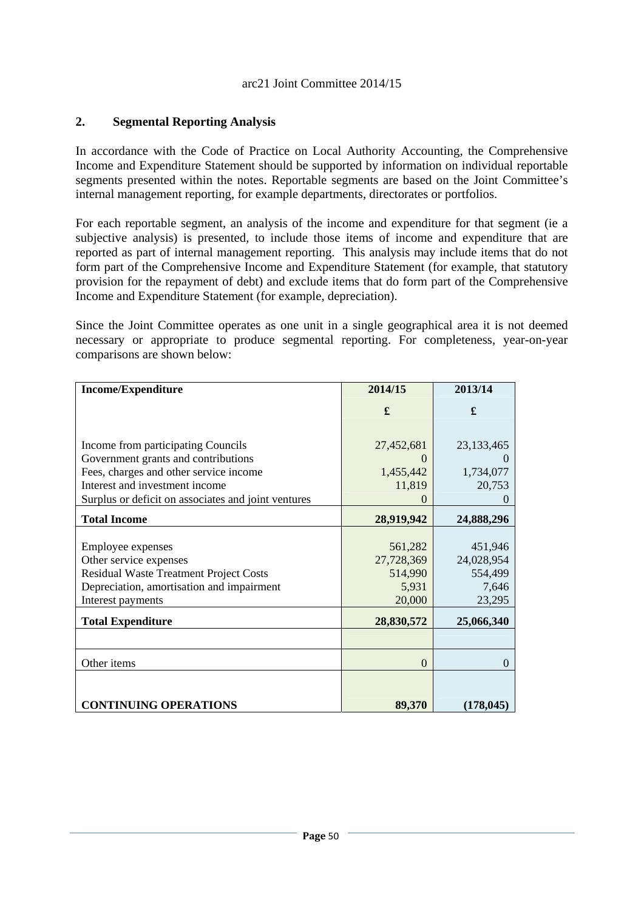## 2. Segmental Reporting Analysis

In accordance with the Code of Practice on Local Authority Accounting, the Comprehensive Income and Expenditure Statement should be supported by information on individual reportable segments presented within the notes. Reportable segments are based on the Joint Committee's internal management reporting, for example departments, directorates or portfolios.

For each reportable segment, an analysis of the income and expenditure for that segment (ie a subjective analysis) is presented, to include those items of income and expenditure that are reported as part of internal management reporting. This analysis may include items that do not form part of the Comprehensive Income and Expenditure Statement (for example, that statutory provision for the repayment of debt) and exclude items that do form part of the Comprehensive Income and Expenditure Statement (for example, depreciation).

Since the Joint Committee operates as one unit in a single geographical area it is not deemed necessary or appropriate to produce segmental reporting. For completeness, year-on-year comparisons are shown below:

| **Income/Expenditure** | **2014/15** | **2013/14** |
|---|---|---|
| | **£** | **£** |
| Income from participating Councils | 27,452,681 | 23,133,465 |
| Government grants and contributions | 0 | 0 |
| Fees, charges and other service income | 1,455,442 | 1,734,077 |
| Interest and investment income | 11,819 | 20,753 |
| Surplus or deficit on associates and joint ventures | 0 | 0 |
| **Total Income** | **28,919,942** | **24,888,296** |
| Employee expenses | 561,282 | 451,946 |
| Other service expenses | 27,728,369 | 24,028,954 |
| Residual Waste Treatment Project Costs | 514,990 | 554,499 |
| Depreciation, amortisation and impairment | 5,931 | 7,646 |
| Interest payments | 20,000 | 23,295 |
| **Total Expenditure** | **28,830,572** | **25,066,340** |
| | | |
| Other items | 0 | 0 |
| **CONTINUING OPERATIONS** | **89,370** | **(178,045)** |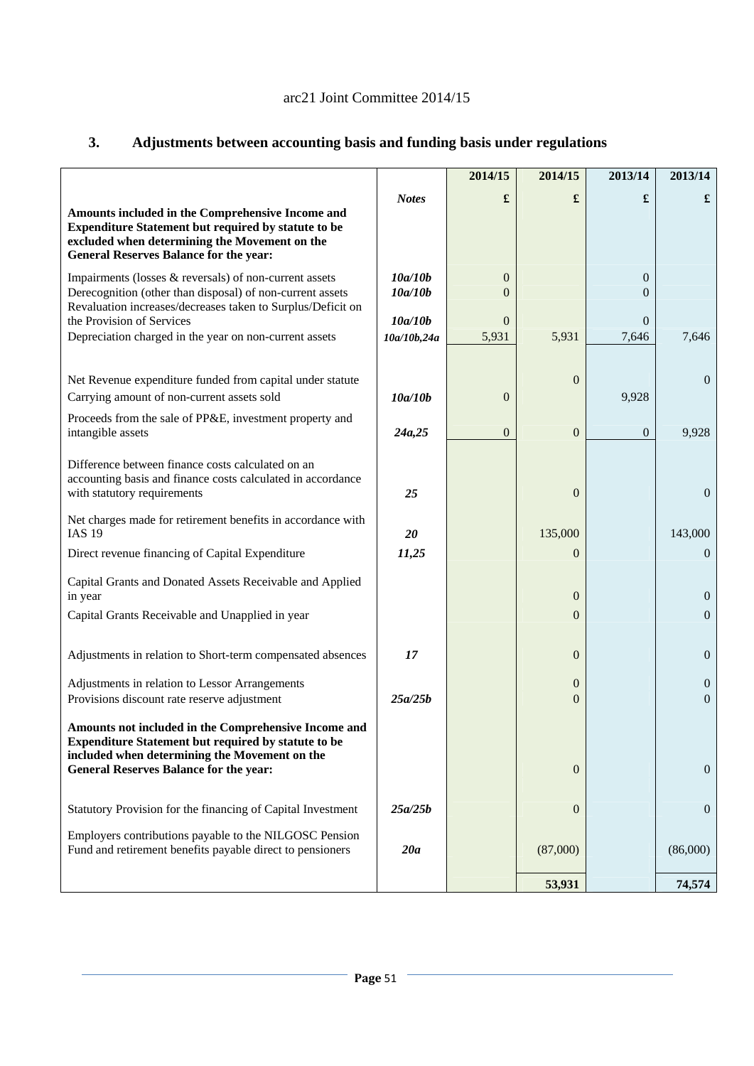arc21 Joint Committee 2014/15

## 3. Adjustments between accounting basis and funding basis under regulations

| | Notes | 2014/15 £ | 2014/15 £ | 2013/14 £ | 2013/14 £ |
|---|---|---|---|---|---|
| **Amounts included in the Comprehensive Income and Expenditure Statement but required by statute to be excluded when determining the Movement on the General Reserves Balance for the year:** | | | | | |
| Impairments (losses & reversals) of non-current assets | ***10a/10b*** | 0 | | 0 | |
| Derecognition (other than disposal) of non-current assets | ***10a/10b*** | 0 | | 0 | |
| Revaluation increases/decreases taken to Surplus/Deficit on the Provision of Services | ***10a/10b*** | 0 | | 0 | |
| Depreciation charged in the year on non-current assets | ***10a/10b,24a*** | 5,931 | 5,931 | 7,646 | 7,646 |
| Net Revenue expenditure funded from capital under statute | | | 0 | | 0 |
| Carrying amount of non-current assets sold | ***10a/10b*** | 0 | | 9,928 | |
| Proceeds from the sale of PP&E, investment property and intangible assets | ***24a,25*** | 0 | 0 | 0 | 9,928 |
| Difference between finance costs calculated on an accounting basis and finance costs calculated in accordance with statutory requirements | ***25*** | | 0 | | 0 |
| Net charges made for retirement benefits in accordance with IAS 19 | ***20*** | | 135,000 | | 143,000 |
| Direct revenue financing of Capital Expenditure | ***11,25*** | | 0 | | 0 |
| Capital Grants and Donated Assets Receivable and Applied in year | | | 0 | | 0 |
| Capital Grants Receivable and Unapplied in year | | | 0 | | 0 |
| Adjustments in relation to Short-term compensated absences | ***17*** | | 0 | | 0 |
| Adjustments in relation to Lessor Arrangements | | | 0 | | 0 |
| Provisions discount rate reserve adjustment | ***25a/25b*** | | 0 | | 0 |
| **Amounts not included in the Comprehensive Income and Expenditure Statement but required by statute to be included when determining the Movement on the General Reserves Balance for the year:** | | | 0 | | 0 |
| Statutory Provision for the financing of Capital Investment | ***25a/25b*** | | 0 | | 0 |
| Employers contributions payable to the NILGOSC Pension Fund and retirement benefits payable direct to pensioners | ***20a*** | | (87,000) | | (86,000) |
| | | | **53,931** | | **74,574** |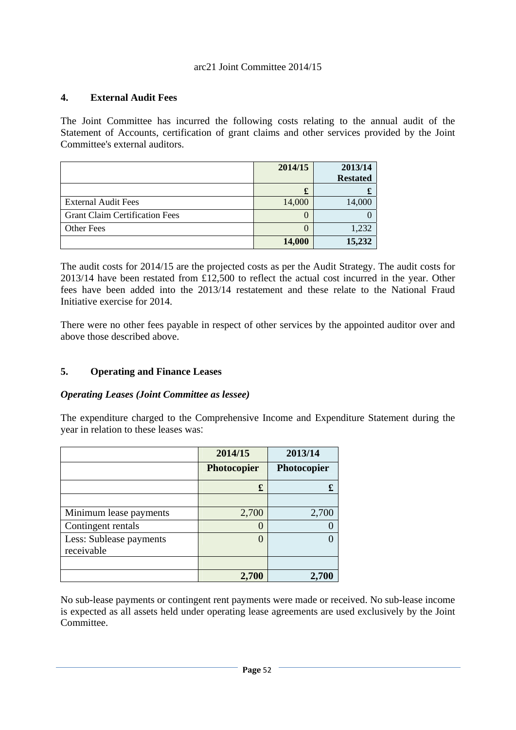## 4. External Audit Fees

The Joint Committee has incurred the following costs relating to the annual audit of the Statement of Accounts, certification of grant claims and other services provided by the Joint Committee's external auditors.

| | 2014/15 | 2013/14 Restated |
|---|---|---|
| | £ | £ |
| External Audit Fees | 14,000 | 14,000 |
| Grant Claim Certification Fees | 0 | 0 |
| Other Fees | 0 | 1,232 |
| | **14,000** | **15,232** |

The audit costs for 2014/15 are the projected costs as per the Audit Strategy. The audit costs for 2013/14 have been restated from £12,500 to reflect the actual cost incurred in the year. Other fees have been added into the 2013/14 restatement and these relate to the National Fraud Initiative exercise for 2014.

There were no other fees payable in respect of other services by the appointed auditor over and above those described above.

## 5. Operating and Finance Leases

### *Operating Leases (Joint Committee as lessee)*

The expenditure charged to the Comprehensive Income and Expenditure Statement during the year in relation to these leases was:

| | 2014/15 | 2013/14 |
|---|---|---|
| | Photocopier | Photocopier |
| | £ | £ |
| | | |
| Minimum lease payments | 2,700 | 2,700 |
| Contingent rentals | 0 | 0 |
| Less: Sublease payments receivable | 0 | 0 |
| | | |
| | **2,700** | **2,700** |

No sub-lease payments or contingent rent payments were made or received. No sub-lease income is expected as all assets held under operating lease agreements are used exclusively by the Joint Committee.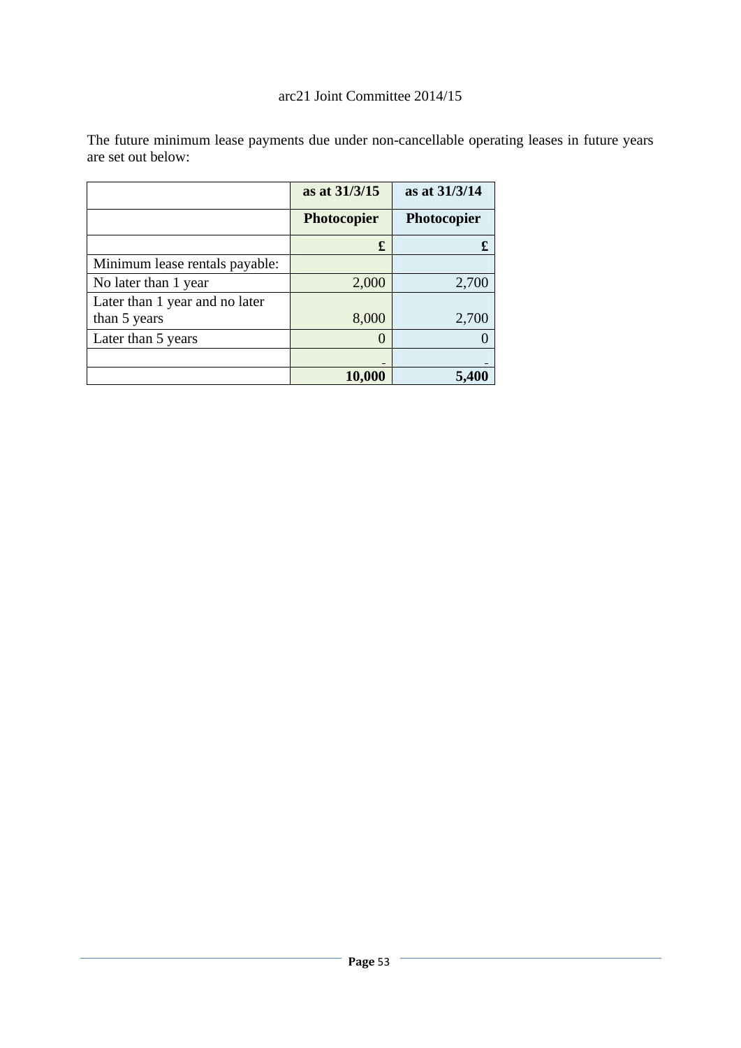The future minimum lease payments due under non-cancellable operating leases in future years are set out below:

| | as at 31/3/15 | as at 31/3/14 |
|---|---|---|
| | **Photocopier** | **Photocopier** |
| | **£** | **£** |
| Minimum lease rentals payable: | | |
| No later than 1 year | 2,000 | 2,700 |
| Later than 1 year and no later than 5 years | 8,000 | 2,700 |
| Later than 5 years | 0 | 0 |
| | - | - |
| | **10,000** | **5,400** |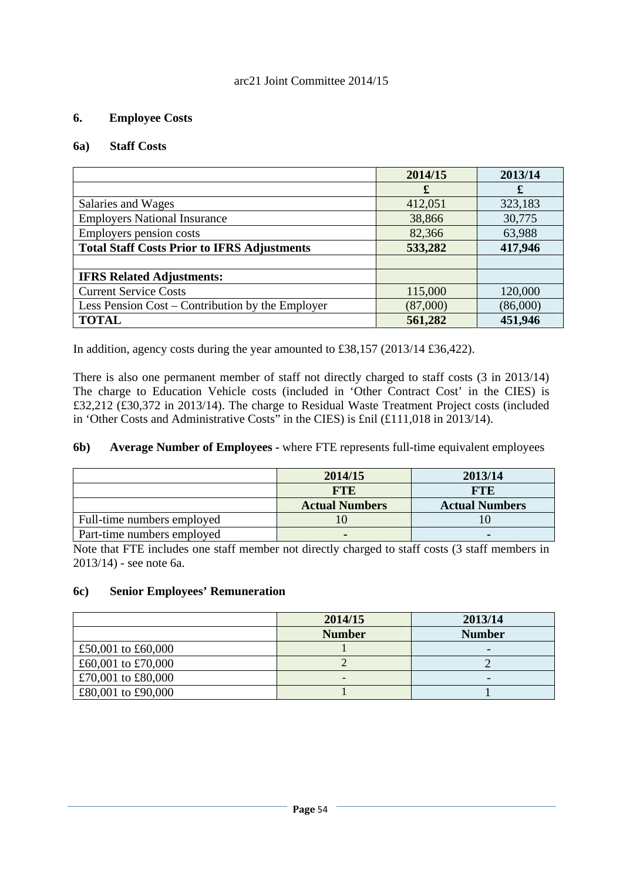## 6. Employee Costs

### 6a) Staff Costs

| | 2014/15 | 2013/14 |
|---|---|---|
| | £ | £ |
| Salaries and Wages | 412,051 | 323,183 |
| Employers National Insurance | 38,866 | 30,775 |
| Employers pension costs | 82,366 | 63,988 |
| **Total Staff Costs Prior to IFRS Adjustments** | **533,282** | **417,946** |
| | | |
| **IFRS Related Adjustments:** | | |
| Current Service Costs | 115,000 | 120,000 |
| Less Pension Cost – Contribution by the Employer | (87,000) | (86,000) |
| **TOTAL** | **561,282** | **451,946** |

In addition, agency costs during the year amounted to £38,157 (2013/14 £36,422).

There is also one permanent member of staff not directly charged to staff costs (3 in 2013/14) The charge to Education Vehicle costs (included in 'Other Contract Cost' in the CIES) is £32,212 (£30,372 in 2013/14). The charge to Residual Waste Treatment Project costs (included in 'Other Costs and Administrative Costs" in the CIES) is £nil (£111,018 in 2013/14).

### 6b) Average Number of Employees - where FTE represents full-time equivalent employees

| | 2014/15 | 2013/14 |
|---|---|---|
| | FTE | FTE |
| | Actual Numbers | Actual Numbers |
| Full-time numbers employed | 10 | 10 |
| Part-time numbers employed | - | - |

Note that FTE includes one staff member not directly charged to staff costs (3 staff members in 2013/14) - see note 6a.

### 6c) Senior Employees' Remuneration

| | 2014/15 | 2013/14 |
|---|---|---|
| | Number | Number |
| £50,001 to £60,000 | 1 | - |
| £60,001 to £70,000 | 2 | 2 |
| £70,001 to £80,000 | - | - |
| £80,001 to £90,000 | 1 | 1 |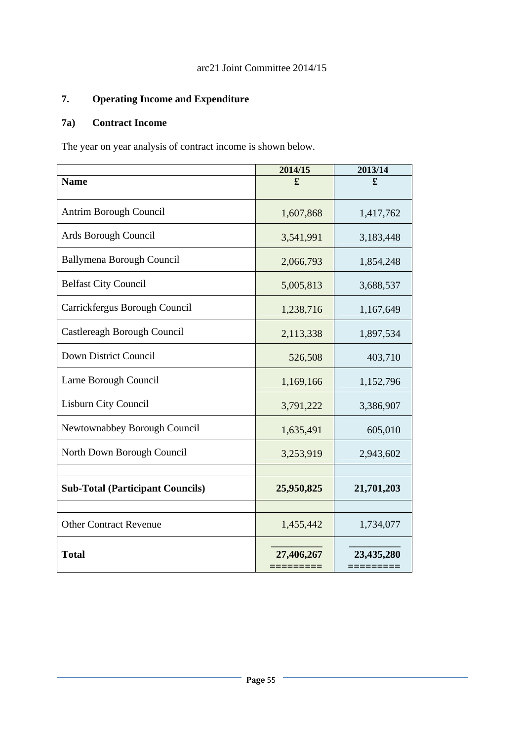arc21 Joint Committee 2014/15

## 7. Operating Income and Expenditure

### 7a) Contract Income

The year on year analysis of contract income is shown below.

| | 2014/15 | 2013/14 |
|---|---|---|
| **Name** | **£** | **£** |
| Antrim Borough Council | 1,607,868 | 1,417,762 |
| Ards Borough Council | 3,541,991 | 3,183,448 |
| Ballymena Borough Council | 2,066,793 | 1,854,248 |
| Belfast City Council | 5,005,813 | 3,688,537 |
| Carrickfergus Borough Council | 1,238,716 | 1,167,649 |
| Castlereagh Borough Council | 2,113,338 | 1,897,534 |
| Down District Council | 526,508 | 403,710 |
| Larne Borough Council | 1,169,166 | 1,152,796 |
| Lisburn City Council | 3,791,222 | 3,386,907 |
| Newtownabbey Borough Council | 1,635,491 | 605,010 |
| North Down Borough Council | 3,253,919 | 2,943,602 |
| | | |
| **Sub-Total (Participant Councils)** | **25,950,825** | **21,701,203** |
| | | |
| Other Contract Revenue | 1,455,442 | 1,734,077 |
| **Total** | **27,406,267** | **23,435,280** |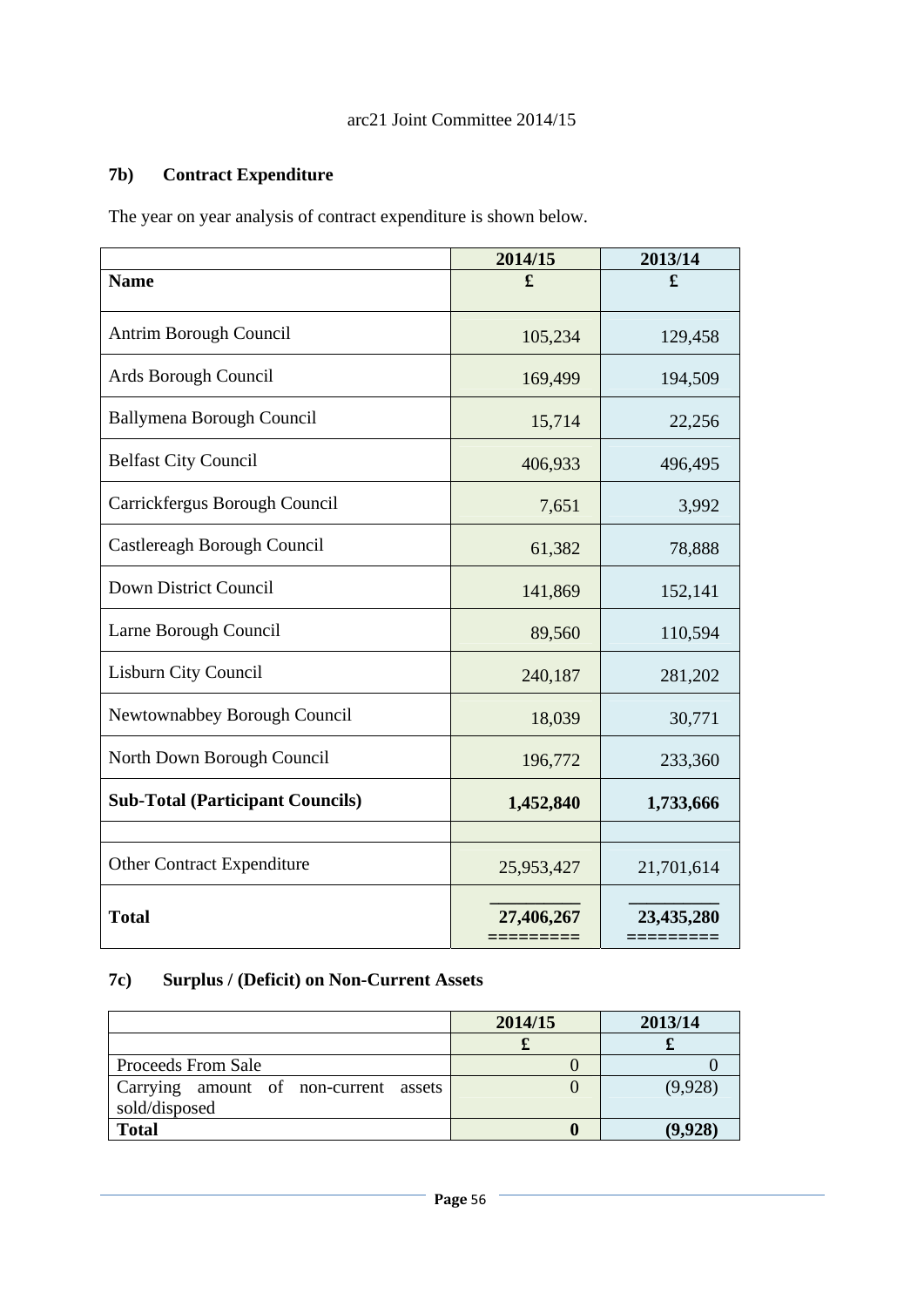arc21 Joint Committee 2014/15

### 7b) Contract Expenditure

The year on year analysis of contract expenditure is shown below.

| | 2014/15 | 2013/14 |
|---|---|---|
| **Name** | **£** | **£** |
| Antrim Borough Council | 105,234 | 129,458 |
| Ards Borough Council | 169,499 | 194,509 |
| Ballymena Borough Council | 15,714 | 22,256 |
| Belfast City Council | 406,933 | 496,495 |
| Carrickfergus Borough Council | 7,651 | 3,992 |
| Castlereagh Borough Council | 61,382 | 78,888 |
| Down District Council | 141,869 | 152,141 |
| Larne Borough Council | 89,560 | 110,594 |
| Lisburn City Council | 240,187 | 281,202 |
| Newtownabbey Borough Council | 18,039 | 30,771 |
| North Down Borough Council | 196,772 | 233,360 |
| **Sub-Total (Participant Councils)** | **1,452,840** | **1,733,666** |
| | | |
| Other Contract Expenditure | 25,953,427 | 21,701,614 |
| **Total** | **27,406,267** | **23,435,280** |

### 7c) Surplus / (Deficit) on Non-Current Assets

| | 2014/15 | 2013/14 |
|---|---|---|
| | **£** | **£** |
| Proceeds From Sale | 0 | 0 |
| Carrying amount of non-current assets sold/disposed | 0 | (9,928) |
| **Total** | **0** | **(9,928)** |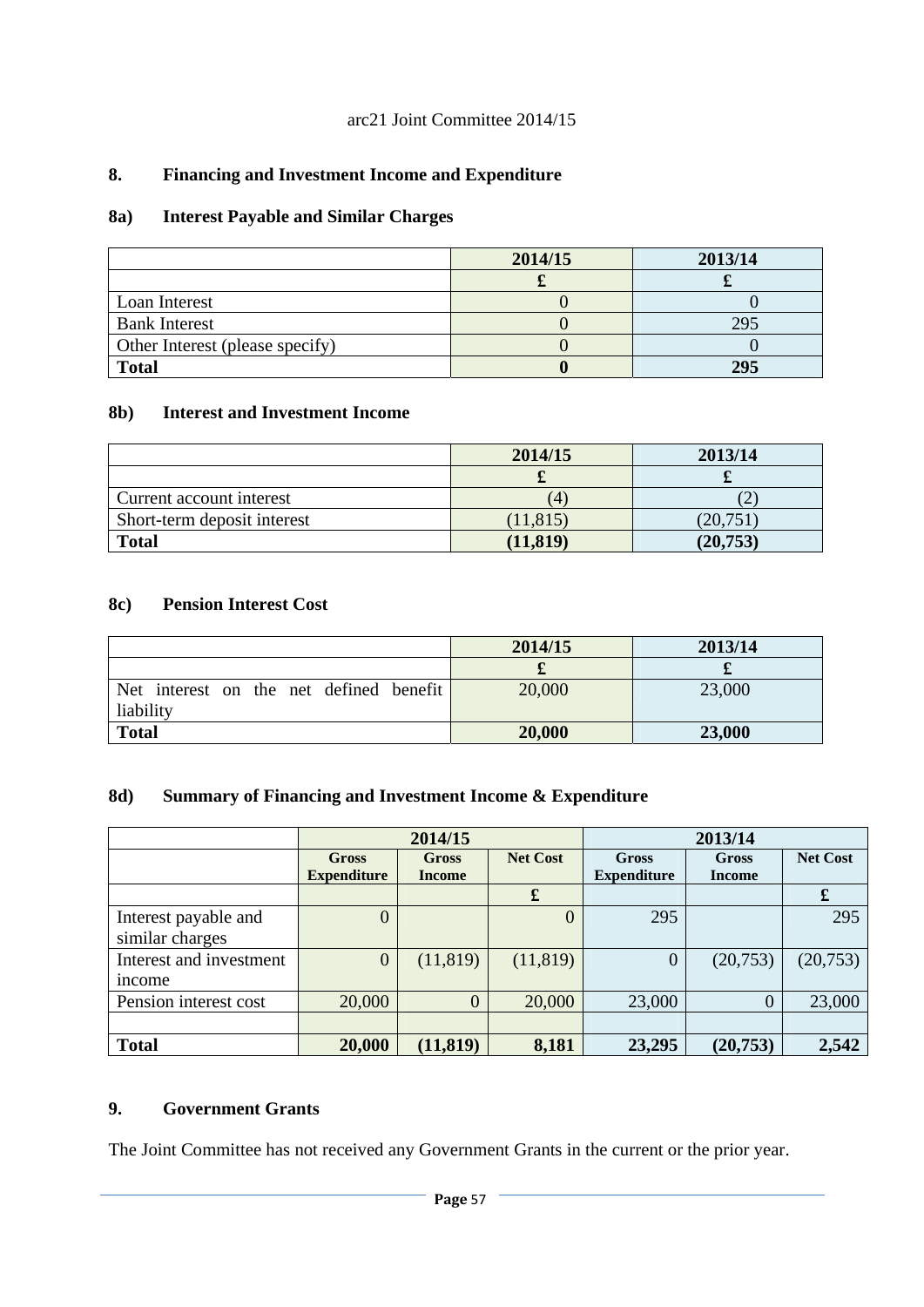arc21 Joint Committee 2014/15

## 8. Financing and Investment Income and Expenditure

### 8a) Interest Payable and Similar Charges

| | 2014/15 | 2013/14 |
|---|---|---|
| | £ | £ |
| Loan Interest | 0 | 0 |
| Bank Interest | 0 | 295 |
| Other Interest (please specify) | 0 | 0 |
| **Total** | **0** | **295** |

### 8b) Interest and Investment Income

| | 2014/15 | 2013/14 |
|---|---|---|
| | £ | £ |
| Current account interest | (4) | (2) |
| Short-term deposit interest | (11,815) | (20,751) |
| **Total** | **(11,819)** | **(20,753)** |

### 8c) Pension Interest Cost

| | 2014/15 | 2013/14 |
|---|---|---|
| | £ | £ |
| Net interest on the net defined benefit liability | 20,000 | 23,000 |
| **Total** | **20,000** | **23,000** |

### 8d) Summary of Financing and Investment Income & Expenditure

| | 2014/15 | | | 2013/14 | | |
|---|---|---|---|---|---|---|
| | Gross Expenditure | Gross Income | Net Cost | Gross Expenditure | Gross Income | Net Cost |
| | | | £ | | | £ |
| Interest payable and similar charges | 0 | | 0 | 295 | | 295 |
| Interest and investment income | 0 | (11,819) | (11,819) | 0 | (20,753) | (20,753) |
| Pension interest cost | 20,000 | 0 | 20,000 | 23,000 | 0 | 23,000 |
| | | | | | | |
| **Total** | **20,000** | **(11,819)** | **8,181** | **23,295** | **(20,753)** | **2,542** |

## 9. Government Grants

The Joint Committee has not received any Government Grants in the current or the prior year.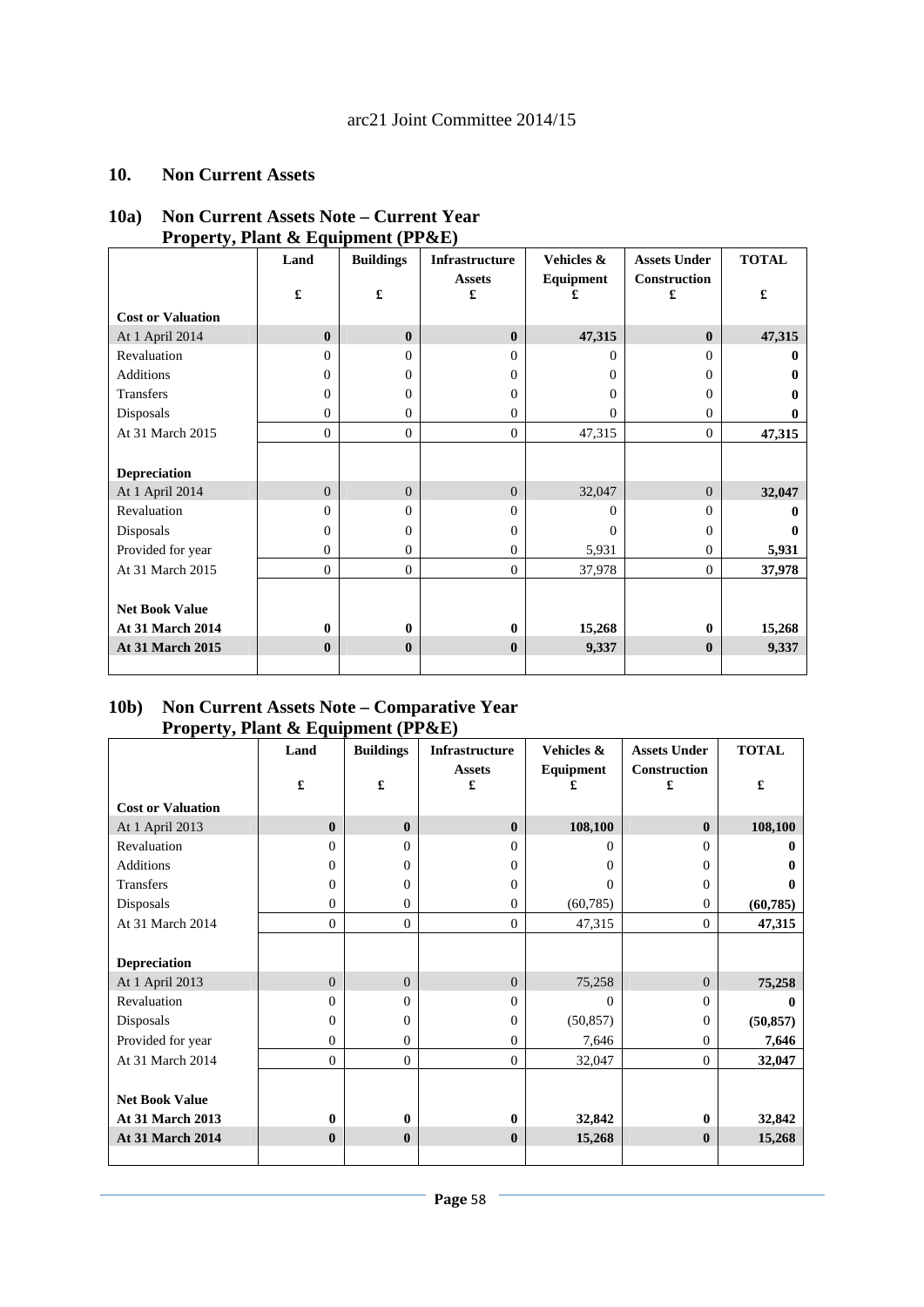## 10. Non Current Assets

### 10a) Non Current Assets Note – Current Year Property, Plant & Equipment (PP&E)

| | Land £ | Buildings £ | Infrastructure Assets £ | Vehicles & Equipment £ | Assets Under Construction £ | TOTAL £ |
|---|---|---|---|---|---|---|
| **Cost or Valuation** | | | | | | |
| At 1 April 2014 | **0** | **0** | **0** | **47,315** | **0** | **47,315** |
| Revaluation | 0 | 0 | 0 | 0 | 0 | **0** |
| Additions | 0 | 0 | 0 | 0 | 0 | **0** |
| Transfers | 0 | 0 | 0 | 0 | 0 | **0** |
| Disposals | 0 | 0 | 0 | 0 | 0 | **0** |
| At 31 March 2015 | 0 | 0 | 0 | 47,315 | 0 | **47,315** |
| | | | | | | |
| **Depreciation** | | | | | | |
| At 1 April 2014 | 0 | 0 | 0 | 32,047 | 0 | **32,047** |
| Revaluation | 0 | 0 | 0 | 0 | 0 | **0** |
| Disposals | 0 | 0 | 0 | 0 | 0 | **0** |
| Provided for year | 0 | 0 | 0 | 5,931 | 0 | **5,931** |
| At 31 March 2015 | 0 | 0 | 0 | 37,978 | 0 | **37,978** |
| | | | | | | |
| **Net Book Value** | | | | | | |
| **At 31 March 2014** | **0** | **0** | **0** | **15,268** | **0** | **15,268** |
| **At 31 March 2015** | **0** | **0** | **0** | **9,337** | **0** | **9,337** |

### 10b) Non Current Assets Note – Comparative Year Property, Plant & Equipment (PP&E)

| | Land £ | Buildings £ | Infrastructure Assets £ | Vehicles & Equipment £ | Assets Under Construction £ | TOTAL £ |
|---|---|---|---|---|---|---|
| **Cost or Valuation** | | | | | | |
| At 1 April 2013 | **0** | **0** | **0** | **108,100** | **0** | **108,100** |
| Revaluation | 0 | 0 | 0 | 0 | 0 | **0** |
| Additions | 0 | 0 | 0 | 0 | 0 | **0** |
| Transfers | 0 | 0 | 0 | 0 | 0 | **0** |
| Disposals | 0 | 0 | 0 | (60,785) | 0 | **(60,785)** |
| At 31 March 2014 | 0 | 0 | 0 | 47,315 | 0 | **47,315** |
| | | | | | | |
| **Depreciation** | | | | | | |
| At 1 April 2013 | 0 | 0 | 0 | 75,258 | 0 | **75,258** |
| Revaluation | 0 | 0 | 0 | 0 | 0 | **0** |
| Disposals | 0 | 0 | 0 | (50,857) | 0 | **(50,857)** |
| Provided for year | 0 | 0 | 0 | 7,646 | 0 | **7,646** |
| At 31 March 2014 | 0 | 0 | 0 | 32,047 | 0 | **32,047** |
| | | | | | | |
| **Net Book Value** | | | | | | |
| **At 31 March 2013** | **0** | **0** | **0** | **32,842** | **0** | **32,842** |
| **At 31 March 2014** | **0** | **0** | **0** | **15,268** | **0** | **15,268** |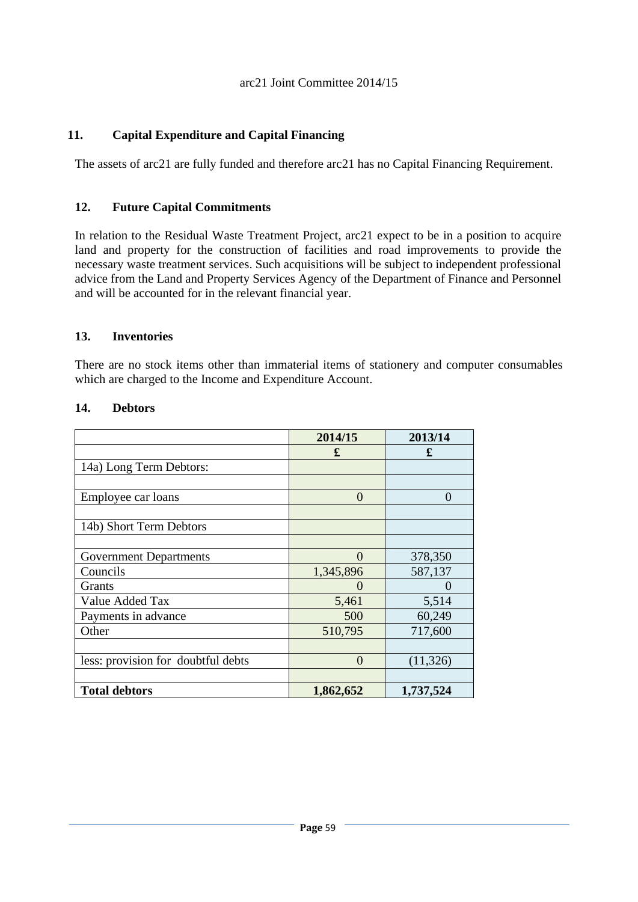## 11. Capital Expenditure and Capital Financing

The assets of arc21 are fully funded and therefore arc21 has no Capital Financing Requirement.

## 12. Future Capital Commitments

In relation to the Residual Waste Treatment Project, arc21 expect to be in a position to acquire land and property for the construction of facilities and road improvements to provide the necessary waste treatment services. Such acquisitions will be subject to independent professional advice from the Land and Property Services Agency of the Department of Finance and Personnel and will be accounted for in the relevant financial year.

## 13. Inventories

There are no stock items other than immaterial items of stationery and computer consumables which are charged to the Income and Expenditure Account.

## 14. Debtors

| | 2014/15 | 2013/14 |
|---|---|---|
| | £ | £ |
| 14a) Long Term Debtors: | | |
| | | |
| Employee car loans | 0 | 0 |
| | | |
| 14b) Short Term Debtors | | |
| | | |
| Government Departments | 0 | 378,350 |
| Councils | 1,345,896 | 587,137 |
| Grants | 0 | 0 |
| Value Added Tax | 5,461 | 5,514 |
| Payments in advance | 500 | 60,249 |
| Other | 510,795 | 717,600 |
| | | |
| less: provision for doubtful debts | 0 | (11,326) |
| | | |
| **Total debtors** | **1,862,652** | **1,737,524** |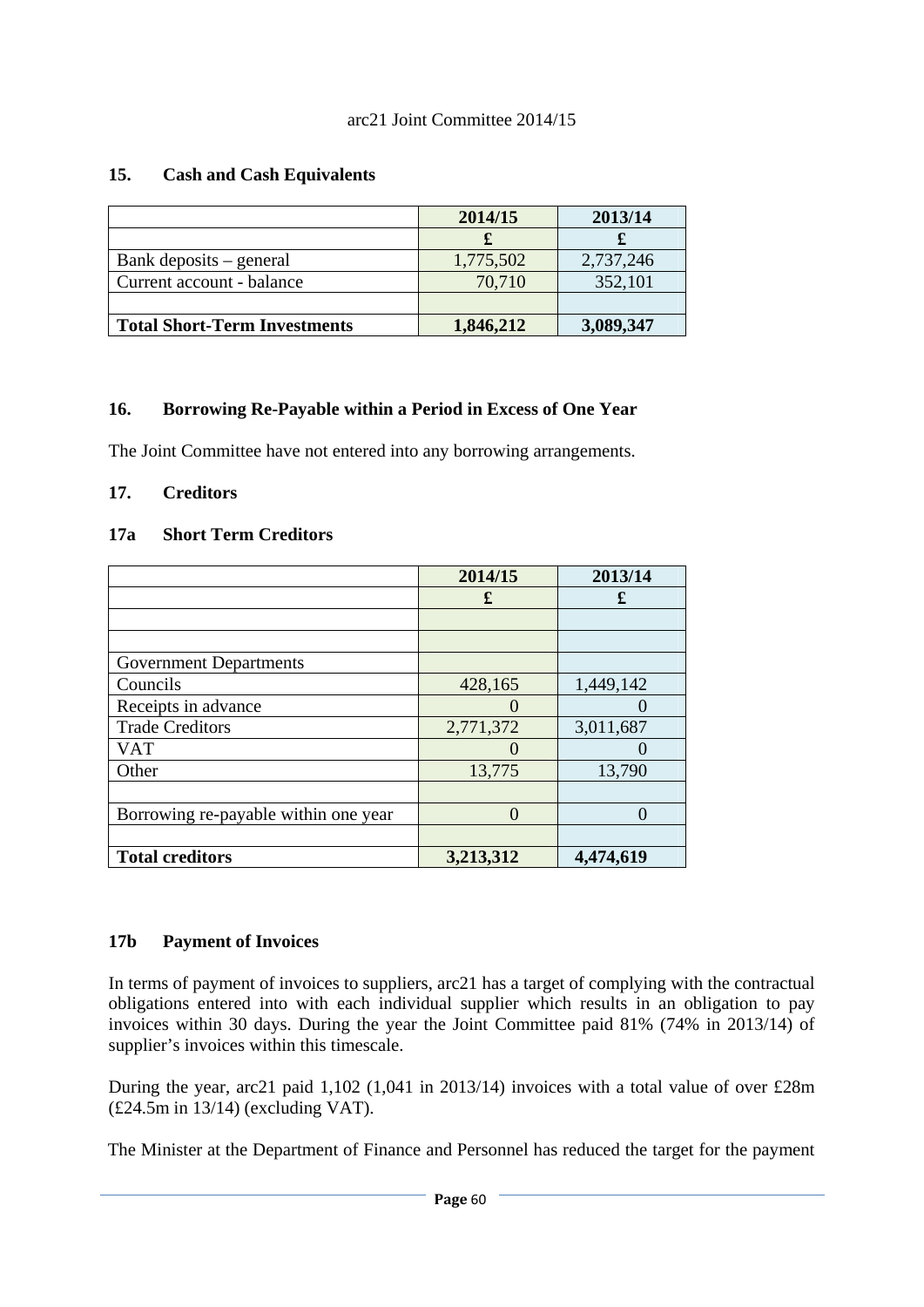## 15. Cash and Cash Equivalents

| | 2014/15 | 2013/14 |
|---|---|---|
| | £ | £ |
| Bank deposits – general | 1,775,502 | 2,737,246 |
| Current account - balance | 70,710 | 352,101 |
| | | |
| **Total Short-Term Investments** | **1,846,212** | **3,089,347** |

## 16. Borrowing Re-Payable within a Period in Excess of One Year

The Joint Committee have not entered into any borrowing arrangements.

## 17. Creditors

### 17a Short Term Creditors

| | 2014/15 | 2013/14 |
|---|---|---|
| | £ | £ |
| | | |
| | | |
| Government Departments | | |
| Councils | 428,165 | 1,449,142 |
| Receipts in advance | 0 | 0 |
| Trade Creditors | 2,771,372 | 3,011,687 |
| VAT | 0 | 0 |
| Other | 13,775 | 13,790 |
| | | |
| Borrowing re-payable within one year | 0 | 0 |
| | | |
| **Total creditors** | **3,213,312** | **4,474,619** |

### 17b Payment of Invoices

In terms of payment of invoices to suppliers, arc21 has a target of complying with the contractual obligations entered into with each individual supplier which results in an obligation to pay invoices within 30 days. During the year the Joint Committee paid 81% (74% in 2013/14) of supplier's invoices within this timescale.

During the year, arc21 paid 1,102 (1,041 in 2013/14) invoices with a total value of over £28m (£24.5m in 13/14) (excluding VAT).

The Minister at the Department of Finance and Personnel has reduced the target for the payment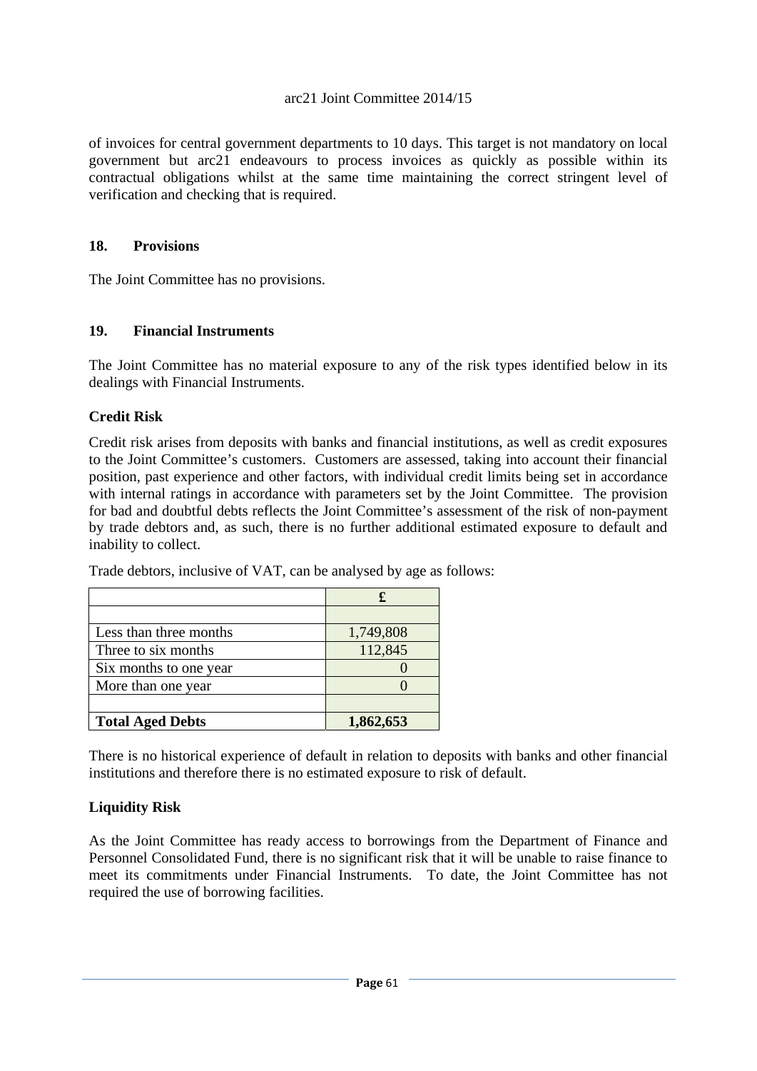of invoices for central government departments to 10 days. This target is not mandatory on local government but arc21 endeavours to process invoices as quickly as possible within its contractual obligations whilst at the same time maintaining the correct stringent level of verification and checking that is required.

## 18. Provisions

The Joint Committee has no provisions.

## 19. Financial Instruments

The Joint Committee has no material exposure to any of the risk types identified below in its dealings with Financial Instruments.

### Credit Risk

Credit risk arises from deposits with banks and financial institutions, as well as credit exposures to the Joint Committee's customers. Customers are assessed, taking into account their financial position, past experience and other factors, with individual credit limits being set in accordance with internal ratings in accordance with parameters set by the Joint Committee. The provision for bad and doubtful debts reflects the Joint Committee's assessment of the risk of non-payment by trade debtors and, as such, there is no further additional estimated exposure to default and inability to collect.

Trade debtors, inclusive of VAT, can be analysed by age as follows:

| | £ |
|---|---|
| | |
| Less than three months | 1,749,808 |
| Three to six months | 112,845 |
| Six months to one year | 0 |
| More than one year | 0 |
| | |
| **Total Aged Debts** | **1,862,653** |

There is no historical experience of default in relation to deposits with banks and other financial institutions and therefore there is no estimated exposure to risk of default.

### Liquidity Risk

As the Joint Committee has ready access to borrowings from the Department of Finance and Personnel Consolidated Fund, there is no significant risk that it will be unable to raise finance to meet its commitments under Financial Instruments. To date, the Joint Committee has not required the use of borrowing facilities.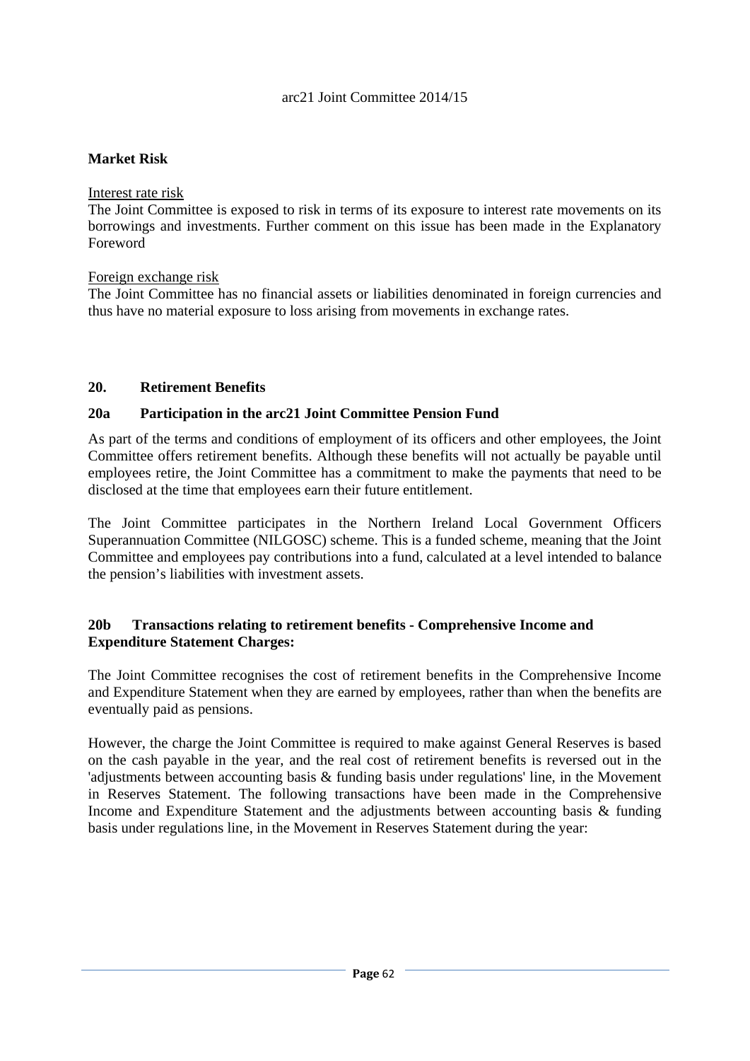**Market Risk**

Interest rate risk

The Joint Committee is exposed to risk in terms of its exposure to interest rate movements on its borrowings and investments. Further comment on this issue has been made in the Explanatory Foreword

Foreign exchange risk

The Joint Committee has no financial assets or liabilities denominated in foreign currencies and thus have no material exposure to loss arising from movements in exchange rates.

## 20. Retirement Benefits

### 20a Participation in the arc21 Joint Committee Pension Fund

As part of the terms and conditions of employment of its officers and other employees, the Joint Committee offers retirement benefits. Although these benefits will not actually be payable until employees retire, the Joint Committee has a commitment to make the payments that need to be disclosed at the time that employees earn their future entitlement.

The Joint Committee participates in the Northern Ireland Local Government Officers Superannuation Committee (NILGOSC) scheme. This is a funded scheme, meaning that the Joint Committee and employees pay contributions into a fund, calculated at a level intended to balance the pension's liabilities with investment assets.

### 20b Transactions relating to retirement benefits - Comprehensive Income and Expenditure Statement Charges:

The Joint Committee recognises the cost of retirement benefits in the Comprehensive Income and Expenditure Statement when they are earned by employees, rather than when the benefits are eventually paid as pensions.

However, the charge the Joint Committee is required to make against General Reserves is based on the cash payable in the year, and the real cost of retirement benefits is reversed out in the 'adjustments between accounting basis & funding basis under regulations' line, in the Movement in Reserves Statement. The following transactions have been made in the Comprehensive Income and Expenditure Statement and the adjustments between accounting basis & funding basis under regulations line, in the Movement in Reserves Statement during the year: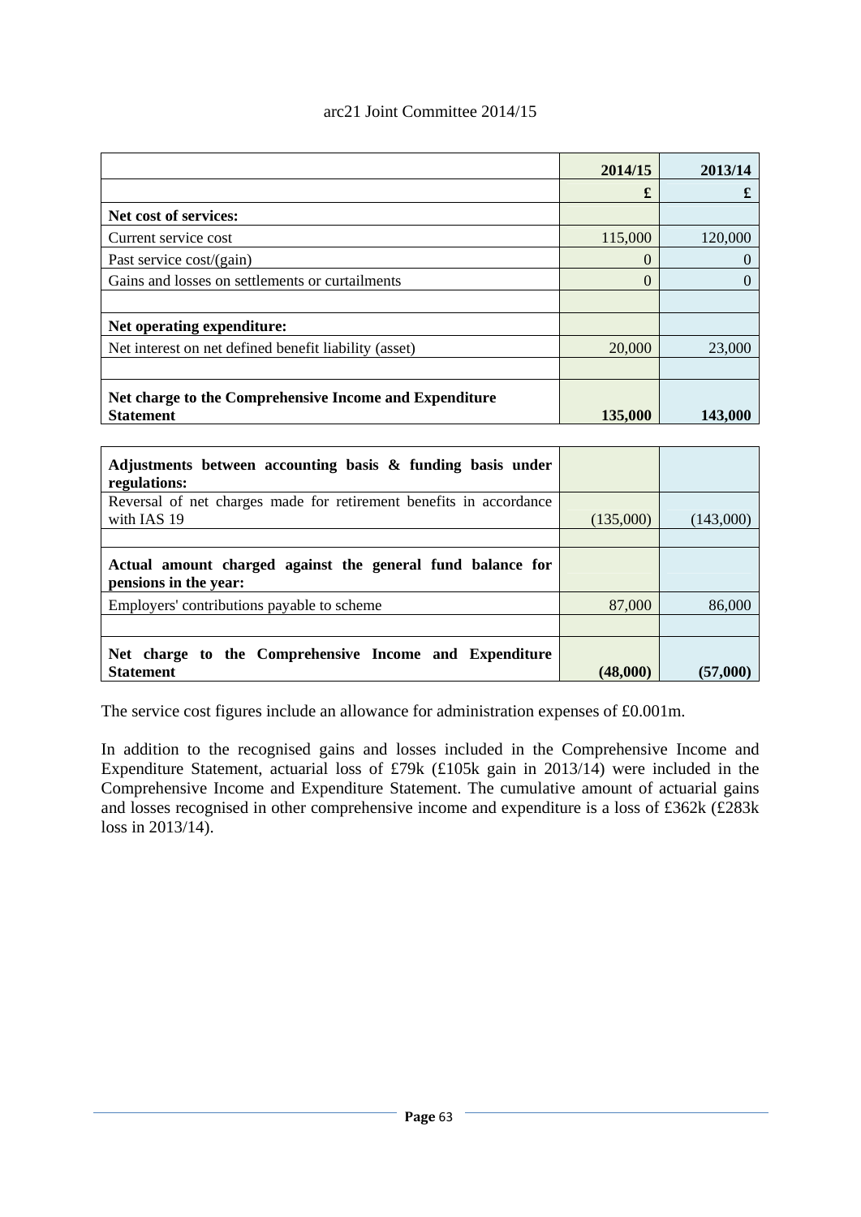arc21 Joint Committee 2014/15

| | 2014/15 | 2013/14 |
|---|---|---|
| | £ | £ |
| **Net cost of services:** | | |
| Current service cost | 115,000 | 120,000 |
| Past service cost/(gain) | 0 | 0 |
| Gains and losses on settlements or curtailments | 0 | 0 |
| | | |
| **Net operating expenditure:** | | |
| Net interest on net defined benefit liability (asset) | 20,000 | 23,000 |
| | | |
| **Net charge to the Comprehensive Income and Expenditure Statement** | **135,000** | **143,000** |

| | | |
|---|---|---|
| **Adjustments between accounting basis & funding basis under regulations:** | | |
| Reversal of net charges made for retirement benefits in accordance with IAS 19 | (135,000) | (143,000) |
| | | |
| **Actual amount charged against the general fund balance for pensions in the year:** | | |
| Employers' contributions payable to scheme | 87,000 | 86,000 |
| | | |
| **Net charge to the Comprehensive Income and Expenditure Statement** | **(48,000)** | **(57,000)** |

The service cost figures include an allowance for administration expenses of £0.001m.

In addition to the recognised gains and losses included in the Comprehensive Income and Expenditure Statement, actuarial loss of £79k (£105k gain in 2013/14) were included in the Comprehensive Income and Expenditure Statement. The cumulative amount of actuarial gains and losses recognised in other comprehensive income and expenditure is a loss of £362k (£283k loss in 2013/14).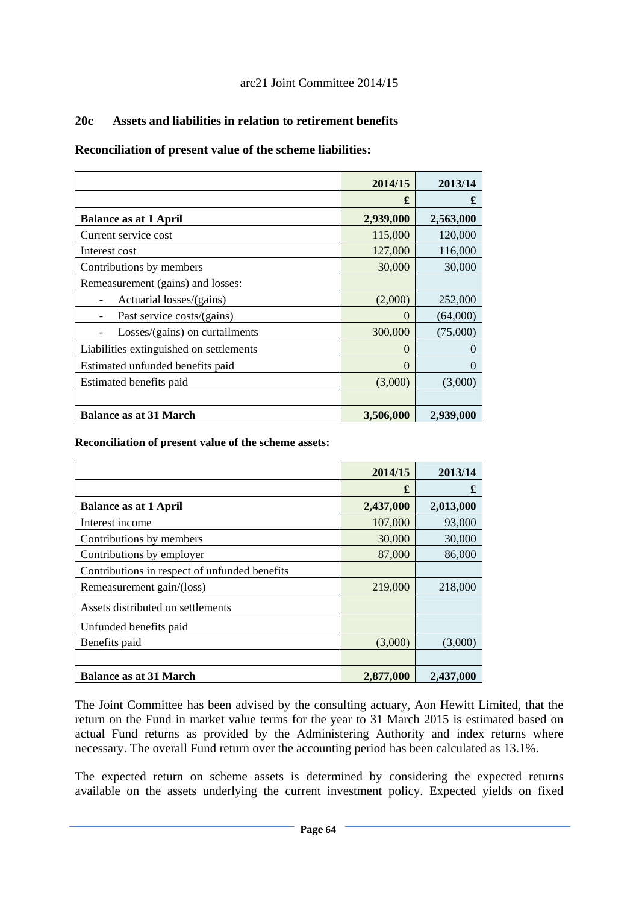## 20c Assets and liabilities in relation to retirement benefits

**Reconciliation of present value of the scheme liabilities:**

| | 2014/15 | 2013/14 |
|---|---|---|
| | £ | £ |
| **Balance as at 1 April** | **2,939,000** | **2,563,000** |
| Current service cost | 115,000 | 120,000 |
| Interest cost | 127,000 | 116,000 |
| Contributions by members | 30,000 | 30,000 |
| Remeasurement (gains) and losses: | | |
| - Actuarial losses/(gains) | (2,000) | 252,000 |
| - Past service costs/(gains) | 0 | (64,000) |
| - Losses/(gains) on curtailments | 300,000 | (75,000) |
| Liabilities extinguished on settlements | 0 | 0 |
| Estimated unfunded benefits paid | 0 | 0 |
| Estimated benefits paid | (3,000) | (3,000) |
| | | |
| **Balance as at 31 March** | **3,506,000** | **2,939,000** |

**Reconciliation of present value of the scheme assets:**

| | 2014/15 | 2013/14 |
|---|---|---|
| | £ | £ |
| **Balance as at 1 April** | **2,437,000** | **2,013,000** |
| Interest income | 107,000 | 93,000 |
| Contributions by members | 30,000 | 30,000 |
| Contributions by employer | 87,000 | 86,000 |
| Contributions in respect of unfunded benefits | | |
| Remeasurement gain/(loss) | 219,000 | 218,000 |
| Assets distributed on settlements | | |
| Unfunded benefits paid | | |
| Benefits paid | (3,000) | (3,000) |
| | | |
| **Balance as at 31 March** | **2,877,000** | **2,437,000** |

The Joint Committee has been advised by the consulting actuary, Aon Hewitt Limited, that the return on the Fund in market value terms for the year to 31 March 2015 is estimated based on actual Fund returns as provided by the Administering Authority and index returns where necessary. The overall Fund return over the accounting period has been calculated as 13.1%.

The expected return on scheme assets is determined by considering the expected returns available on the assets underlying the current investment policy. Expected yields on fixed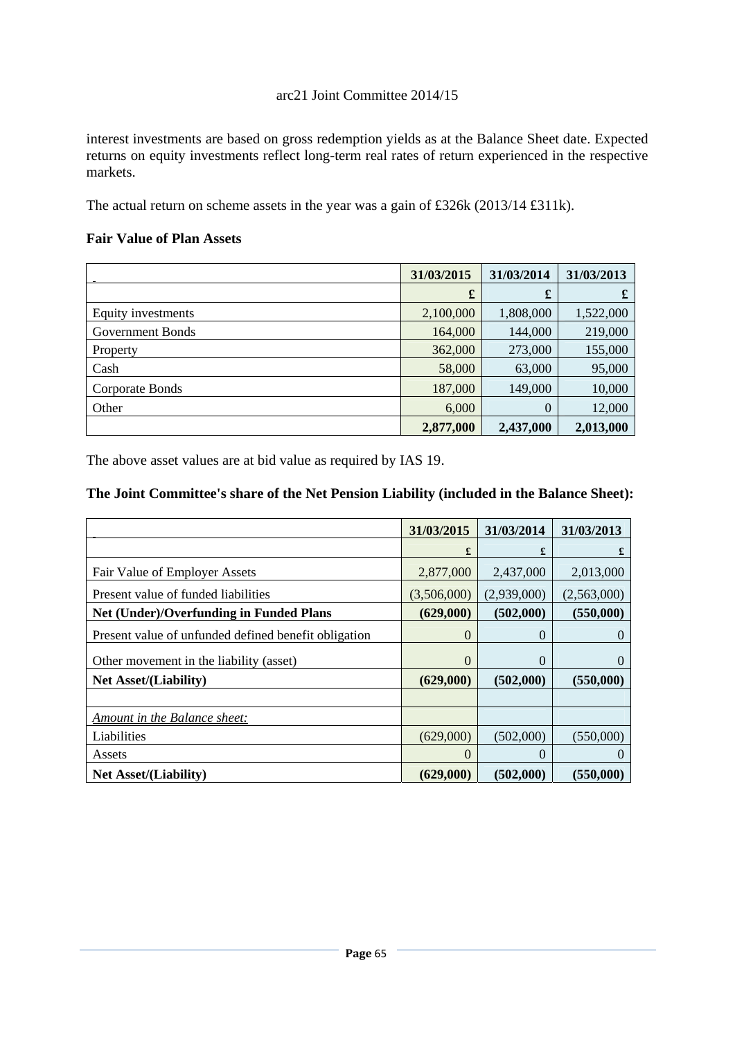interest investments are based on gross redemption yields as at the Balance Sheet date. Expected returns on equity investments reflect long-term real rates of return experienced in the respective markets.

The actual return on scheme assets in the year was a gain of £326k (2013/14 £311k).

**Fair Value of Plan Assets**

| | 31/03/2015 | 31/03/2014 | 31/03/2013 |
|---|---|---|---|
| | £ | £ | £ |
| Equity investments | 2,100,000 | 1,808,000 | 1,522,000 |
| Government Bonds | 164,000 | 144,000 | 219,000 |
| Property | 362,000 | 273,000 | 155,000 |
| Cash | 58,000 | 63,000 | 95,000 |
| Corporate Bonds | 187,000 | 149,000 | 10,000 |
| Other | 6,000 | 0 | 12,000 |
| | **2,877,000** | **2,437,000** | **2,013,000** |

The above asset values are at bid value as required by IAS 19.

**The Joint Committee's share of the Net Pension Liability (included in the Balance Sheet):**

| | 31/03/2015 | 31/03/2014 | 31/03/2013 |
|---|---|---|---|
| | £ | £ | £ |
| Fair Value of Employer Assets | 2,877,000 | 2,437,000 | 2,013,000 |
| Present value of funded liabilities | (3,506,000) | (2,939,000) | (2,563,000) |
| **Net (Under)/Overfunding in Funded Plans** | **(629,000)** | **(502,000)** | **(550,000)** |
| Present value of unfunded defined benefit obligation | 0 | 0 | 0 |
| Other movement in the liability (asset) | 0 | 0 | 0 |
| **Net Asset/(Liability)** | **(629,000)** | **(502,000)** | **(550,000)** |
| | | | |
| *Amount in the Balance sheet:* | | | |
| Liabilities | (629,000) | (502,000) | (550,000) |
| Assets | 0 | 0 | 0 |
| **Net Asset/(Liability)** | **(629,000)** | **(502,000)** | **(550,000)** |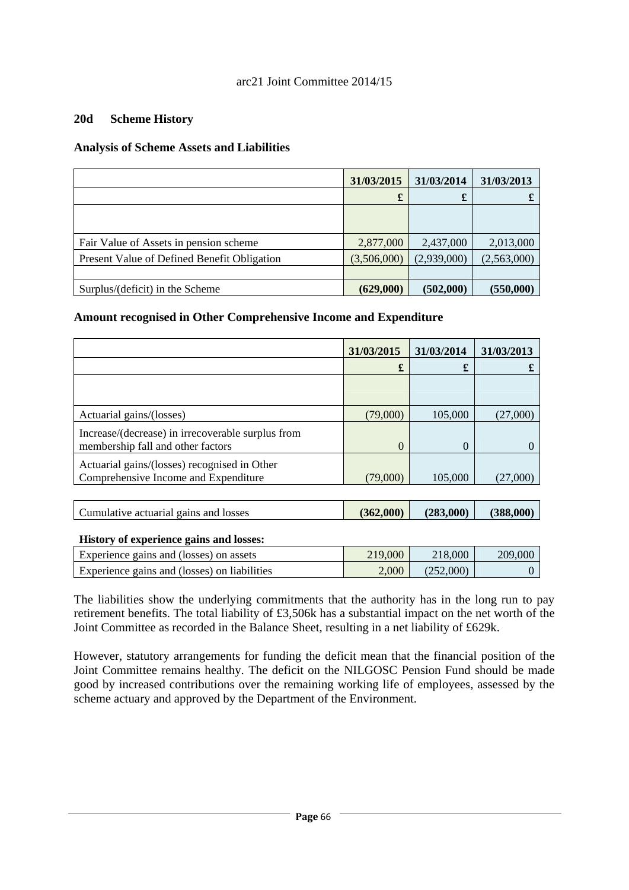## 20d Scheme History

### Analysis of Scheme Assets and Liabilities

| | 31/03/2015 | 31/03/2014 | 31/03/2013 |
|---|---|---|---|
| | £ | £ | £ |
| | | | |
| Fair Value of Assets in pension scheme | 2,877,000 | 2,437,000 | 2,013,000 |
| Present Value of Defined Benefit Obligation | (3,506,000) | (2,939,000) | (2,563,000) |
| | | | |
| Surplus/(deficit) in the Scheme | **(629,000)** | **(502,000)** | **(550,000)** |

### Amount recognised in Other Comprehensive Income and Expenditure

| | 31/03/2015 | 31/03/2014 | 31/03/2013 |
|---|---|---|---|
| | £ | £ | £ |
| | | | |
| Actuarial gains/(losses) | (79,000) | 105,000 | (27,000) |
| Increase/(decrease) in irrecoverable surplus from membership fall and other factors | 0 | 0 | 0 |
| Actuarial gains/(losses) recognised in Other Comprehensive Income and Expenditure | (79,000) | 105,000 | (27,000) |
| | | | |
| Cumulative actuarial gains and losses | **(362,000)** | **(283,000)** | **(388,000)** |

**History of experience gains and losses:**

| | 31/03/2015 | 31/03/2014 | 31/03/2013 |
|---|---|---|---|
| Experience gains and (losses) on assets | 219,000 | 218,000 | 209,000 |
| Experience gains and (losses) on liabilities | 2,000 | (252,000) | 0 |

The liabilities show the underlying commitments that the authority has in the long run to pay retirement benefits. The total liability of £3,506k has a substantial impact on the net worth of the Joint Committee as recorded in the Balance Sheet, resulting in a net liability of £629k.

However, statutory arrangements for funding the deficit mean that the financial position of the Joint Committee remains healthy. The deficit on the NILGOSC Pension Fund should be made good by increased contributions over the remaining working life of employees, assessed by the scheme actuary and approved by the Department of the Environment.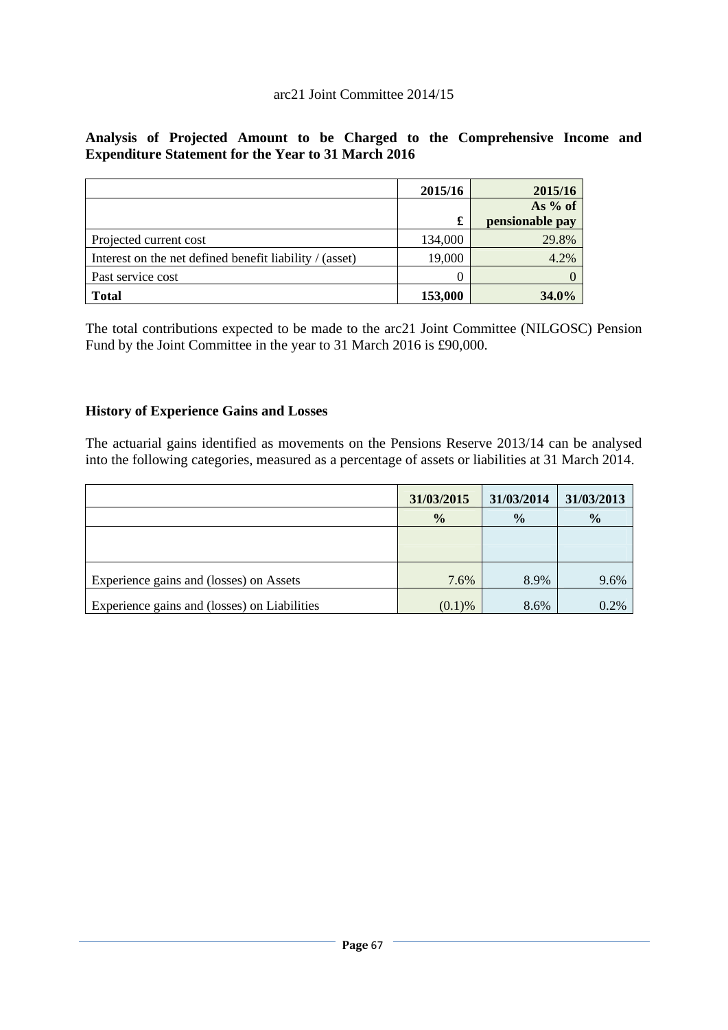## Analysis of Projected Amount to be Charged to the Comprehensive Income and Expenditure Statement for the Year to 31 March 2016

| | 2015/16 | 2015/16 |
|---|---|---|
| | £ | As % of pensionable pay |
| Projected current cost | 134,000 | 29.8% |
| Interest on the net defined benefit liability / (asset) | 19,000 | 4.2% |
| Past service cost | 0 | 0 |
| **Total** | **153,000** | **34.0%** |

The total contributions expected to be made to the arc21 Joint Committee (NILGOSC) Pension Fund by the Joint Committee in the year to 31 March 2016 is £90,000.

### History of Experience Gains and Losses

The actuarial gains identified as movements on the Pensions Reserve 2013/14 can be analysed into the following categories, measured as a percentage of assets or liabilities at 31 March 2014.

| | 31/03/2015 | 31/03/2014 | 31/03/2013 |
|---|---|---|---|
| | % | % | % |
| | | | |
| Experience gains and (losses) on Assets | 7.6% | 8.9% | 9.6% |
| Experience gains and (losses) on Liabilities | (0.1)% | 8.6% | 0.2% |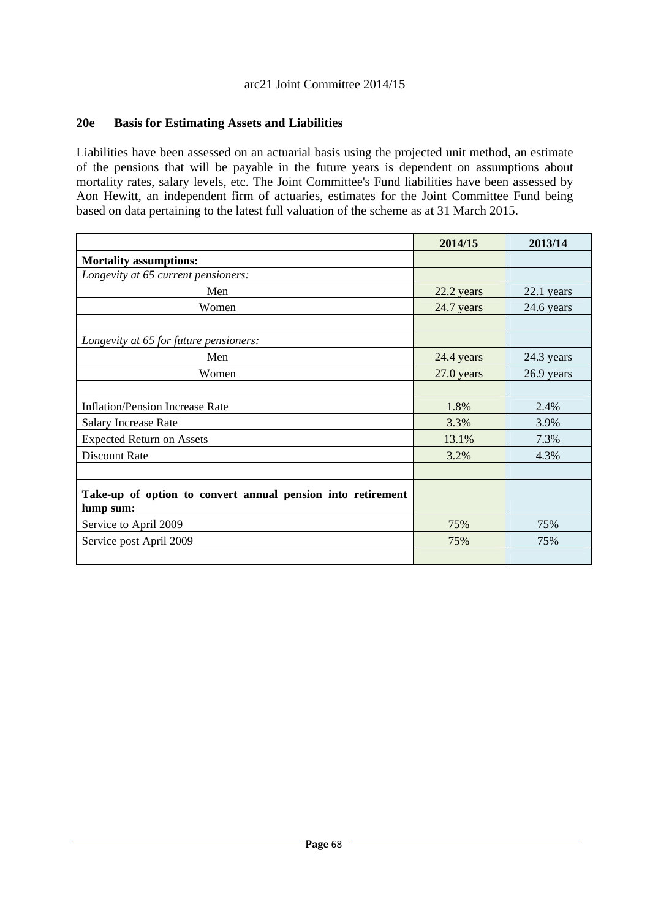## 20e Basis for Estimating Assets and Liabilities

Liabilities have been assessed on an actuarial basis using the projected unit method, an estimate of the pensions that will be payable in the future years is dependent on assumptions about mortality rates, salary levels, etc. The Joint Committee's Fund liabilities have been assessed by Aon Hewitt, an independent firm of actuaries, estimates for the Joint Committee Fund being based on data pertaining to the latest full valuation of the scheme as at 31 March 2015.

| | 2014/15 | 2013/14 |
|---|---|---|
| **Mortality assumptions:** | | |
| *Longevity at 65 current pensioners:* | | |
| Men | 22.2 years | 22.1 years |
| Women | 24.7 years | 24.6 years |
| | | |
| *Longevity at 65 for future pensioners:* | | |
| Men | 24.4 years | 24.3 years |
| Women | 27.0 years | 26.9 years |
| | | |
| Inflation/Pension Increase Rate | 1.8% | 2.4% |
| Salary Increase Rate | 3.3% | 3.9% |
| Expected Return on Assets | 13.1% | 7.3% |
| Discount Rate | 3.2% | 4.3% |
| | | |
| **Take-up of option to convert annual pension into retirement lump sum:** | | |
| Service to April 2009 | 75% | 75% |
| Service post April 2009 | 75% | 75% |
| | | |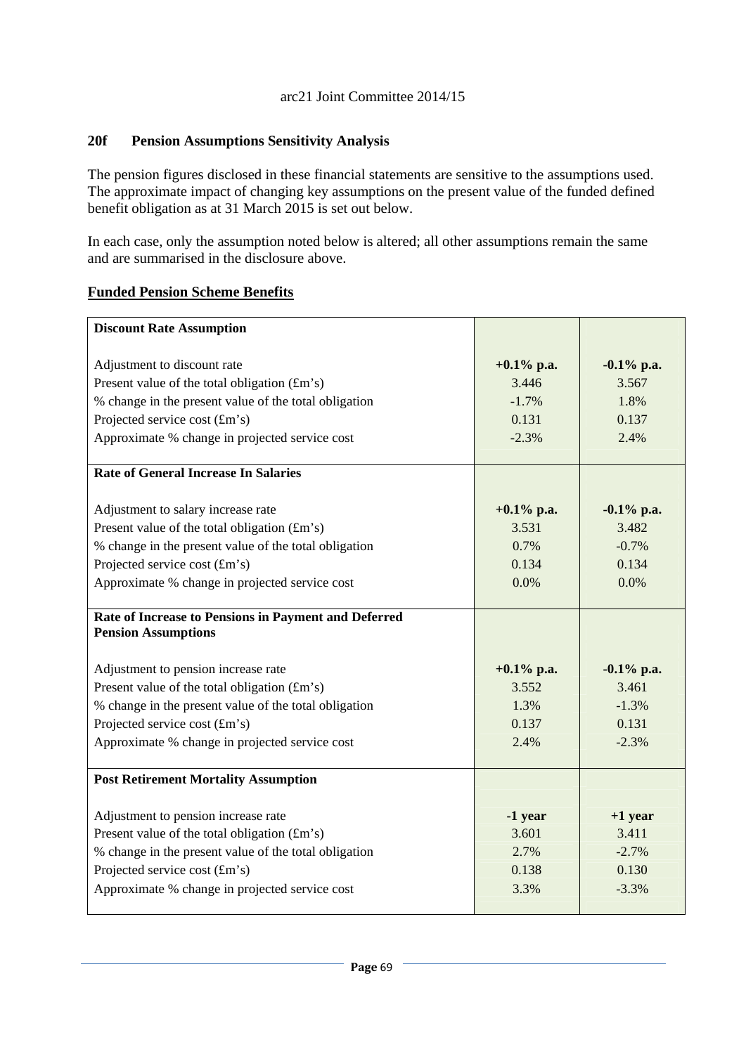arc21 Joint Committee 2014/15

## 20f Pension Assumptions Sensitivity Analysis

The pension figures disclosed in these financial statements are sensitive to the assumptions used. The approximate impact of changing key assumptions on the present value of the funded defined benefit obligation as at 31 March 2015 is set out below.

In each case, only the assumption noted below is altered; all other assumptions remain the same and are summarised in the disclosure above.

**Funded Pension Scheme Benefits**

| **Discount Rate Assumption** | | |
|---|---|---|
| Adjustment to discount rate | **+0.1% p.a.** | **-0.1% p.a.** |
| Present value of the total obligation (£m's) | 3.446 | 3.567 |
| % change in the present value of the total obligation | -1.7% | 1.8% |
| Projected service cost (£m's) | 0.131 | 0.137 |
| Approximate % change in projected service cost | -2.3% | 2.4% |
| **Rate of General Increase In Salaries** | | |
| Adjustment to salary increase rate | **+0.1% p.a.** | **-0.1% p.a.** |
| Present value of the total obligation (£m's) | 3.531 | 3.482 |
| % change in the present value of the total obligation | 0.7% | -0.7% |
| Projected service cost (£m's) | 0.134 | 0.134 |
| Approximate % change in projected service cost | 0.0% | 0.0% |
| **Rate of Increase to Pensions in Payment and Deferred Pension Assumptions** | | |
| Adjustment to pension increase rate | **+0.1% p.a.** | **-0.1% p.a.** |
| Present value of the total obligation (£m's) | 3.552 | 3.461 |
| % change in the present value of the total obligation | 1.3% | -1.3% |
| Projected service cost (£m's) | 0.137 | 0.131 |
| Approximate % change in projected service cost | 2.4% | -2.3% |
| **Post Retirement Mortality Assumption** | | |
| Adjustment to pension increase rate | **-1 year** | **+1 year** |
| Present value of the total obligation (£m's) | 3.601 | 3.411 |
| % change in the present value of the total obligation | 2.7% | -2.7% |
| Projected service cost (£m's) | 0.138 | 0.130 |
| Approximate % change in projected service cost | 3.3% | -3.3% |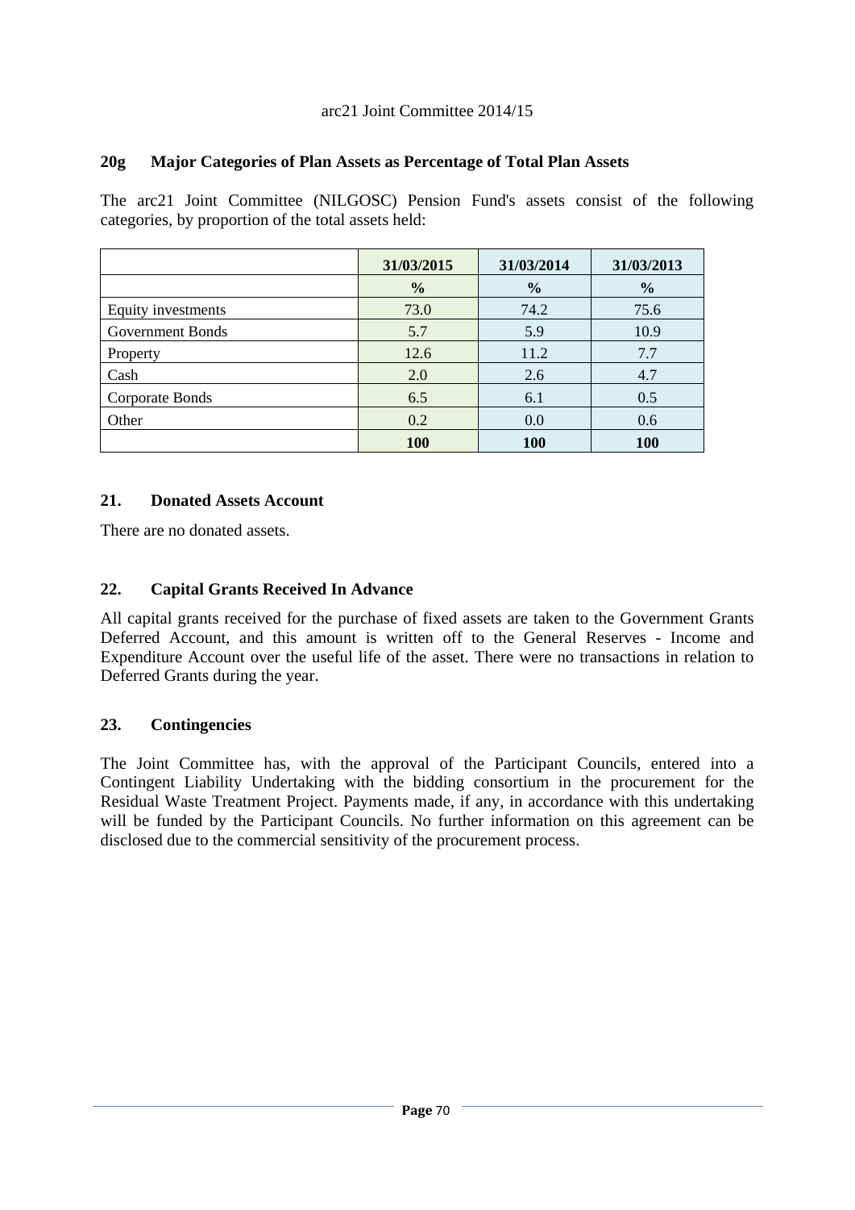### 20g Major Categories of Plan Assets as Percentage of Total Plan Assets

The arc21 Joint Committee (NILGOSC) Pension Fund's assets consist of the following categories, by proportion of the total assets held:

| | 31/03/2015 | 31/03/2014 | 31/03/2013 |
|---|---|---|---|
| | % | % | % |
| Equity investments | 73.0 | 74.2 | 75.6 |
| Government Bonds | 5.7 | 5.9 | 10.9 |
| Property | 12.6 | 11.2 | 7.7 |
| Cash | 2.0 | 2.6 | 4.7 |
| Corporate Bonds | 6.5 | 6.1 | 0.5 |
| Other | 0.2 | 0.0 | 0.6 |
| | **100** | **100** | **100** |

### 21. Donated Assets Account

There are no donated assets.

### 22. Capital Grants Received In Advance

All capital grants received for the purchase of fixed assets are taken to the Government Grants Deferred Account, and this amount is written off to the General Reserves - Income and Expenditure Account over the useful life of the asset. There were no transactions in relation to Deferred Grants during the year.

### 23. Contingencies

The Joint Committee has, with the approval of the Participant Councils, entered into a Contingent Liability Undertaking with the bidding consortium in the procurement for the Residual Waste Treatment Project. Payments made, if any, in accordance with this undertaking will be funded by the Participant Councils. No further information on this agreement can be disclosed due to the commercial sensitivity of the procurement process.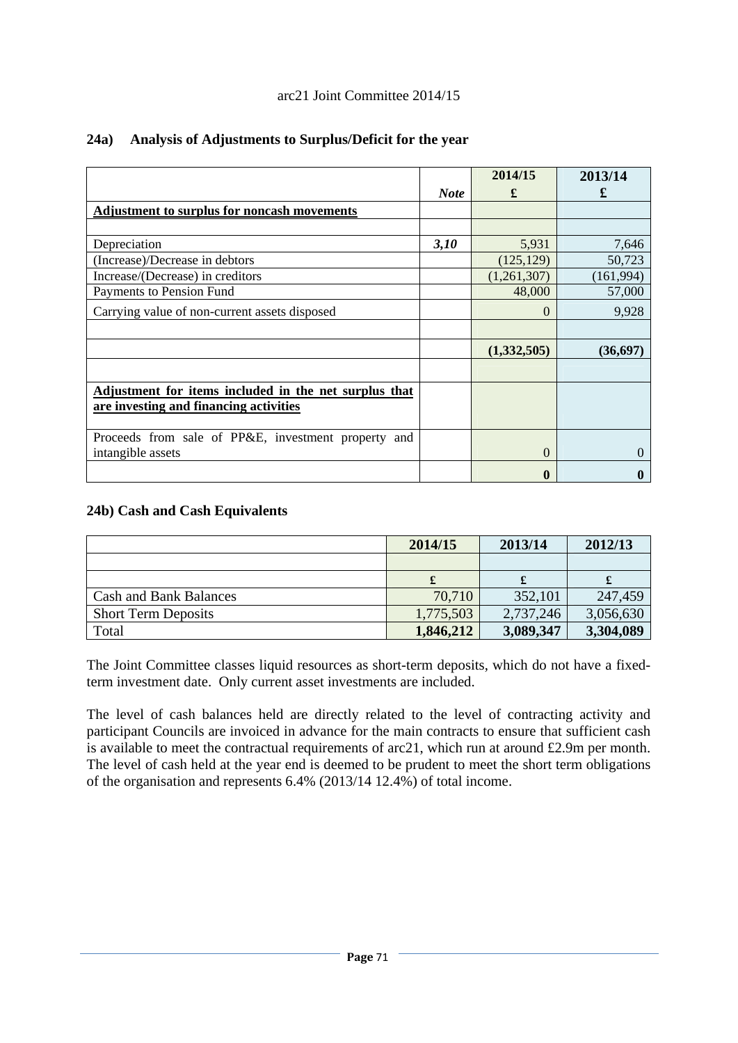arc21 Joint Committee 2014/15

## 24a) Analysis of Adjustments to Surplus/Deficit for the year

| | *Note* | 2014/15 £ | 2013/14 £ |
|---|---|---|---|
| **Adjustment to surplus for noncash movements** | | | |
| | | | |
| Depreciation | ***3,10*** | 5,931 | 7,646 |
| (Increase)/Decrease in debtors | | (125,129) | 50,723 |
| Increase/(Decrease) in creditors | | (1,261,307) | (161,994) |
| Payments to Pension Fund | | 48,000 | 57,000 |
| Carrying value of non-current assets disposed | | 0 | 9,928 |
| | | | |
| | | **(1,332,505)** | **(36,697)** |
| | | | |
| **Adjustment for items included in the net surplus that are investing and financing activities** | | | |
| Proceeds from sale of PP&E, investment property and intangible assets | | 0 | 0 |
| | | **0** | **0** |

## 24b) Cash and Cash Equivalents

| | 2014/15 | 2013/14 | 2012/13 |
|---|---|---|---|
| | | | |
| | £ | £ | £ |
| Cash and Bank Balances | 70,710 | 352,101 | 247,459 |
| Short Term Deposits | 1,775,503 | 2,737,246 | 3,056,630 |
| Total | **1,846,212** | **3,089,347** | **3,304,089** |

The Joint Committee classes liquid resources as short-term deposits, which do not have a fixed-term investment date. Only current asset investments are included.

The level of cash balances held are directly related to the level of contracting activity and participant Councils are invoiced in advance for the main contracts to ensure that sufficient cash is available to meet the contractual requirements of arc21, which run at around £2.9m per month. The level of cash held at the year end is deemed to be prudent to meet the short term obligations of the organisation and represents 6.4% (2013/14 12.4%) of total income.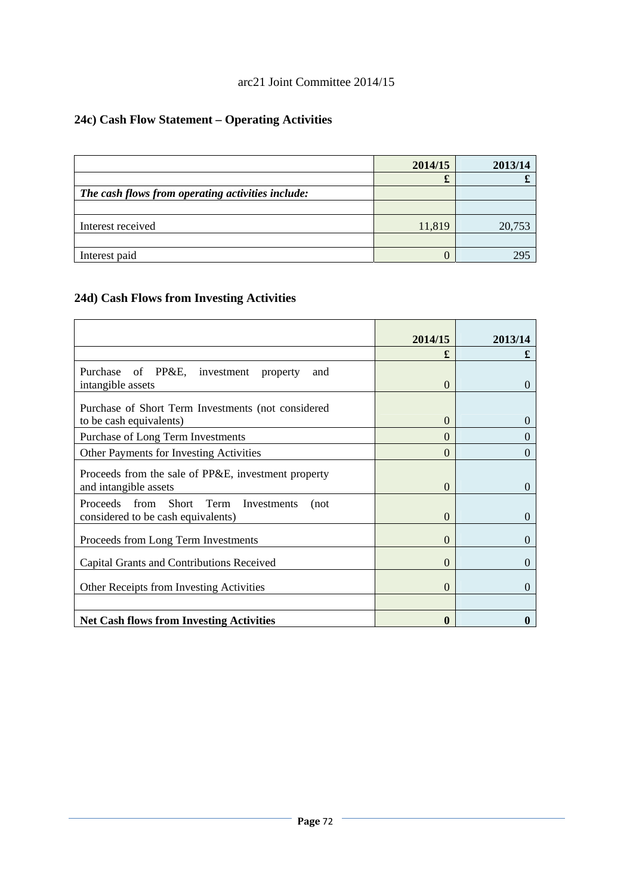arc21 Joint Committee 2014/15

## 24c) Cash Flow Statement – Operating Activities

| | 2014/15 | 2013/14 |
|---|---|---|
| | £ | £ |
| ***The cash flows from operating activities include:*** | | |
| | | |
| Interest received | 11,819 | 20,753 |
| | | |
| Interest paid | 0 | 295 |

## 24d) Cash Flows from Investing Activities

| | 2014/15 | 2013/14 |
|---|---|---|
| | £ | £ |
| Purchase of PP&E, investment property and intangible assets | 0 | 0 |
| Purchase of Short Term Investments (not considered to be cash equivalents) | 0 | 0 |
| Purchase of Long Term Investments | 0 | 0 |
| Other Payments for Investing Activities | 0 | 0 |
| Proceeds from the sale of PP&E, investment property and intangible assets | 0 | 0 |
| Proceeds from Short Term Investments (not considered to be cash equivalents) | 0 | 0 |
| Proceeds from Long Term Investments | 0 | 0 |
| Capital Grants and Contributions Received | 0 | 0 |
| Other Receipts from Investing Activities | 0 | 0 |
| | | |
| **Net Cash flows from Investing Activities** | **0** | **0** |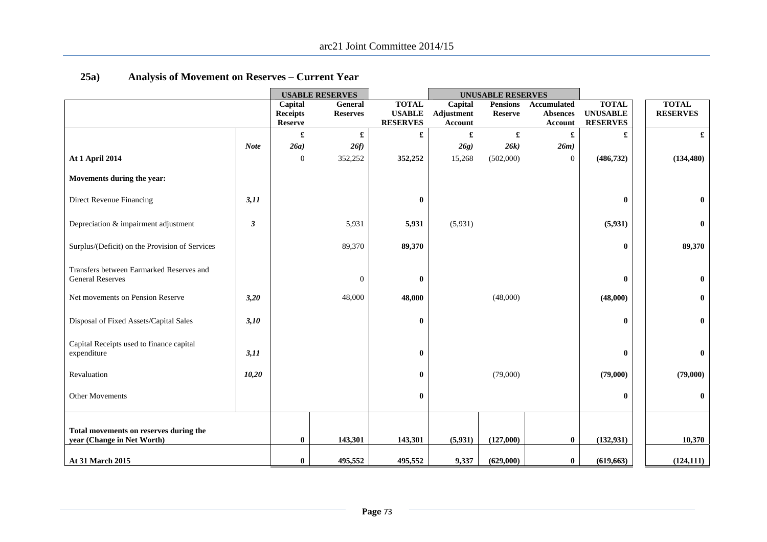## 25a) Analysis of Movement on Reserves – Current Year

| | | USABLE RESERVES | | | UNUSABLE RESERVES | | | | |
|---|---|---|---|---|---|---|---|---|---|
| | | Capital Receipts Reserve | General Reserves | TOTAL USABLE RESERVES | Capital Adjustment Account | Pensions Reserve | Accumulated Absences Account | TOTAL UNUSABLE RESERVES | TOTAL RESERVES |
| | | £ | £ | £ | £ | £ | £ | £ | £ |
| | *Note* | *26a)* | *26f)* | | *26g)* | *26k)* | *26m)* | | |
| **At 1 April 2014** | | 0 | 352,252 | **352,252** | 15,268 | (502,000) | 0 | **(486,732)** | **(134,480)** |
| **Movements during the year:** | | | | | | | | | |
| Direct Revenue Financing | ***3,11*** | | | **0** | | | | **0** | **0** |
| Depreciation & impairment adjustment | ***3*** | | 5,931 | **5,931** | (5,931) | | | **(5,931)** | **0** |
| Surplus/(Deficit) on the Provision of Services | | | 89,370 | **89,370** | | | | **0** | **89,370** |
| Transfers between Earmarked Reserves and General Reserves | | | 0 | **0** | | | | **0** | **0** |
| Net movements on Pension Reserve | ***3,20*** | | 48,000 | **48,000** | | (48,000) | | **(48,000)** | **0** |
| Disposal of Fixed Assets/Capital Sales | ***3,10*** | | | **0** | | | | **0** | **0** |
| Capital Receipts used to finance capital expenditure | ***3,11*** | | | **0** | | | | **0** | **0** |
| Revaluation | ***10,20*** | | | **0** | | (79,000) | | **(79,000)** | **(79,000)** |
| Other Movements | | | | **0** | | | | **0** | **0** |
| **Total movements on reserves during the year (Change in Net Worth)** | | **0** | **143,301** | **143,301** | **(5,931)** | **(127,000)** | **0** | **(132,931)** | **10,370** |
| **At 31 March 2015** | | **0** | **495,552** | **495,552** | **9,337** | **(629,000)** | **0** | **(619,663)** | **(124,111)** |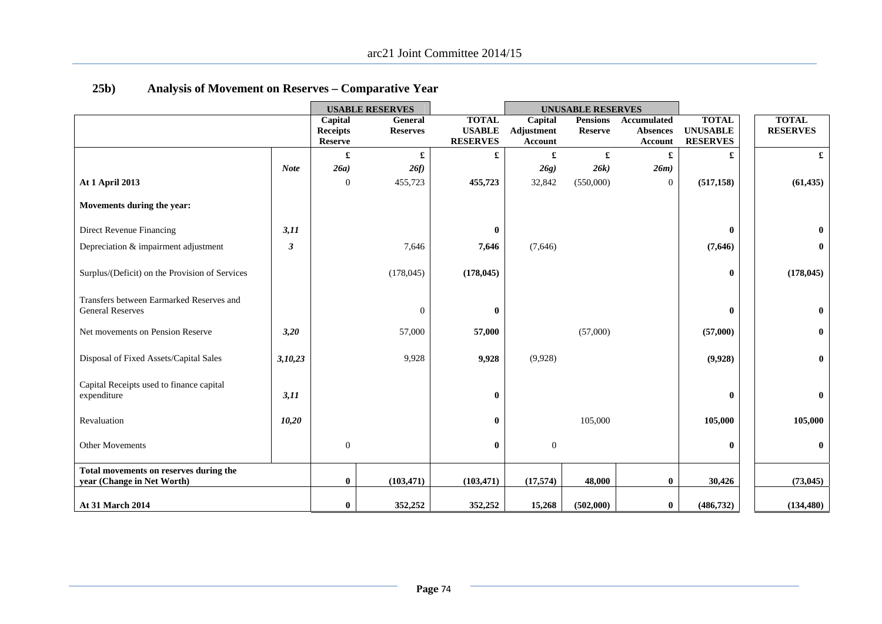## 25b) Analysis of Movement on Reserves – Comparative Year

| | | USABLE RESERVES | | | UNUSABLE RESERVES | | | | |
|---|---|---|---|---|---|---|---|---|---|
| | | Capital Receipts Reserve | General Reserves | TOTAL USABLE RESERVES | Capital Adjustment Account | Pensions Reserve | Accumulated Absences Account | TOTAL UNUSABLE RESERVES | TOTAL RESERVES |
| | | £ | £ | £ | £ | £ | £ | £ | £ |
| | *Note* | *26a)* | *26f)* | | *26g)* | *26k)* | *26m)* | | |
| **At 1 April 2013** | | 0 | 455,723 | **455,723** | 32,842 | (550,000) | 0 | **(517,158)** | **(61,435)** |
| **Movements during the year:** | | | | | | | | | |
| Direct Revenue Financing | *3,11* | | | **0** | | | | **0** | **0** |
| Depreciation & impairment adjustment | *3* | | 7,646 | **7,646** | (7,646) | | | **(7,646)** | **0** |
| Surplus/(Deficit) on the Provision of Services | | | (178,045) | **(178,045)** | | | | **0** | **(178,045)** |
| Transfers between Earmarked Reserves and General Reserves | | | 0 | **0** | | | | **0** | **0** |
| Net movements on Pension Reserve | *3,20* | | 57,000 | **57,000** | | (57,000) | | **(57,000)** | **0** |
| Disposal of Fixed Assets/Capital Sales | *3,10,23* | | 9,928 | **9,928** | (9,928) | | | **(9,928)** | **0** |
| Capital Receipts used to finance capital expenditure | *3,11* | | | **0** | | | | **0** | **0** |
| Revaluation | *10,20* | | | **0** | | 105,000 | | **105,000** | **105,000** |
| Other Movements | | 0 | | **0** | 0 | | | **0** | **0** |
| **Total movements on reserves during the year (Change in Net Worth)** | | **0** | **(103,471)** | **(103,471)** | **(17,574)** | **48,000** | **0** | **30,426** | **(73,045)** |
| **At 31 March 2014** | | **0** | **352,252** | **352,252** | **15,268** | **(502,000)** | **0** | **(486,732)** | **(134,480)** |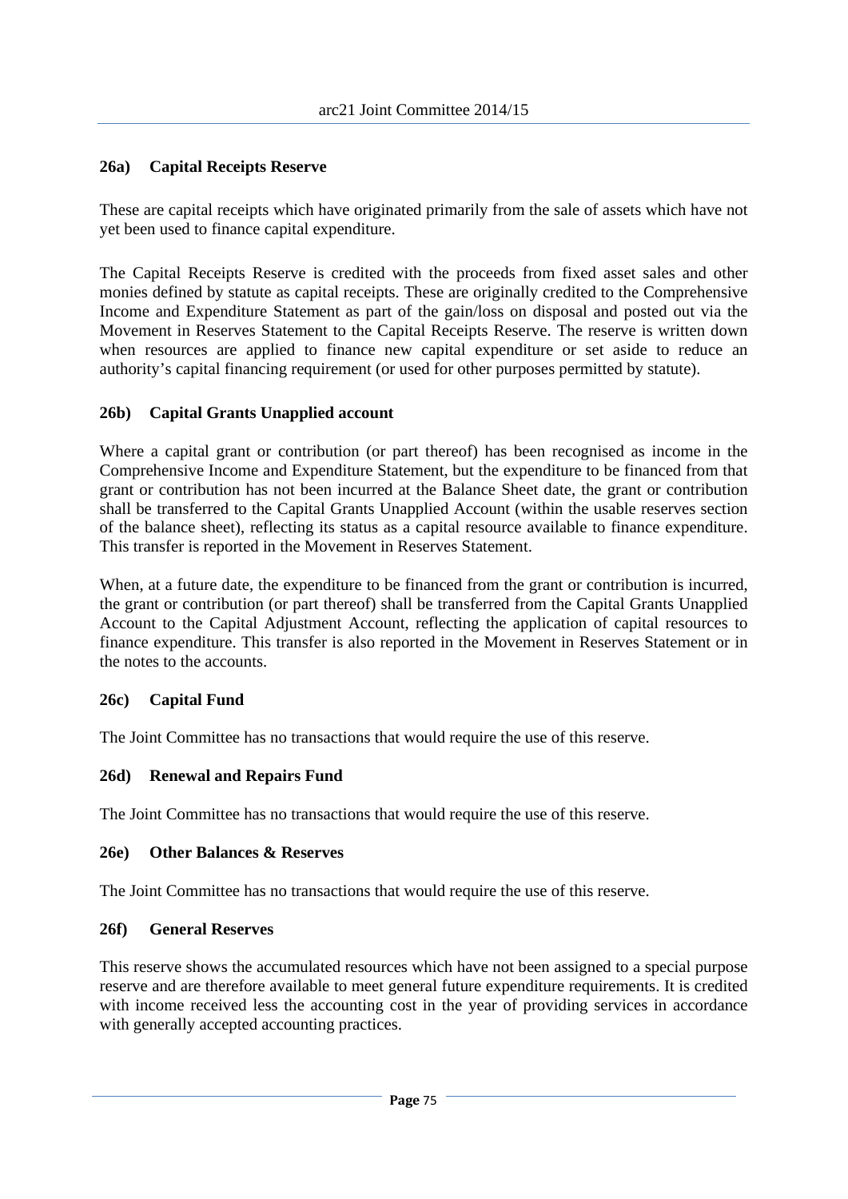### 26a) Capital Receipts Reserve

These are capital receipts which have originated primarily from the sale of assets which have not yet been used to finance capital expenditure.

The Capital Receipts Reserve is credited with the proceeds from fixed asset sales and other monies defined by statute as capital receipts. These are originally credited to the Comprehensive Income and Expenditure Statement as part of the gain/loss on disposal and posted out via the Movement in Reserves Statement to the Capital Receipts Reserve. The reserve is written down when resources are applied to finance new capital expenditure or set aside to reduce an authority's capital financing requirement (or used for other purposes permitted by statute).

### 26b) Capital Grants Unapplied account

Where a capital grant or contribution (or part thereof) has been recognised as income in the Comprehensive Income and Expenditure Statement, but the expenditure to be financed from that grant or contribution has not been incurred at the Balance Sheet date, the grant or contribution shall be transferred to the Capital Grants Unapplied Account (within the usable reserves section of the balance sheet), reflecting its status as a capital resource available to finance expenditure. This transfer is reported in the Movement in Reserves Statement.

When, at a future date, the expenditure to be financed from the grant or contribution is incurred, the grant or contribution (or part thereof) shall be transferred from the Capital Grants Unapplied Account to the Capital Adjustment Account, reflecting the application of capital resources to finance expenditure. This transfer is also reported in the Movement in Reserves Statement or in the notes to the accounts.

### 26c) Capital Fund

The Joint Committee has no transactions that would require the use of this reserve.

### 26d) Renewal and Repairs Fund

The Joint Committee has no transactions that would require the use of this reserve.

### 26e) Other Balances & Reserves

The Joint Committee has no transactions that would require the use of this reserve.

### 26f) General Reserves

This reserve shows the accumulated resources which have not been assigned to a special purpose reserve and are therefore available to meet general future expenditure requirements. It is credited with income received less the accounting cost in the year of providing services in accordance with generally accepted accounting practices.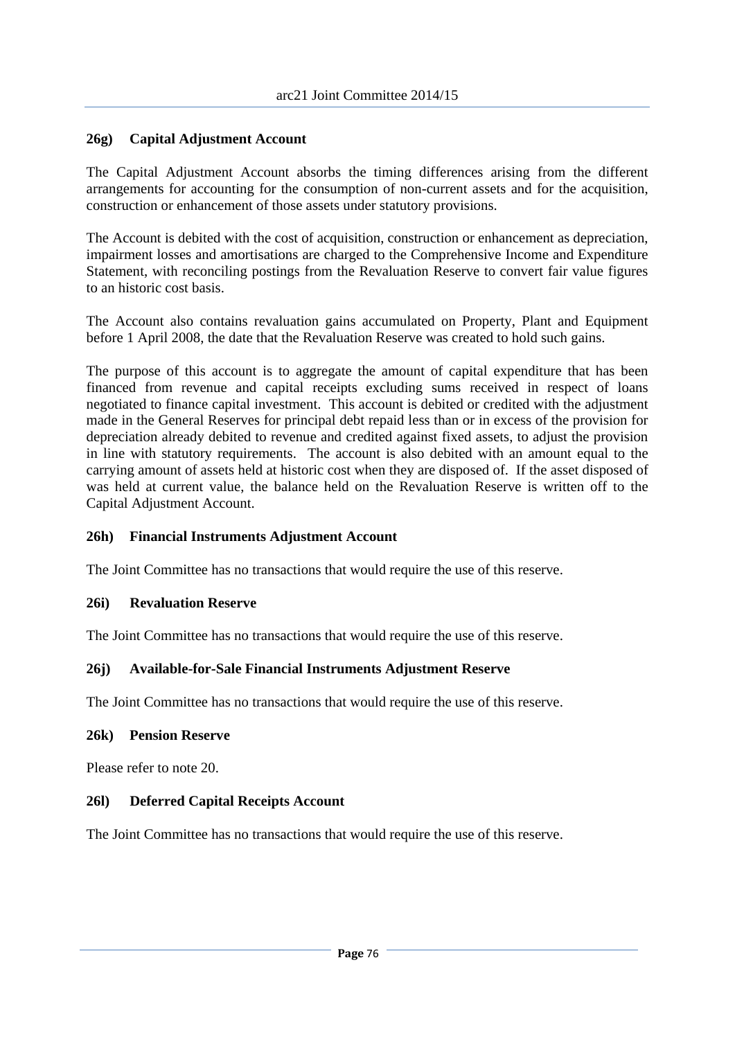### 26g) Capital Adjustment Account

The Capital Adjustment Account absorbs the timing differences arising from the different arrangements for accounting for the consumption of non-current assets and for the acquisition, construction or enhancement of those assets under statutory provisions.

The Account is debited with the cost of acquisition, construction or enhancement as depreciation, impairment losses and amortisations are charged to the Comprehensive Income and Expenditure Statement, with reconciling postings from the Revaluation Reserve to convert fair value figures to an historic cost basis.

The Account also contains revaluation gains accumulated on Property, Plant and Equipment before 1 April 2008, the date that the Revaluation Reserve was created to hold such gains.

The purpose of this account is to aggregate the amount of capital expenditure that has been financed from revenue and capital receipts excluding sums received in respect of loans negotiated to finance capital investment. This account is debited or credited with the adjustment made in the General Reserves for principal debt repaid less than or in excess of the provision for depreciation already debited to revenue and credited against fixed assets, to adjust the provision in line with statutory requirements. The account is also debited with an amount equal to the carrying amount of assets held at historic cost when they are disposed of. If the asset disposed of was held at current value, the balance held on the Revaluation Reserve is written off to the Capital Adjustment Account.

### 26h) Financial Instruments Adjustment Account

The Joint Committee has no transactions that would require the use of this reserve.

### 26i) Revaluation Reserve

The Joint Committee has no transactions that would require the use of this reserve.

### 26j) Available-for-Sale Financial Instruments Adjustment Reserve

The Joint Committee has no transactions that would require the use of this reserve.

### 26k) Pension Reserve

Please refer to note 20.

### 26l) Deferred Capital Receipts Account

The Joint Committee has no transactions that would require the use of this reserve.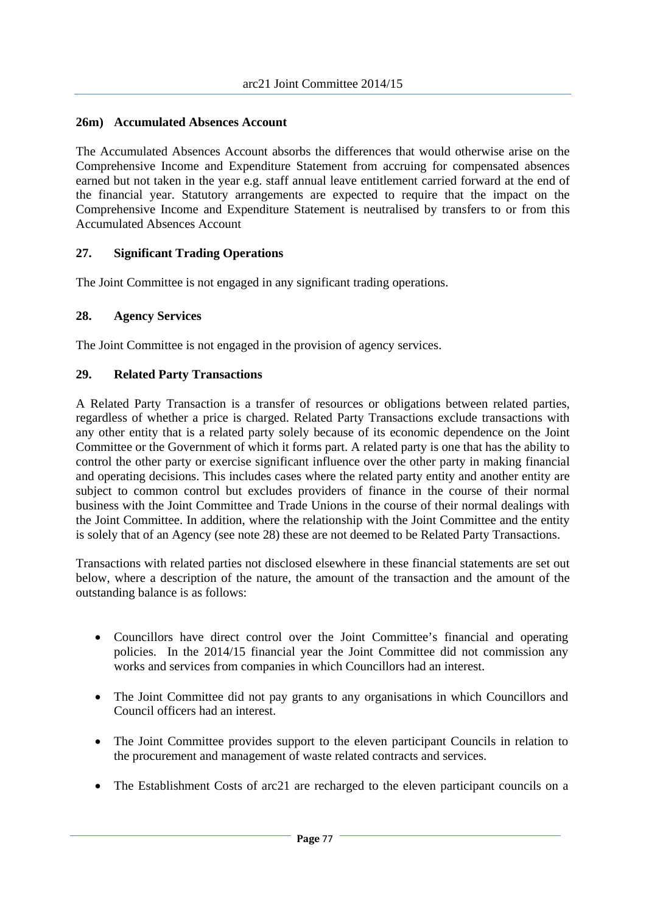### 26m) Accumulated Absences Account

The Accumulated Absences Account absorbs the differences that would otherwise arise on the Comprehensive Income and Expenditure Statement from accruing for compensated absences earned but not taken in the year e.g. staff annual leave entitlement carried forward at the end of the financial year. Statutory arrangements are expected to require that the impact on the Comprehensive Income and Expenditure Statement is neutralised by transfers to or from this Accumulated Absences Account

## 27. Significant Trading Operations

The Joint Committee is not engaged in any significant trading operations.

## 28. Agency Services

The Joint Committee is not engaged in the provision of agency services.

## 29. Related Party Transactions

A Related Party Transaction is a transfer of resources or obligations between related parties, regardless of whether a price is charged. Related Party Transactions exclude transactions with any other entity that is a related party solely because of its economic dependence on the Joint Committee or the Government of which it forms part. A related party is one that has the ability to control the other party or exercise significant influence over the other party in making financial and operating decisions. This includes cases where the related party entity and another entity are subject to common control but excludes providers of finance in the course of their normal business with the Joint Committee and Trade Unions in the course of their normal dealings with the Joint Committee. In addition, where the relationship with the Joint Committee and the entity is solely that of an Agency (see note 28) these are not deemed to be Related Party Transactions.

Transactions with related parties not disclosed elsewhere in these financial statements are set out below, where a description of the nature, the amount of the transaction and the amount of the outstanding balance is as follows:

- Councillors have direct control over the Joint Committee's financial and operating policies. In the 2014/15 financial year the Joint Committee did not commission any works and services from companies in which Councillors had an interest.
- The Joint Committee did not pay grants to any organisations in which Councillors and Council officers had an interest.
- The Joint Committee provides support to the eleven participant Councils in relation to the procurement and management of waste related contracts and services.
- The Establishment Costs of arc21 are recharged to the eleven participant councils on a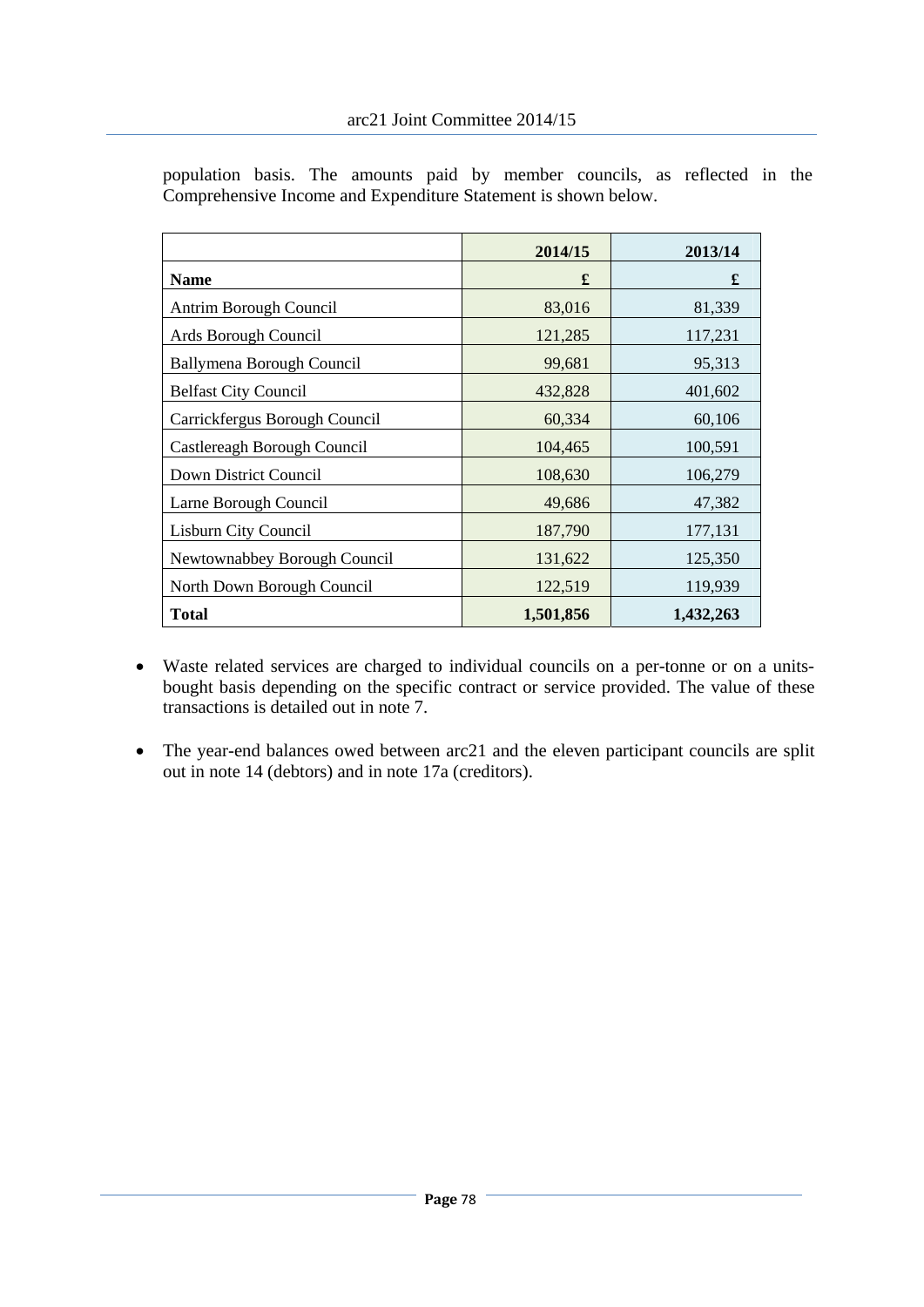population basis. The amounts paid by member councils, as reflected in the Comprehensive Income and Expenditure Statement is shown below.

| | 2014/15 | 2013/14 |
|---|---:|---:|
| **Name** | **£** | **£** |
| Antrim Borough Council | 83,016 | 81,339 |
| Ards Borough Council | 121,285 | 117,231 |
| Ballymena Borough Council | 99,681 | 95,313 |
| Belfast City Council | 432,828 | 401,602 |
| Carrickfergus Borough Council | 60,334 | 60,106 |
| Castlereagh Borough Council | 104,465 | 100,591 |
| Down District Council | 108,630 | 106,279 |
| Larne Borough Council | 49,686 | 47,382 |
| Lisburn City Council | 187,790 | 177,131 |
| Newtownabbey Borough Council | 131,622 | 125,350 |
| North Down Borough Council | 122,519 | 119,939 |
| **Total** | **1,501,856** | **1,432,263** |

- Waste related services are charged to individual councils on a per-tonne or on a units-bought basis depending on the specific contract or service provided. The value of these transactions is detailed out in note 7.

- The year-end balances owed between arc21 and the eleven participant councils are split out in note 14 (debtors) and in note 17a (creditors).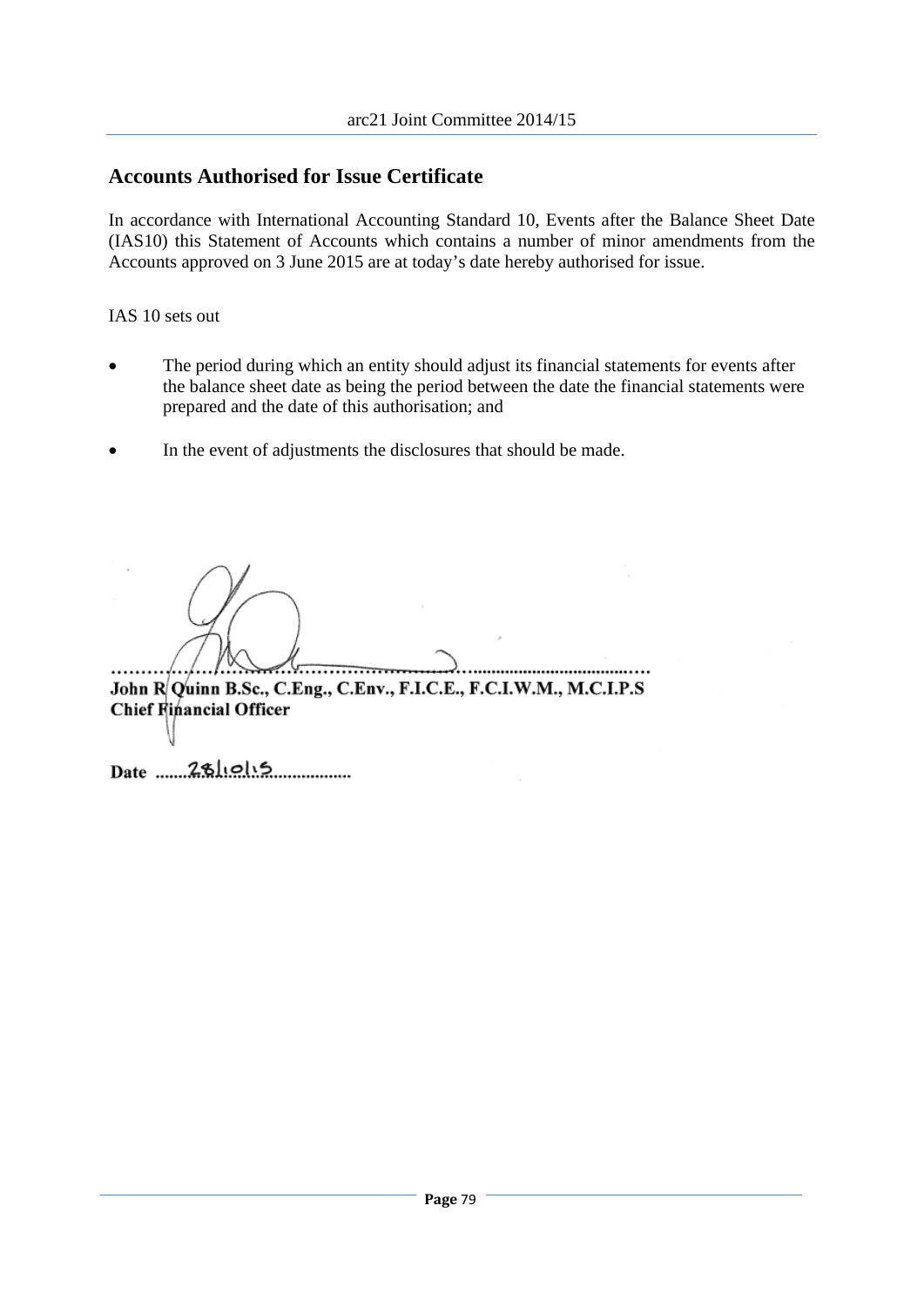## Accounts Authorised for Issue Certificate

In accordance with International Accounting Standard 10, Events after the Balance Sheet Date (IAS10) this Statement of Accounts which contains a number of minor amendments from the Accounts approved on 3 June 2015 are at today's date hereby authorised for issue.

IAS 10 sets out

- The period during which an entity should adjust its financial statements for events after the balance sheet date as being the period between the date the financial statements were prepared and the date of this authorisation; and
- In the event of adjustments the disclosures that should be made.

........................................................................................................

**John R Quinn B.Sc., C.Eng., C.Env., F.I.C.E., F.C.I.W.M., M.C.I.P.S**
**Chief Financial Officer**

**Date** ......28/10/15..................